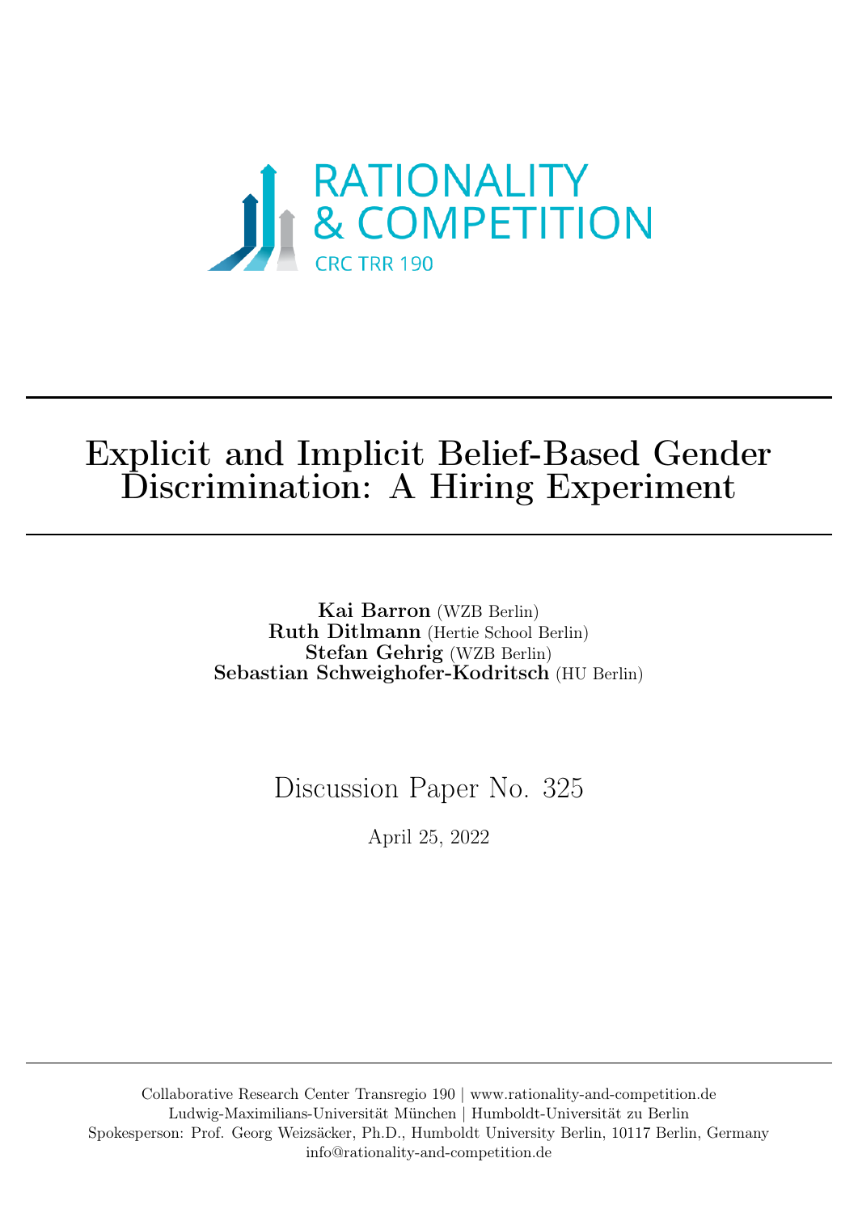RATIONALITY & COMPETITION

CRC TRR 190

# Explicit and Implicit Belief-Based Gender Discrimination: A Hiring Experiment

**Kai Barron** (WZB Berlin)
**Ruth Ditlmann** (Hertie School Berlin)
**Stefan Gehrig** (WZB Berlin)
**Sebastian Schweighofer-Kodritsch** (HU Berlin)

Discussion Paper No. 325

April 25, 2022

Collaborative Research Center Transregio 190 | www.rationality-and-competition.de
Ludwig-Maximilians-Universität München | Humboldt-Universität zu Berlin
Spokesperson: Prof. Georg Weizsäcker, Ph.D., Humboldt University Berlin, 10117 Berlin, Germany
info@rationality-and-competition.de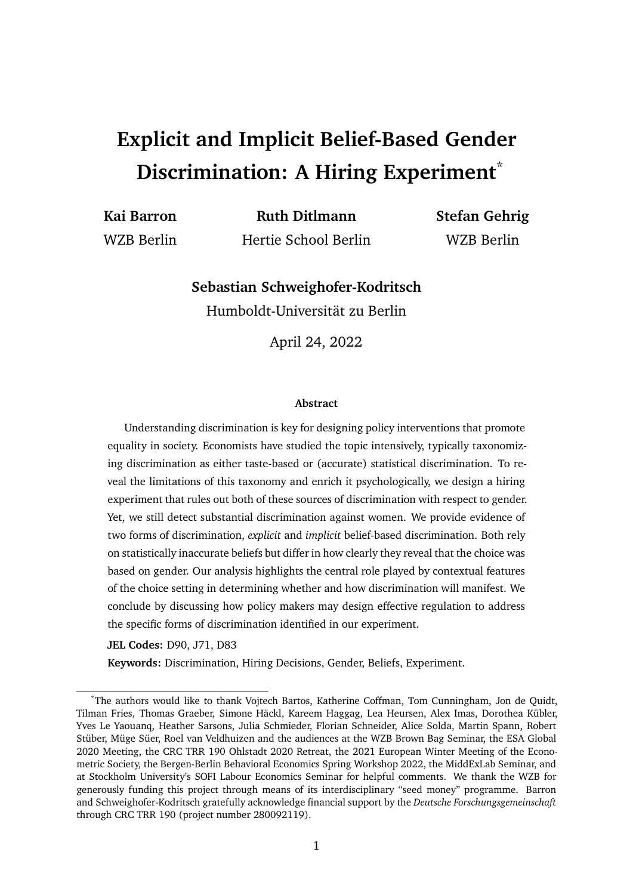# Explicit and Implicit Belief-Based Gender Discrimination: A Hiring Experiment[*]

**Kai Barron**
WZB Berlin

**Ruth Ditlmann**
Hertie School Berlin

**Stefan Gehrig**
WZB Berlin

**Sebastian Schweighofer-Kodritsch**
Humboldt-Universität zu Berlin

April 24, 2022

#### Abstract

Understanding discrimination is key for designing policy interventions that promote equality in society. Economists have studied the topic intensively, typically taxonomizing discrimination as either taste-based or (accurate) statistical discrimination. To reveal the limitations of this taxonomy and enrich it psychologically, we design a hiring experiment that rules out both of these sources of discrimination with respect to gender. Yet, we still detect substantial discrimination against women. We provide evidence of two forms of discrimination, *explicit* and *implicit* belief-based discrimination. Both rely on statistically inaccurate beliefs but differ in how clearly they reveal that the choice was based on gender. Our analysis highlights the central role played by contextual features of the choice setting in determining whether and how discrimination will manifest. We conclude by discussing how policy makers may design effective regulation to address the specific forms of discrimination identified in our experiment.

**JEL Codes:** D90, J71, D83

**Keywords:** Discrimination, Hiring Decisions, Gender, Beliefs, Experiment.

[*] The authors would like to thank Vojtech Bartos, Katherine Coffman, Tom Cunningham, Jon de Quidt, Tilman Fries, Thomas Graeber, Simone Häckl, Kareem Haggag, Lea Heursen, Alex Imas, Dorothea Kübler, Yves Le Yaouanq, Heather Sarsons, Julia Schmieder, Florian Schneider, Alice Solda, Martin Spann, Robert Stüber, Müge Süer, Roel van Veldhuizen and the audiences at the WZB Brown Bag Seminar, the ESA Global 2020 Meeting, the CRC TRR 190 Ohlstadt 2020 Retreat, the 2021 European Winter Meeting of the Econometric Society, the Bergen-Berlin Behavioral Economics Spring Workshop 2022, the MiddExLab Seminar, and at Stockholm University's SOFI Labour Economics Seminar for helpful comments. We thank the WZB for generously funding this project through means of its interdisciplinary "seed money" programme. Barron and Schweighofer-Kodritsch gratefully acknowledge financial support by the *Deutsche Forschungsgemeinschaft* through CRC TRR 190 (project number 280092119).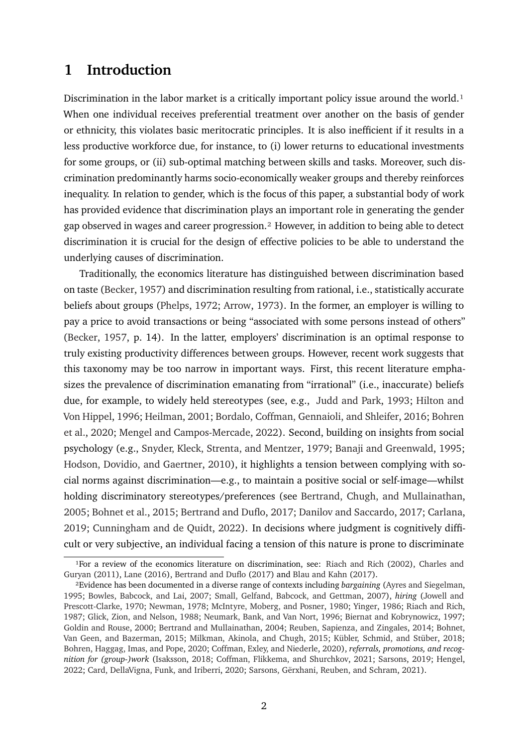# 1 Introduction

Discrimination in the labor market is a critically important policy issue around the world.[1] When one individual receives preferential treatment over another on the basis of gender or ethnicity, this violates basic meritocratic principles. It is also inefficient if it results in a less productive workforce due, for instance, to (i) lower returns to educational investments for some groups, or (ii) sub-optimal matching between skills and tasks. Moreover, such discrimination predominantly harms socio-economically weaker groups and thereby reinforces inequality. In relation to gender, which is the focus of this paper, a substantial body of work has provided evidence that discrimination plays an important role in generating the gender gap observed in wages and career progression.[2] However, in addition to being able to detect discrimination it is crucial for the design of effective policies to be able to understand the underlying causes of discrimination.

Traditionally, the economics literature has distinguished between discrimination based on taste (Becker, 1957) and discrimination resulting from rational, i.e., statistically accurate beliefs about groups (Phelps, 1972; Arrow, 1973). In the former, an employer is willing to pay a price to avoid transactions or being "associated with some persons instead of others" (Becker, 1957, p. 14). In the latter, employers' discrimination is an optimal response to truly existing productivity differences between groups. However, recent work suggests that this taxonomy may be too narrow in important ways. First, this recent literature emphasizes the prevalence of discrimination emanating from "irrational" (i.e., inaccurate) beliefs due, for example, to widely held stereotypes (see, e.g., Judd and Park, 1993; Hilton and Von Hippel, 1996; Heilman, 2001; Bordalo, Coffman, Gennaioli, and Shleifer, 2016; Bohren et al., 2020; Mengel and Campos-Mercade, 2022). Second, building on insights from social psychology (e.g., Snyder, Kleck, Strenta, and Mentzer, 1979; Banaji and Greenwald, 1995; Hodson, Dovidio, and Gaertner, 2010), it highlights a tension between complying with social norms against discrimination—e.g., to maintain a positive social or self-image—whilst holding discriminatory stereotypes/preferences (see Bertrand, Chugh, and Mullainathan, 2005; Bohnet et al., 2015; Bertrand and Duflo, 2017; Danilov and Saccardo, 2017; Carlana, 2019; Cunningham and de Quidt, 2022). In decisions where judgment is cognitively difficult or very subjective, an individual facing a tension of this nature is prone to discriminate

[1] For a review of the economics literature on discrimination, see: Riach and Rich (2002), Charles and Guryan (2011), Lane (2016), Bertrand and Duflo (2017) and Blau and Kahn (2017).

[2] Evidence has been documented in a diverse range of contexts including *bargaining* (Ayres and Siegelman, 1995; Bowles, Babcock, and Lai, 2007; Small, Gelfand, Babcock, and Gettman, 2007), *hiring* (Jowell and Prescott-Clarke, 1970; Newman, 1978; McIntyre, Moberg, and Posner, 1980; Yinger, 1986; Riach and Rich, 1987; Glick, Zion, and Nelson, 1988; Neumark, Bank, and Van Nort, 1996; Biernat and Kobrynowicz, 1997; Goldin and Rouse, 2000; Bertrand and Mullainathan, 2004; Reuben, Sapienza, and Zingales, 2014; Bohnet, Van Geen, and Bazerman, 2015; Milkman, Akinola, and Chugh, 2015; Kübler, Schmid, and Stüber, 2018; Bohren, Haggag, Imas, and Pope, 2020; Coffman, Exley, and Niederle, 2020), *referrals, promotions, and recognition for (group-)work* (Isaksson, 2018; Coffman, Flikkema, and Shurchkov, 2021; Sarsons, 2019; Hengel, 2022; Card, DellaVigna, Funk, and Iriberri, 2020; Sarsons, Gërxhani, Reuben, and Schram, 2021).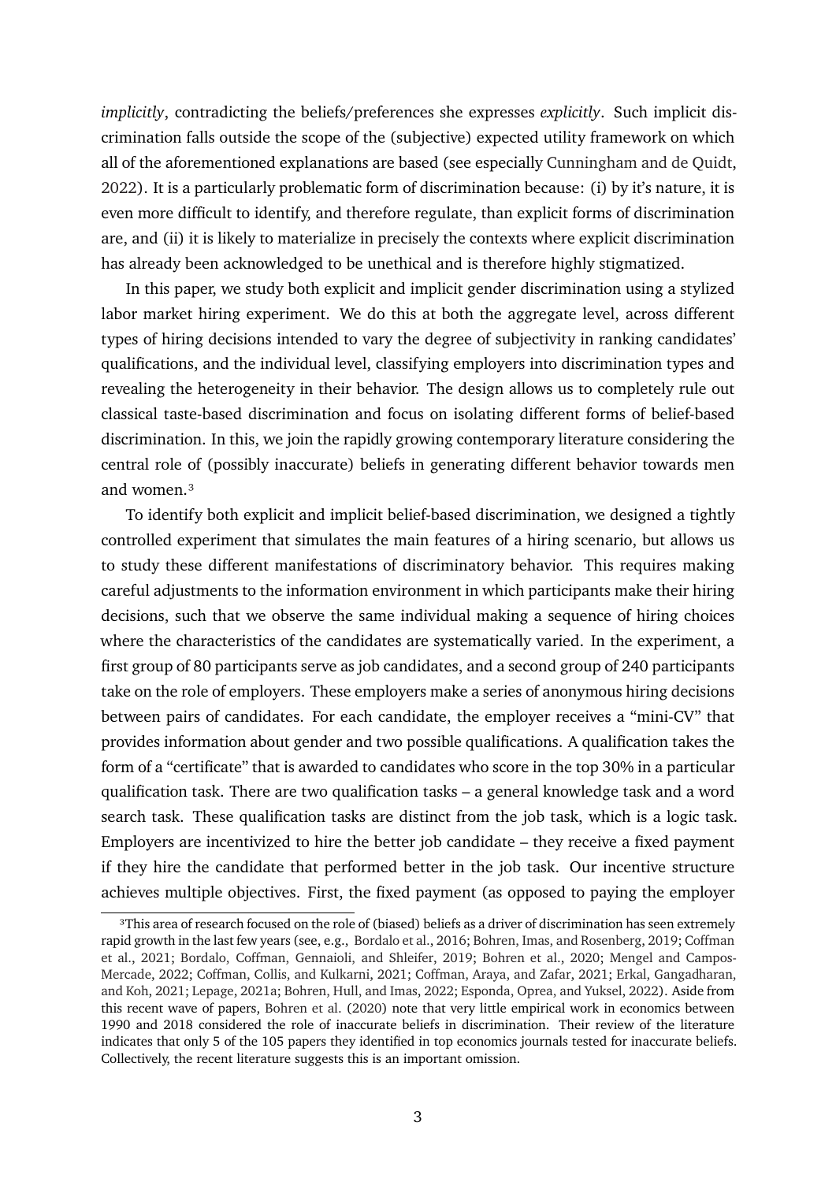*implicitly*, contradicting the beliefs/preferences she expresses *explicitly*. Such implicit discrimination falls outside the scope of the (subjective) expected utility framework on which all of the aforementioned explanations are based (see especially Cunningham and de Quidt, 2022). It is a particularly problematic form of discrimination because: (i) by it's nature, it is even more difficult to identify, and therefore regulate, than explicit forms of discrimination are, and (ii) it is likely to materialize in precisely the contexts where explicit discrimination has already been acknowledged to be unethical and is therefore highly stigmatized.

In this paper, we study both explicit and implicit gender discrimination using a stylized labor market hiring experiment. We do this at both the aggregate level, across different types of hiring decisions intended to vary the degree of subjectivity in ranking candidates' qualifications, and the individual level, classifying employers into discrimination types and revealing the heterogeneity in their behavior. The design allows us to completely rule out classical taste-based discrimination and focus on isolating different forms of belief-based discrimination. In this, we join the rapidly growing contemporary literature considering the central role of (possibly inaccurate) beliefs in generating different behavior towards men and women.[3]

To identify both explicit and implicit belief-based discrimination, we designed a tightly controlled experiment that simulates the main features of a hiring scenario, but allows us to study these different manifestations of discriminatory behavior. This requires making careful adjustments to the information environment in which participants make their hiring decisions, such that we observe the same individual making a sequence of hiring choices where the characteristics of the candidates are systematically varied. In the experiment, a first group of 80 participants serve as job candidates, and a second group of 240 participants take on the role of employers. These employers make a series of anonymous hiring decisions between pairs of candidates. For each candidate, the employer receives a "mini-CV" that provides information about gender and two possible qualifications. A qualification takes the form of a "certificate" that is awarded to candidates who score in the top 30% in a particular qualification task. There are two qualification tasks – a general knowledge task and a word search task. These qualification tasks are distinct from the job task, which is a logic task. Employers are incentivized to hire the better job candidate – they receive a fixed payment if they hire the candidate that performed better in the job task. Our incentive structure achieves multiple objectives. First, the fixed payment (as opposed to paying the employer

[3] This area of research focused on the role of (biased) beliefs as a driver of discrimination has seen extremely rapid growth in the last few years (see, e.g., Bordalo et al., 2016; Bohren, Imas, and Rosenberg, 2019; Coffman et al., 2021; Bordalo, Coffman, Gennaioli, and Shleifer, 2019; Bohren et al., 2020; Mengel and Campos-Mercade, 2022; Coffman, Collis, and Kulkarni, 2021; Coffman, Araya, and Zafar, 2021; Erkal, Gangadharan, and Koh, 2021; Lepage, 2021a; Bohren, Hull, and Imas, 2022; Esponda, Oprea, and Yuksel, 2022). Aside from this recent wave of papers, Bohren et al. (2020) note that very little empirical work in economics between 1990 and 2018 considered the role of inaccurate beliefs in discrimination. Their review of the literature indicates that only 5 of the 105 papers they identified in top economics journals tested for inaccurate beliefs. Collectively, the recent literature suggests this is an important omission.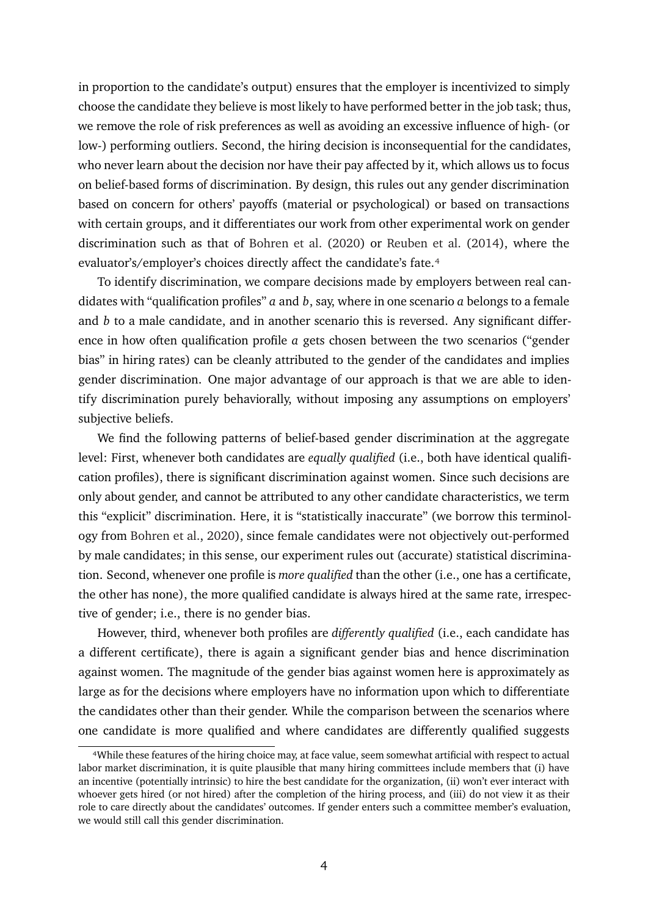in proportion to the candidate's output) ensures that the employer is incentivized to simply choose the candidate they believe is most likely to have performed better in the job task; thus, we remove the role of risk preferences as well as avoiding an excessive influence of high- (or low-) performing outliers. Second, the hiring decision is inconsequential for the candidates, who never learn about the decision nor have their pay affected by it, which allows us to focus on belief-based forms of discrimination. By design, this rules out any gender discrimination based on concern for others' payoffs (material or psychological) or based on transactions with certain groups, and it differentiates our work from other experimental work on gender discrimination such as that of Bohren et al. (2020) or Reuben et al. (2014), where the evaluator's/employer's choices directly affect the candidate's fate.[4]

To identify discrimination, we compare decisions made by employers between real candidates with "qualification profiles" $a$ and $b$, say, where in one scenario $a$ belongs to a female and $b$ to a male candidate, and in another scenario this is reversed. Any significant difference in how often qualification profile $a$ gets chosen between the two scenarios ("gender bias" in hiring rates) can be cleanly attributed to the gender of the candidates and implies gender discrimination. One major advantage of our approach is that we are able to identify discrimination purely behaviorally, without imposing any assumptions on employers' subjective beliefs.

We find the following patterns of belief-based gender discrimination at the aggregate level: First, whenever both candidates are *equally qualified* (i.e., both have identical qualification profiles), there is significant discrimination against women. Since such decisions are only about gender, and cannot be attributed to any other candidate characteristics, we term this "explicit" discrimination. Here, it is "statistically inaccurate" (we borrow this terminology from Bohren et al., 2020), since female candidates were not objectively out-performed by male candidates; in this sense, our experiment rules out (accurate) statistical discrimination. Second, whenever one profile is *more qualified* than the other (i.e., one has a certificate, the other has none), the more qualified candidate is always hired at the same rate, irrespective of gender; i.e., there is no gender bias.

However, third, whenever both profiles are *differently qualified* (i.e., each candidate has a different certificate), there is again a significant gender bias and hence discrimination against women. The magnitude of the gender bias against women here is approximately as large as for the decisions where employers have no information upon which to differentiate the candidates other than their gender. While the comparison between the scenarios where one candidate is more qualified and where candidates are differently qualified suggests

[4] While these features of the hiring choice may, at face value, seem somewhat artificial with respect to actual labor market discrimination, it is quite plausible that many hiring committees include members that (i) have an incentive (potentially intrinsic) to hire the best candidate for the organization, (ii) won't ever interact with whoever gets hired (or not hired) after the completion of the hiring process, and (iii) do not view it as their role to care directly about the candidates' outcomes. If gender enters such a committee member's evaluation, we would still call this gender discrimination.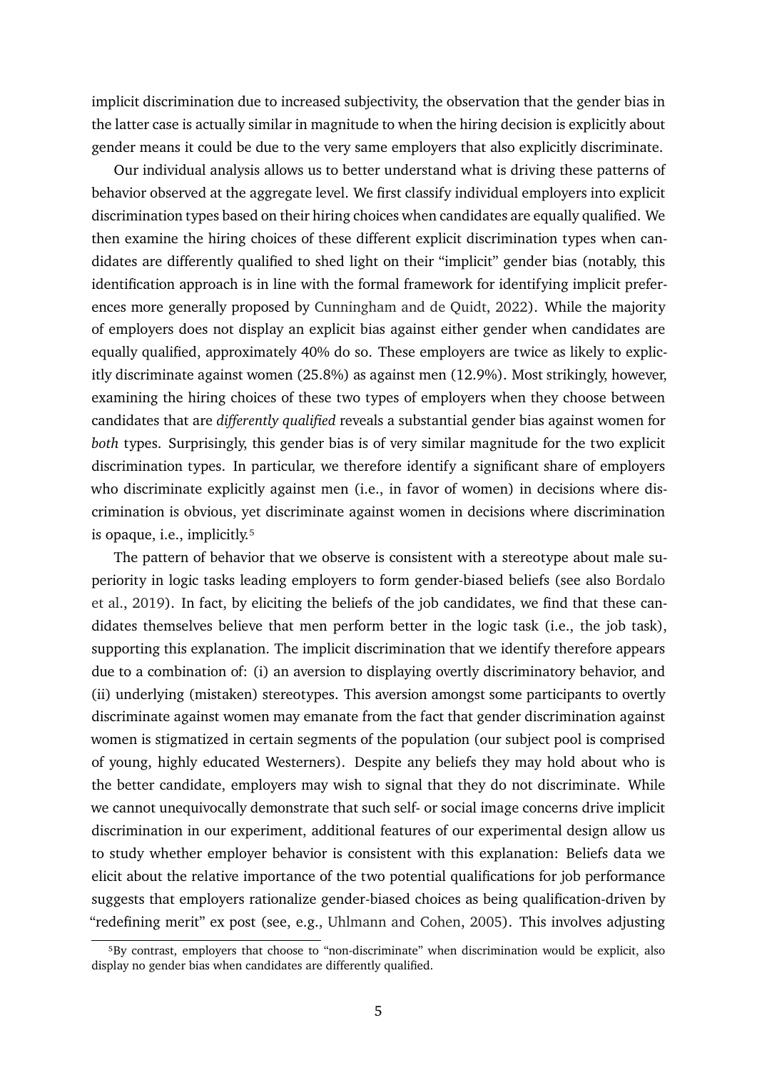implicit discrimination due to increased subjectivity, the observation that the gender bias in the latter case is actually similar in magnitude to when the hiring decision is explicitly about gender means it could be due to the very same employers that also explicitly discriminate.

Our individual analysis allows us to better understand what is driving these patterns of behavior observed at the aggregate level. We first classify individual employers into explicit discrimination types based on their hiring choices when candidates are equally qualified. We then examine the hiring choices of these different explicit discrimination types when candidates are differently qualified to shed light on their "implicit" gender bias (notably, this identification approach is in line with the formal framework for identifying implicit preferences more generally proposed by Cunningham and de Quidt, 2022). While the majority of employers does not display an explicit bias against either gender when candidates are equally qualified, approximately 40% do so. These employers are twice as likely to explicitly discriminate against women (25.8%) as against men (12.9%). Most strikingly, however, examining the hiring choices of these two types of employers when they choose between candidates that are *differently qualified* reveals a substantial gender bias against women for *both* types. Surprisingly, this gender bias is of very similar magnitude for the two explicit discrimination types. In particular, we therefore identify a significant share of employers who discriminate explicitly against men (i.e., in favor of women) in decisions where discrimination is obvious, yet discriminate against women in decisions where discrimination is opaque, i.e., implicitly.[5]

The pattern of behavior that we observe is consistent with a stereotype about male superiority in logic tasks leading employers to form gender-biased beliefs (see also Bordalo et al., 2019). In fact, by eliciting the beliefs of the job candidates, we find that these candidates themselves believe that men perform better in the logic task (i.e., the job task), supporting this explanation. The implicit discrimination that we identify therefore appears due to a combination of: (i) an aversion to displaying overtly discriminatory behavior, and (ii) underlying (mistaken) stereotypes. This aversion amongst some participants to overtly discriminate against women may emanate from the fact that gender discrimination against women is stigmatized in certain segments of the population (our subject pool is comprised of young, highly educated Westerners). Despite any beliefs they may hold about who is the better candidate, employers may wish to signal that they do not discriminate. While we cannot unequivocally demonstrate that such self- or social image concerns drive implicit discrimination in our experiment, additional features of our experimental design allow us to study whether employer behavior is consistent with this explanation: Beliefs data we elicit about the relative importance of the two potential qualifications for job performance suggests that employers rationalize gender-biased choices as being qualification-driven by "redefining merit" ex post (see, e.g., Uhlmann and Cohen, 2005). This involves adjusting

[5] By contrast, employers that choose to "non-discriminate" when discrimination would be explicit, also display no gender bias when candidates are differently qualified.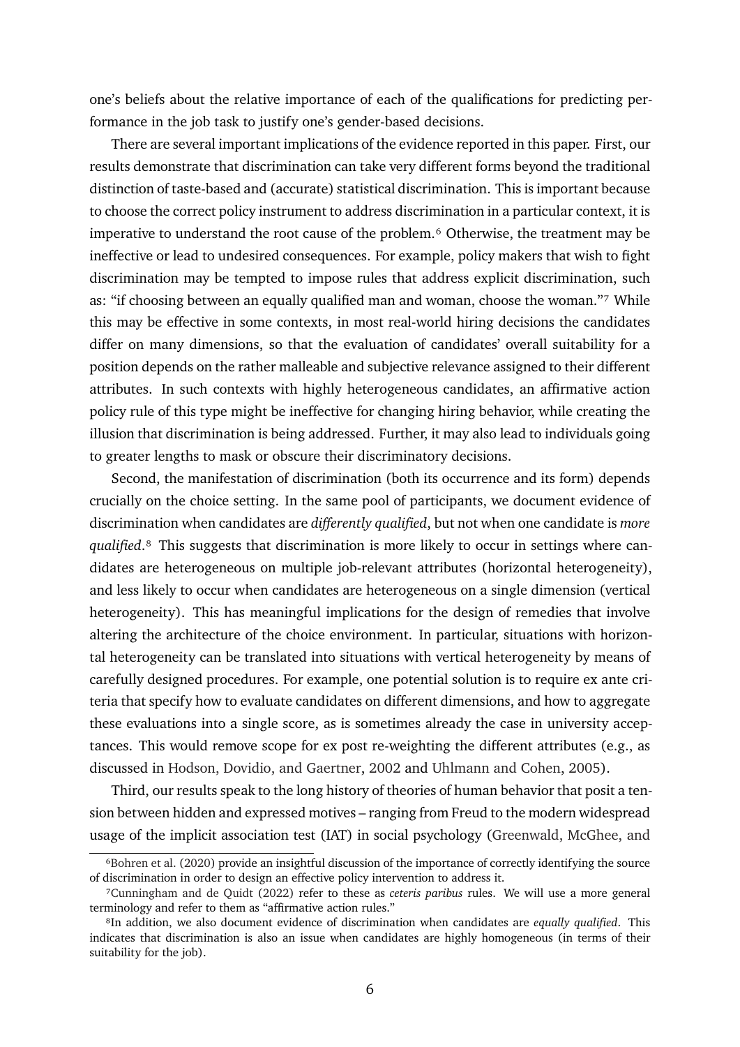one's beliefs about the relative importance of each of the qualifications for predicting performance in the job task to justify one's gender-based decisions.

There are several important implications of the evidence reported in this paper. First, our results demonstrate that discrimination can take very different forms beyond the traditional distinction of taste-based and (accurate) statistical discrimination. This is important because to choose the correct policy instrument to address discrimination in a particular context, it is imperative to understand the root cause of the problem.[6] Otherwise, the treatment may be ineffective or lead to undesired consequences. For example, policy makers that wish to fight discrimination may be tempted to impose rules that address explicit discrimination, such as: "if choosing between an equally qualified man and woman, choose the woman."[7] While this may be effective in some contexts, in most real-world hiring decisions the candidates differ on many dimensions, so that the evaluation of candidates' overall suitability for a position depends on the rather malleable and subjective relevance assigned to their different attributes. In such contexts with highly heterogeneous candidates, an affirmative action policy rule of this type might be ineffective for changing hiring behavior, while creating the illusion that discrimination is being addressed. Further, it may also lead to individuals going to greater lengths to mask or obscure their discriminatory decisions.

Second, the manifestation of discrimination (both its occurrence and its form) depends crucially on the choice setting. In the same pool of participants, we document evidence of discrimination when candidates are *differently qualified*, but not when one candidate is *more qualified*.[8] This suggests that discrimination is more likely to occur in settings where candidates are heterogeneous on multiple job-relevant attributes (horizontal heterogeneity), and less likely to occur when candidates are heterogeneous on a single dimension (vertical heterogeneity). This has meaningful implications for the design of remedies that involve altering the architecture of the choice environment. In particular, situations with horizontal heterogeneity can be translated into situations with vertical heterogeneity by means of carefully designed procedures. For example, one potential solution is to require ex ante criteria that specify how to evaluate candidates on different dimensions, and how to aggregate these evaluations into a single score, as is sometimes already the case in university acceptances. This would remove scope for ex post re-weighting the different attributes (e.g., as discussed in Hodson, Dovidio, and Gaertner, 2002 and Uhlmann and Cohen, 2005).

Third, our results speak to the long history of theories of human behavior that posit a tension between hidden and expressed motives – ranging from Freud to the modern widespread usage of the implicit association test (IAT) in social psychology (Greenwald, McGhee, and

---

[6] Bohren et al. (2020) provide an insightful discussion of the importance of correctly identifying the source of discrimination in order to design an effective policy intervention to address it.

[7] Cunningham and de Quidt (2022) refer to these as *ceteris paribus* rules. We will use a more general terminology and refer to them as "affirmative action rules."

[8] In addition, we also document evidence of discrimination when candidates are *equally qualified*. This indicates that discrimination is also an issue when candidates are highly homogeneous (in terms of their suitability for the job).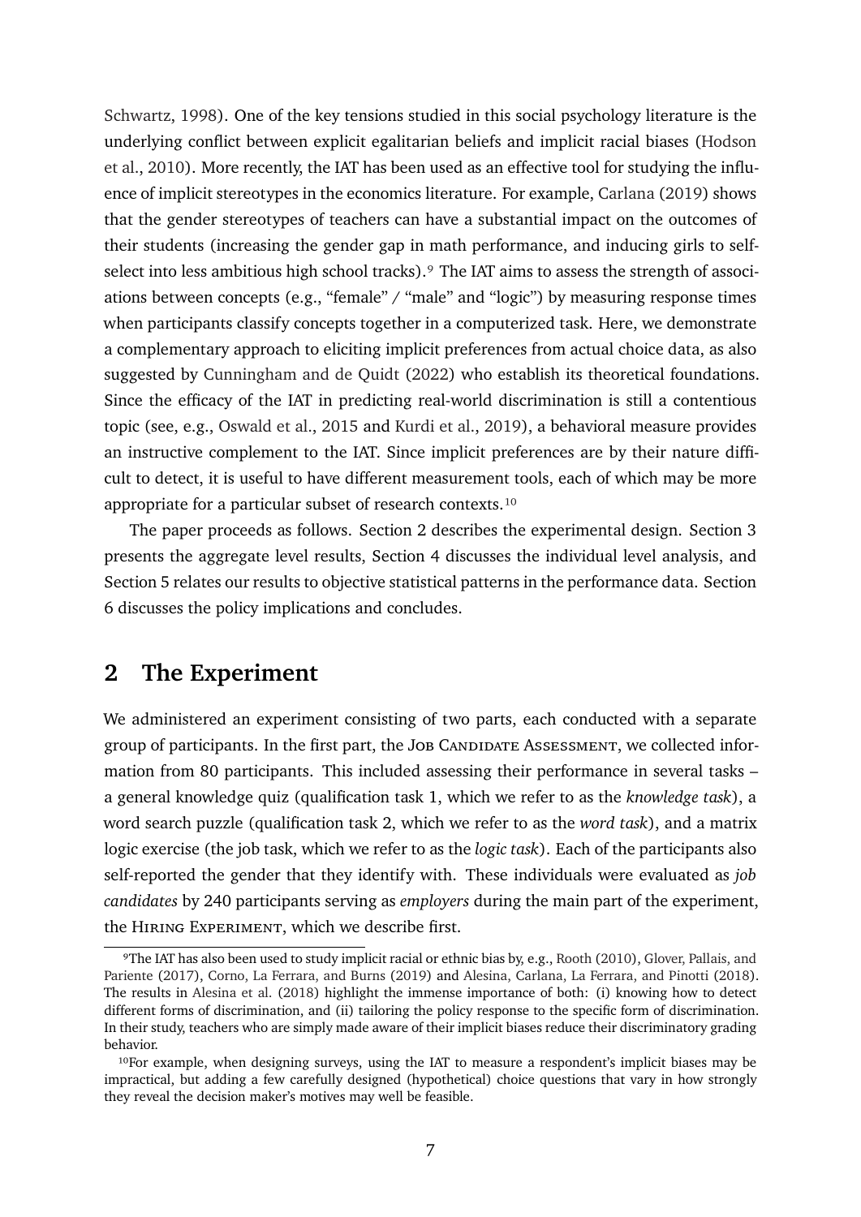Schwartz, 1998). One of the key tensions studied in this social psychology literature is the underlying conflict between explicit egalitarian beliefs and implicit racial biases (Hodson et al., 2010). More recently, the IAT has been used as an effective tool for studying the influence of implicit stereotypes in the economics literature. For example, Carlana (2019) shows that the gender stereotypes of teachers can have a substantial impact on the outcomes of their students (increasing the gender gap in math performance, and inducing girls to self-select into less ambitious high school tracks).[9] The IAT aims to assess the strength of associations between concepts (e.g., "female" / "male" and "logic") by measuring response times when participants classify concepts together in a computerized task. Here, we demonstrate a complementary approach to eliciting implicit preferences from actual choice data, as also suggested by Cunningham and de Quidt (2022) who establish its theoretical foundations. Since the efficacy of the IAT in predicting real-world discrimination is still a contentious topic (see, e.g., Oswald et al., 2015 and Kurdi et al., 2019), a behavioral measure provides an instructive complement to the IAT. Since implicit preferences are by their nature difficult to detect, it is useful to have different measurement tools, each of which may be more appropriate for a particular subset of research contexts.[10]

The paper proceeds as follows. Section 2 describes the experimental design. Section 3 presents the aggregate level results, Section 4 discusses the individual level analysis, and Section 5 relates our results to objective statistical patterns in the performance data. Section 6 discusses the policy implications and concludes.

## 2 The Experiment

We administered an experiment consisting of two parts, each conducted with a separate group of participants. In the first part, the Job Candidate Assessment, we collected information from 80 participants. This included assessing their performance in several tasks – a general knowledge quiz (qualification task 1, which we refer to as the *knowledge task*), a word search puzzle (qualification task 2, which we refer to as the *word task*), and a matrix logic exercise (the job task, which we refer to as the *logic task*). Each of the participants also self-reported the gender that they identify with. These individuals were evaluated as *job candidates* by 240 participants serving as *employers* during the main part of the experiment, the Hiring Experiment, which we describe first.

[9] The IAT has also been used to study implicit racial or ethnic bias by, e.g., Rooth (2010), Glover, Pallais, and Pariente (2017), Corno, La Ferrara, and Burns (2019) and Alesina, Carlana, La Ferrara, and Pinotti (2018). The results in Alesina et al. (2018) highlight the immense importance of both: (i) knowing how to detect different forms of discrimination, and (ii) tailoring the policy response to the specific form of discrimination. In their study, teachers who are simply made aware of their implicit biases reduce their discriminatory grading behavior.

[10] For example, when designing surveys, using the IAT to measure a respondent's implicit biases may be impractical, but adding a few carefully designed (hypothetical) choice questions that vary in how strongly they reveal the decision maker's motives may well be feasible.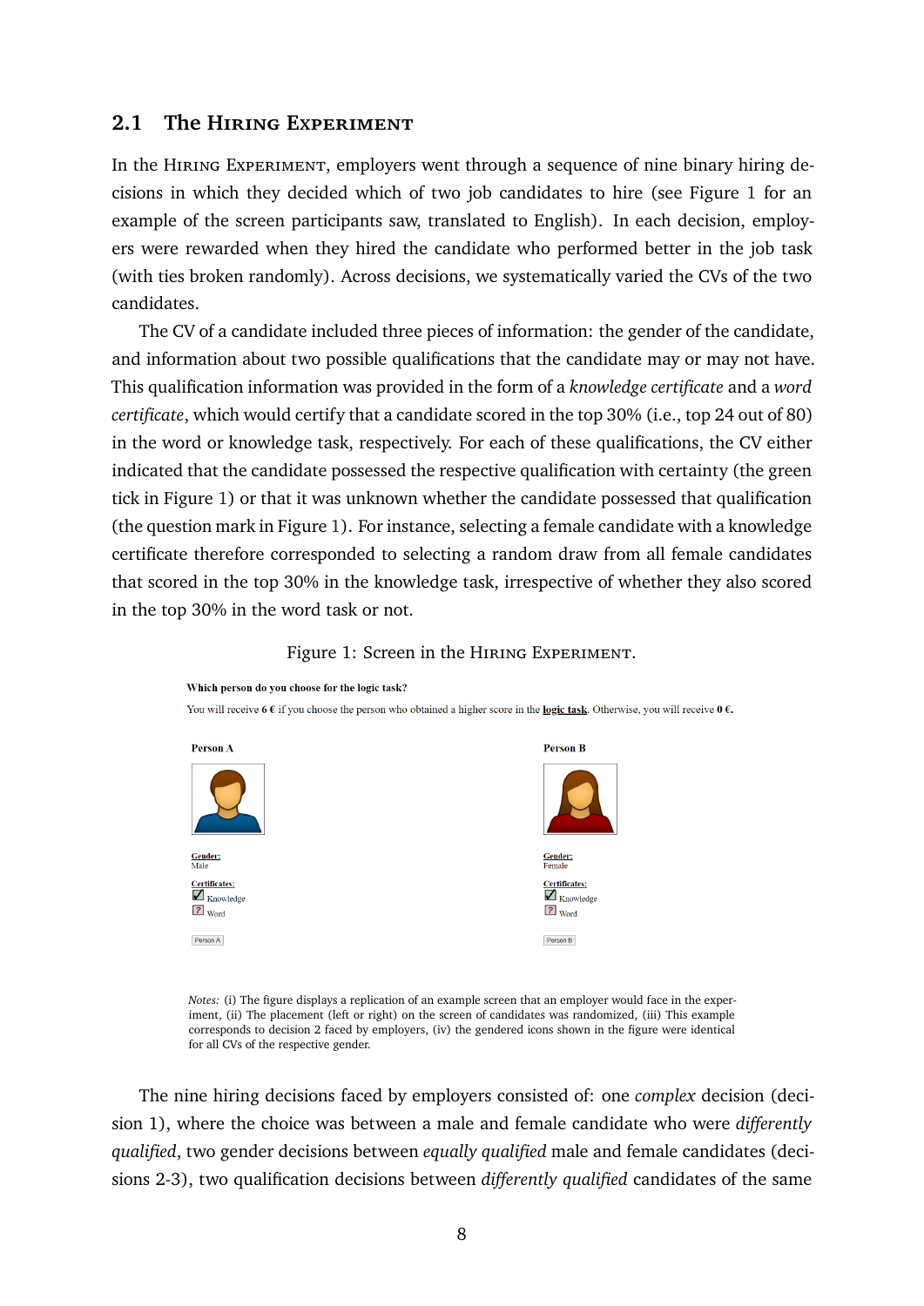### 2.1 The Hiring Experiment

In the Hiring Experiment, employers went through a sequence of nine binary hiring decisions in which they decided which of two job candidates to hire (see Figure 1 for an example of the screen participants saw, translated to English). In each decision, employers were rewarded when they hired the candidate who performed better in the job task (with ties broken randomly). Across decisions, we systematically varied the CVs of the two candidates.

The CV of a candidate included three pieces of information: the gender of the candidate, and information about two possible qualifications that the candidate may or may not have. This qualification information was provided in the form of a *knowledge certificate* and a *word certificate*, which would certify that a candidate scored in the top 30% (i.e., top 24 out of 80) in the word or knowledge task, respectively. For each of these qualifications, the CV either indicated that the candidate possessed the respective qualification with certainty (the green tick in Figure 1) or that it was unknown whether the candidate possessed that qualification (the question mark in Figure 1). For instance, selecting a female candidate with a knowledge certificate therefore corresponded to selecting a random draw from all female candidates that scored in the top 30% in the knowledge task, irrespective of whether they also scored in the top 30% in the word task or not.

Figure 1: Screen in the Hiring Experiment.

**Which person do you choose for the logic task?**

You will receive **6 €** if you choose the person who obtained a higher score in the **logic task**. Otherwise, you will receive **0 €**.

| **Person A** | **Person B** |
| --- | --- |
| **Gender:** Male | **Gender:** Female |
| **Certificates:** ☑ Knowledge, ? Word | **Certificates:** ☑ Knowledge, ? Word |
| Person A | Person B |

*Notes:* (i) The figure displays a replication of an example screen that an employer would face in the experiment, (ii) The placement (left or right) on the screen of candidates was randomized, (iii) This example corresponds to decision 2 faced by employers, (iv) the gendered icons shown in the figure were identical for all CVs of the respective gender.

The nine hiring decisions faced by employers consisted of: one *complex* decision (decision 1), where the choice was between a male and female candidate who were *differently qualified*, two gender decisions between *equally qualified* male and female candidates (decisions 2-3), two qualification decisions between *differently qualified* candidates of the same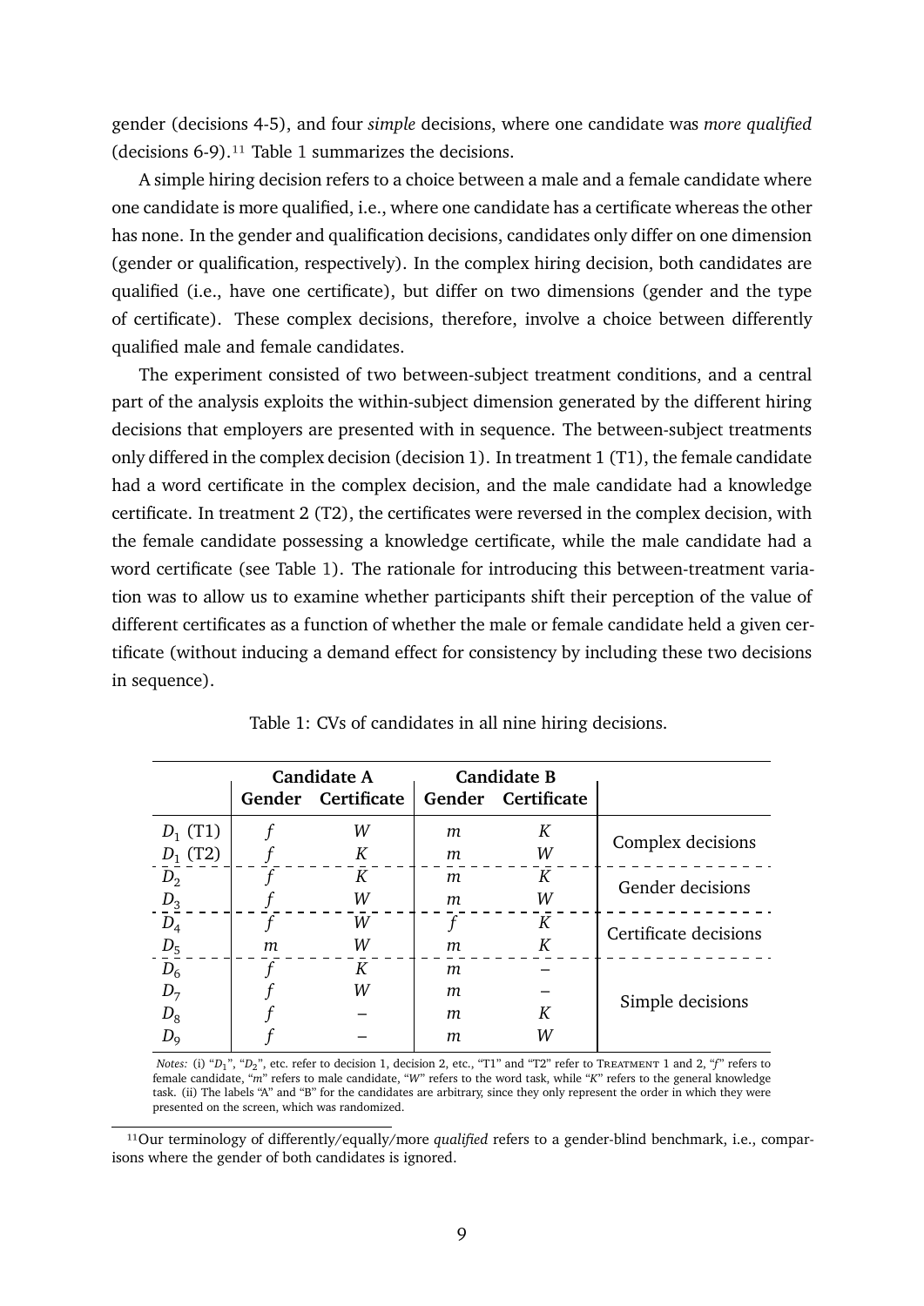gender (decisions 4-5), and four *simple* decisions, where one candidate was *more qualified* (decisions 6-9).[11] Table 1 summarizes the decisions.

A simple hiring decision refers to a choice between a male and a female candidate where one candidate is more qualified, i.e., where one candidate has a certificate whereas the other has none. In the gender and qualification decisions, candidates only differ on one dimension (gender or qualification, respectively). In the complex hiring decision, both candidates are qualified (i.e., have one certificate), but differ on two dimensions (gender and the type of certificate). These complex decisions, therefore, involve a choice between differently qualified male and female candidates.

The experiment consisted of two between-subject treatment conditions, and a central part of the analysis exploits the within-subject dimension generated by the different hiring decisions that employers are presented with in sequence. The between-subject treatments only differed in the complex decision (decision 1). In treatment 1 (T1), the female candidate had a word certificate in the complex decision, and the male candidate had a knowledge certificate. In treatment 2 (T2), the certificates were reversed in the complex decision, with the female candidate possessing a knowledge certificate, while the male candidate had a word certificate (see Table 1). The rationale for introducing this between-treatment variation was to allow us to examine whether participants shift their perception of the value of different certificates as a function of whether the male or female candidate held a given certificate (without inducing a demand effect for consistency by including these two decisions in sequence).

Table 1: CVs of candidates in all nine hiring decisions.

| | Candidate A | | Candidate B | | |
|---|---|---|---|---|---|
| | **Gender** | **Certificate** | **Gender** | **Certificate** | |
| $D_1$ (T1) | $f$ | $W$ | $m$ | $K$ | Complex decisions |
| $D_1$ (T2) | $f$ | $K$ | $m$ | $W$ | |
| $D_2$ | $f$ | $K$ | $m$ | $K$ | Gender decisions |
| $D_3$ | $f$ | $W$ | $m$ | $W$ | |
| $D_4$ | $f$ | $W$ | $f$ | $K$ | Certificate decisions |
| $D_5$ | $m$ | $W$ | $m$ | $K$ | |
| $D_6$ | $f$ | $K$ | $m$ | – | Simple decisions |
| $D_7$ | $f$ | $W$ | $m$ | – | |
| $D_8$ | $f$ | – | $m$ | $K$ | |
| $D_9$ | $f$ | – | $m$ | $W$ | |

*Notes:* (i) "$D_1$", "$D_2$", etc. refer to decision 1, decision 2, etc., "T1" and "T2" refer to TREATMENT 1 and 2, "$f$" refers to female candidate, "$m$" refers to male candidate, "$W$" refers to the word task, while "$K$" refers to the general knowledge task. (ii) The labels "A" and "B" for the candidates are arbitrary, since they only represent the order in which they were presented on the screen, which was randomized.

[11] Our terminology of differently/equally/more *qualified* refers to a gender-blind benchmark, i.e., comparisons where the gender of both candidates is ignored.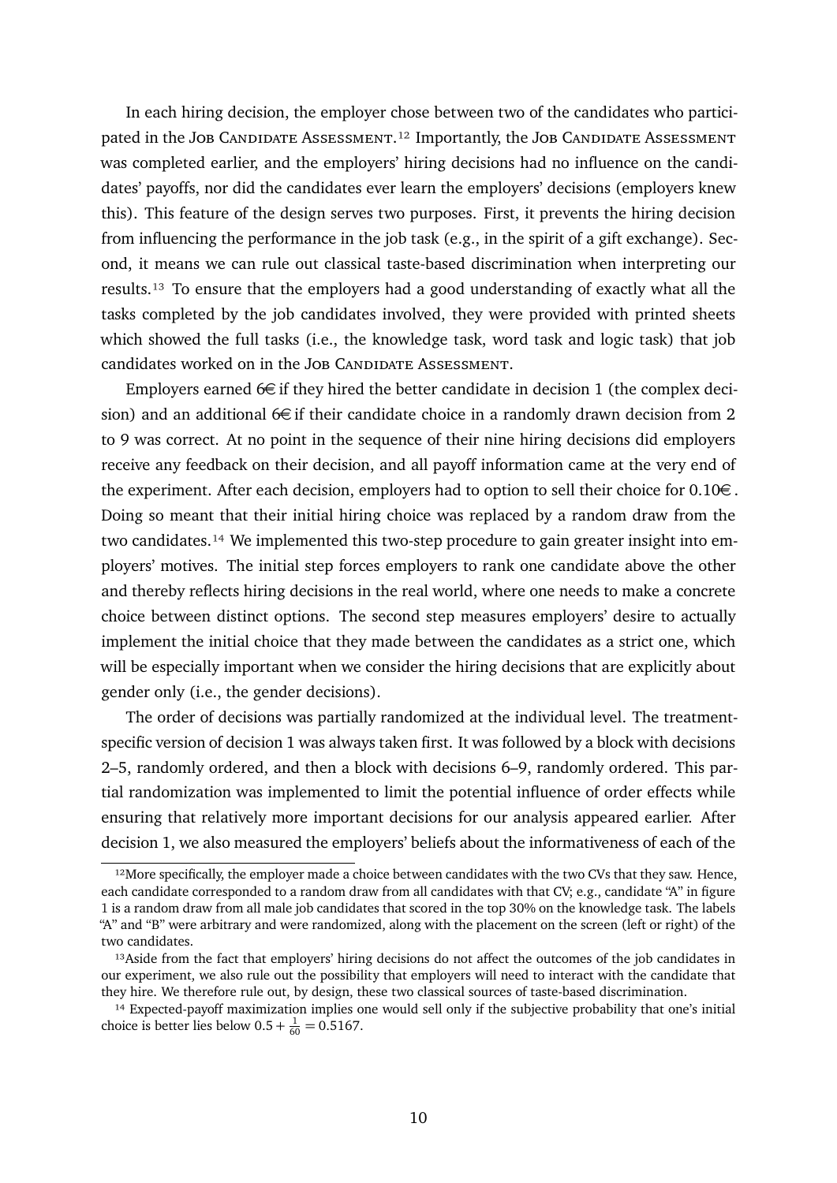In each hiring decision, the employer chose between two of the candidates who participated in the Job Candidate Assessment.[12] Importantly, the Job Candidate Assessment was completed earlier, and the employers' hiring decisions had no influence on the candidates' payoffs, nor did the candidates ever learn the employers' decisions (employers knew this). This feature of the design serves two purposes. First, it prevents the hiring decision from influencing the performance in the job task (e.g., in the spirit of a gift exchange). Second, it means we can rule out classical taste-based discrimination when interpreting our results.[13] To ensure that the employers had a good understanding of exactly what all the tasks completed by the job candidates involved, they were provided with printed sheets which showed the full tasks (i.e., the knowledge task, word task and logic task) that job candidates worked on in the Job Candidate Assessment.

Employers earned 6€ if they hired the better candidate in decision 1 (the complex decision) and an additional 6€ if their candidate choice in a randomly drawn decision from 2 to 9 was correct. At no point in the sequence of their nine hiring decisions did employers receive any feedback on their decision, and all payoff information came at the very end of the experiment. After each decision, employers had to option to sell their choice for 0.10€. Doing so meant that their initial hiring choice was replaced by a random draw from the two candidates.[14] We implemented this two-step procedure to gain greater insight into employers' motives. The initial step forces employers to rank one candidate above the other and thereby reflects hiring decisions in the real world, where one needs to make a concrete choice between distinct options. The second step measures employers' desire to actually implement the initial choice that they made between the candidates as a strict one, which will be especially important when we consider the hiring decisions that are explicitly about gender only (i.e., the gender decisions).

The order of decisions was partially randomized at the individual level. The treatment-specific version of decision 1 was always taken first. It was followed by a block with decisions 2–5, randomly ordered, and then a block with decisions 6–9, randomly ordered. This partial randomization was implemented to limit the potential influence of order effects while ensuring that relatively more important decisions for our analysis appeared earlier. After decision 1, we also measured the employers' beliefs about the informativeness of each of the

---

[12] More specifically, the employer made a choice between candidates with the two CVs that they saw. Hence, each candidate corresponded to a random draw from all candidates with that CV; e.g., candidate "A" in figure 1 is a random draw from all male job candidates that scored in the top 30% on the knowledge task. The labels "A" and "B" were arbitrary and were randomized, along with the placement on the screen (left or right) of the two candidates.

[13] Aside from the fact that employers' hiring decisions do not affect the outcomes of the job candidates in our experiment, we also rule out the possibility that employers will need to interact with the candidate that they hire. We therefore rule out, by design, these two classical sources of taste-based discrimination.

[14] Expected-payoff maximization implies one would sell only if the subjective probability that one's initial choice is better lies below $0.5 + \frac{1}{60} = 0.5167$.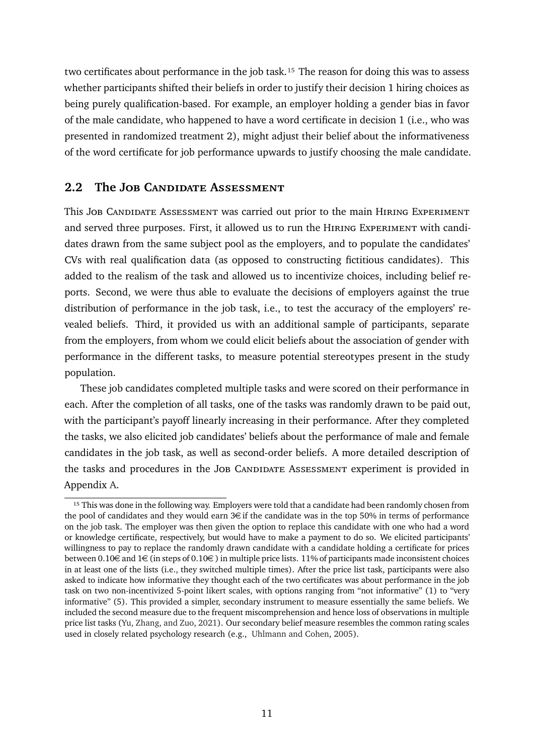two certificates about performance in the job task.[15] The reason for doing this was to assess whether participants shifted their beliefs in order to justify their decision 1 hiring choices as being purely qualification-based. For example, an employer holding a gender bias in favor of the male candidate, who happened to have a word certificate in decision 1 (i.e., who was presented in randomized treatment 2), might adjust their belief about the informativeness of the word certificate for job performance upwards to justify choosing the male candidate.

## 2.2 The Job Candidate Assessment

This Job Candidate Assessment was carried out prior to the main Hiring Experiment and served three purposes. First, it allowed us to run the Hiring Experiment with candidates drawn from the same subject pool as the employers, and to populate the candidates' CVs with real qualification data (as opposed to constructing fictitious candidates). This added to the realism of the task and allowed us to incentivize choices, including belief reports. Second, we were thus able to evaluate the decisions of employers against the true distribution of performance in the job task, i.e., to test the accuracy of the employers' revealed beliefs. Third, it provided us with an additional sample of participants, separate from the employers, from whom we could elicit beliefs about the association of gender with performance in the different tasks, to measure potential stereotypes present in the study population.

These job candidates completed multiple tasks and were scored on their performance in each. After the completion of all tasks, one of the tasks was randomly drawn to be paid out, with the participant's payoff linearly increasing in their performance. After they completed the tasks, we also elicited job candidates' beliefs about the performance of male and female candidates in the job task, as well as second-order beliefs. A more detailed description of the tasks and procedures in the Job Candidate Assessment experiment is provided in Appendix A.

[15] This was done in the following way. Employers were told that a candidate had been randomly chosen from the pool of candidates and they would earn 3€ if the candidate was in the top 50% in terms of performance on the job task. The employer was then given the option to replace this candidate with one who had a word or knowledge certificate, respectively, but would have to make a payment to do so. We elicited participants' willingness to pay to replace the randomly drawn candidate with a candidate holding a certificate for prices between 0.10€ and 1€ (in steps of 0.10€ ) in multiple price lists. 11% of participants made inconsistent choices in at least one of the lists (i.e., they switched multiple times). After the price list task, participants were also asked to indicate how informative they thought each of the two certificates was about performance in the job task on two non-incentivized 5-point likert scales, with options ranging from "not informative" (1) to "very informative" (5). This provided a simpler, secondary instrument to measure essentially the same beliefs. We included the second measure due to the frequent miscomprehension and hence loss of observations in multiple price list tasks (Yu, Zhang, and Zuo, 2021). Our secondary belief measure resembles the common rating scales used in closely related psychology research (e.g., Uhlmann and Cohen, 2005).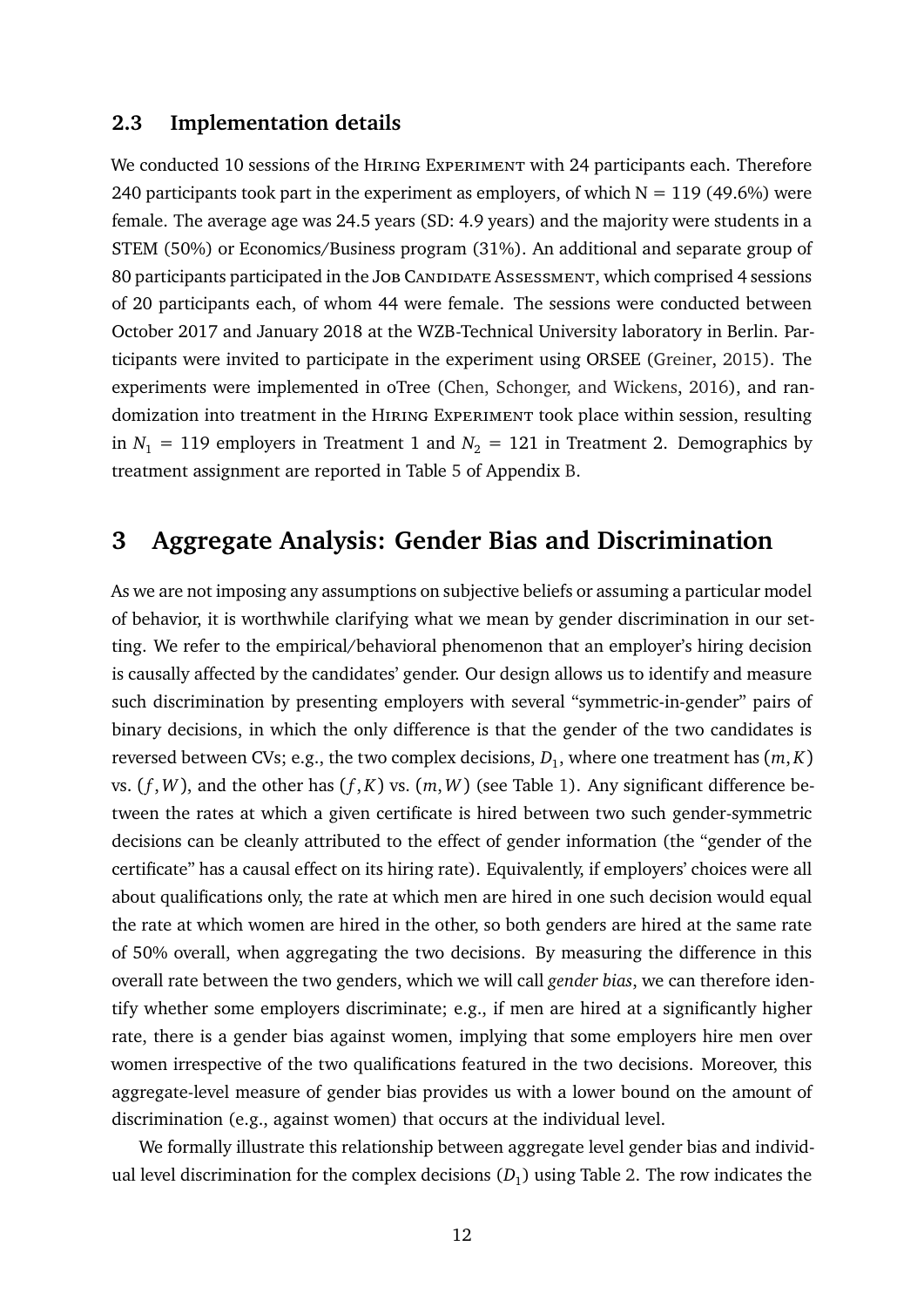### 2.3 Implementation details

We conducted 10 sessions of the Hiring Experiment with 24 participants each. Therefore 240 participants took part in the experiment as employers, of which N = 119 (49.6%) were female. The average age was 24.5 years (SD: 4.9 years) and the majority were students in a STEM (50%) or Economics/Business program (31%). An additional and separate group of 80 participants participated in the Job Candidate Assessment, which comprised 4 sessions of 20 participants each, of whom 44 were female. The sessions were conducted between October 2017 and January 2018 at the WZB-Technical University laboratory in Berlin. Participants were invited to participate in the experiment using ORSEE (Greiner, 2015). The experiments were implemented in oTree (Chen, Schonger, and Wickens, 2016), and randomization into treatment in the Hiring Experiment took place within session, resulting in $N_1 = 119$ employers in Treatment 1 and $N_2 = 121$ in Treatment 2. Demographics by treatment assignment are reported in Table 5 of Appendix B.

## 3 Aggregate Analysis: Gender Bias and Discrimination

As we are not imposing any assumptions on subjective beliefs or assuming a particular model of behavior, it is worthwhile clarifying what we mean by gender discrimination in our setting. We refer to the empirical/behavioral phenomenon that an employer's hiring decision is causally affected by the candidates' gender. Our design allows us to identify and measure such discrimination by presenting employers with several "symmetric-in-gender" pairs of binary decisions, in which the only difference is that the gender of the two candidates is reversed between CVs; e.g., the two complex decisions, $D_1$, where one treatment has $(m, K)$ vs. $(f, W)$, and the other has $(f, K)$ vs. $(m, W)$ (see Table 1). Any significant difference between the rates at which a given certificate is hired between two such gender-symmetric decisions can be cleanly attributed to the effect of gender information (the "gender of the certificate" has a causal effect on its hiring rate). Equivalently, if employers' choices were all about qualifications only, the rate at which men are hired in one such decision would equal the rate at which women are hired in the other, so both genders are hired at the same rate of 50% overall, when aggregating the two decisions. By measuring the difference in this overall rate between the two genders, which we will call *gender bias*, we can therefore identify whether some employers discriminate; e.g., if men are hired at a significantly higher rate, there is a gender bias against women, implying that some employers hire men over women irrespective of the two qualifications featured in the two decisions. Moreover, this aggregate-level measure of gender bias provides us with a lower bound on the amount of discrimination (e.g., against women) that occurs at the individual level.

We formally illustrate this relationship between aggregate level gender bias and individual level discrimination for the complex decisions ($D_1$) using Table 2. The row indicates the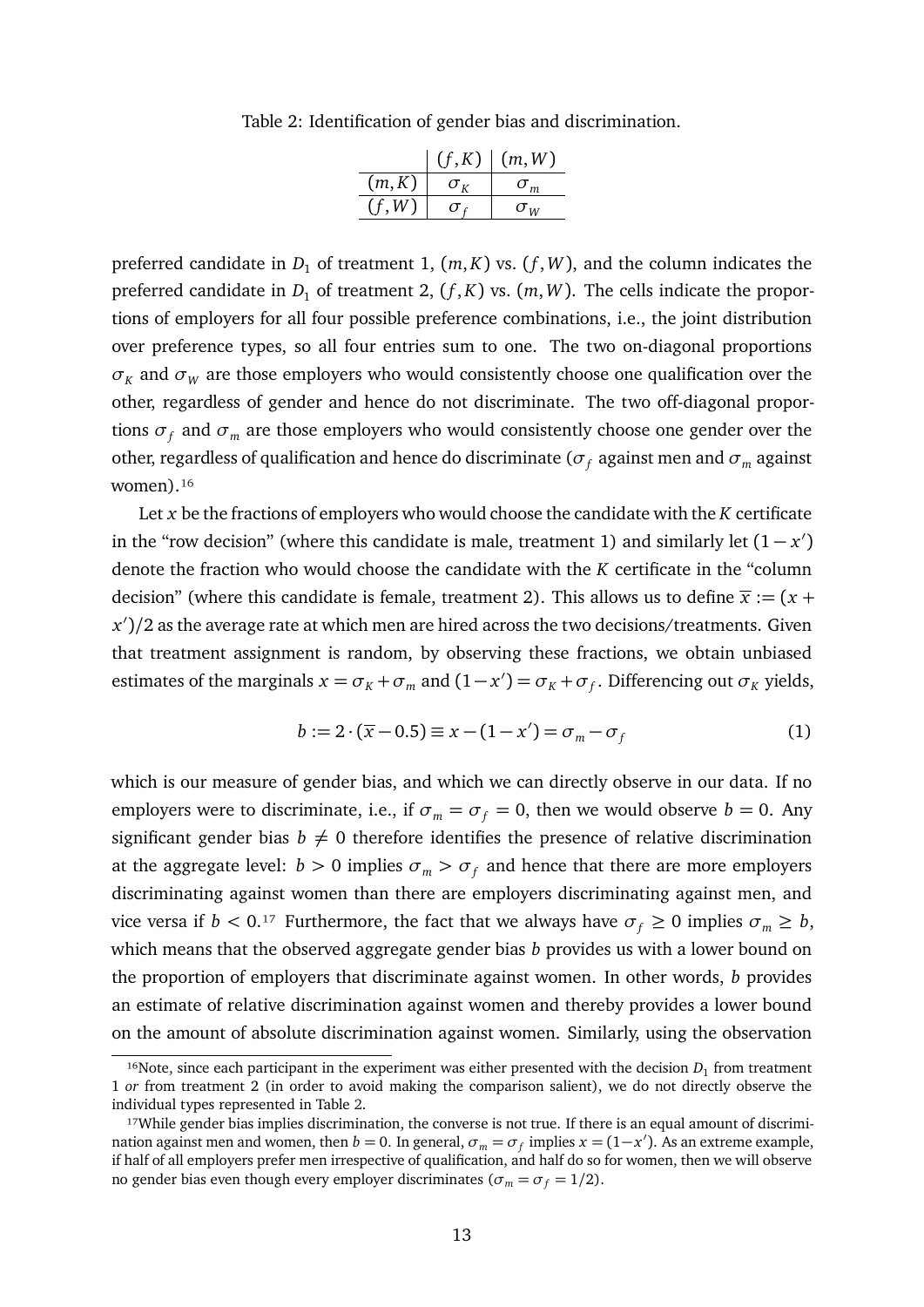Table 2: Identification of gender bias and discrimination.

| | $(f,K)$ | $(m,W)$ |
|---|---|---|
| $(m,K)$ | $\sigma_K$ | $\sigma_m$ |
| $(f,W)$ | $\sigma_f$ | $\sigma_W$ |

preferred candidate in $D_1$ of treatment 1, $(m,K)$ vs. $(f,W)$, and the column indicates the preferred candidate in $D_1$ of treatment 2, $(f,K)$ vs. $(m,W)$. The cells indicate the proportions of employers for all four possible preference combinations, i.e., the joint distribution over preference types, so all four entries sum to one. The two on-diagonal proportions $\sigma_K$ and $\sigma_W$ are those employers who would consistently choose one qualification over the other, regardless of gender and hence do not discriminate. The two off-diagonal proportions $\sigma_f$ and $\sigma_m$ are those employers who would consistently choose one gender over the other, regardless of qualification and hence do discriminate ($\sigma_f$ against men and $\sigma_m$ against women).[16]

Let $x$ be the fractions of employers who would choose the candidate with the $K$ certificate in the "row decision" (where this candidate is male, treatment 1) and similarly let $(1-x')$ denote the fraction who would choose the candidate with the $K$ certificate in the "column decision" (where this candidate is female, treatment 2). This allows us to define $\overline{x} := (x + x')/2$ as the average rate at which men are hired across the two decisions/treatments. Given that treatment assignment is random, by observing these fractions, we obtain unbiased estimates of the marginals $x = \sigma_K + \sigma_m$ and $(1-x') = \sigma_K + \sigma_f$. Differencing out $\sigma_K$ yields,

$$b := 2 \cdot (\overline{x} - 0.5) \equiv x - (1-x') = \sigma_m - \sigma_f \tag{1}$$

which is our measure of gender bias, and which we can directly observe in our data. If no employers were to discriminate, i.e., if $\sigma_m = \sigma_f = 0$, then we would observe $b = 0$. Any significant gender bias $b \neq 0$ therefore identifies the presence of relative discrimination at the aggregate level: $b > 0$ implies $\sigma_m > \sigma_f$ and hence that there are more employers discriminating against women than there are employers discriminating against men, and vice versa if $b < 0$.[17] Furthermore, the fact that we always have $\sigma_f \geq 0$ implies $\sigma_m \geq b$, which means that the observed aggregate gender bias $b$ provides us with a lower bound on the proportion of employers that discriminate against women. In other words, $b$ provides an estimate of relative discrimination against women and thereby provides a lower bound on the amount of absolute discrimination against women. Similarly, using the observation

[16] Note, since each participant in the experiment was either presented with the decision $D_1$ from treatment 1 *or* from treatment 2 (in order to avoid making the comparison salient), we do not directly observe the individual types represented in Table 2.

[17] While gender bias implies discrimination, the converse is not true. If there is an equal amount of discrimination against men and women, then $b = 0$. In general, $\sigma_m = \sigma_f$ implies $x = (1-x')$. As an extreme example, if half of all employers prefer men irrespective of qualification, and half do so for women, then we will observe no gender bias even though every employer discriminates ($\sigma_m = \sigma_f = 1/2$).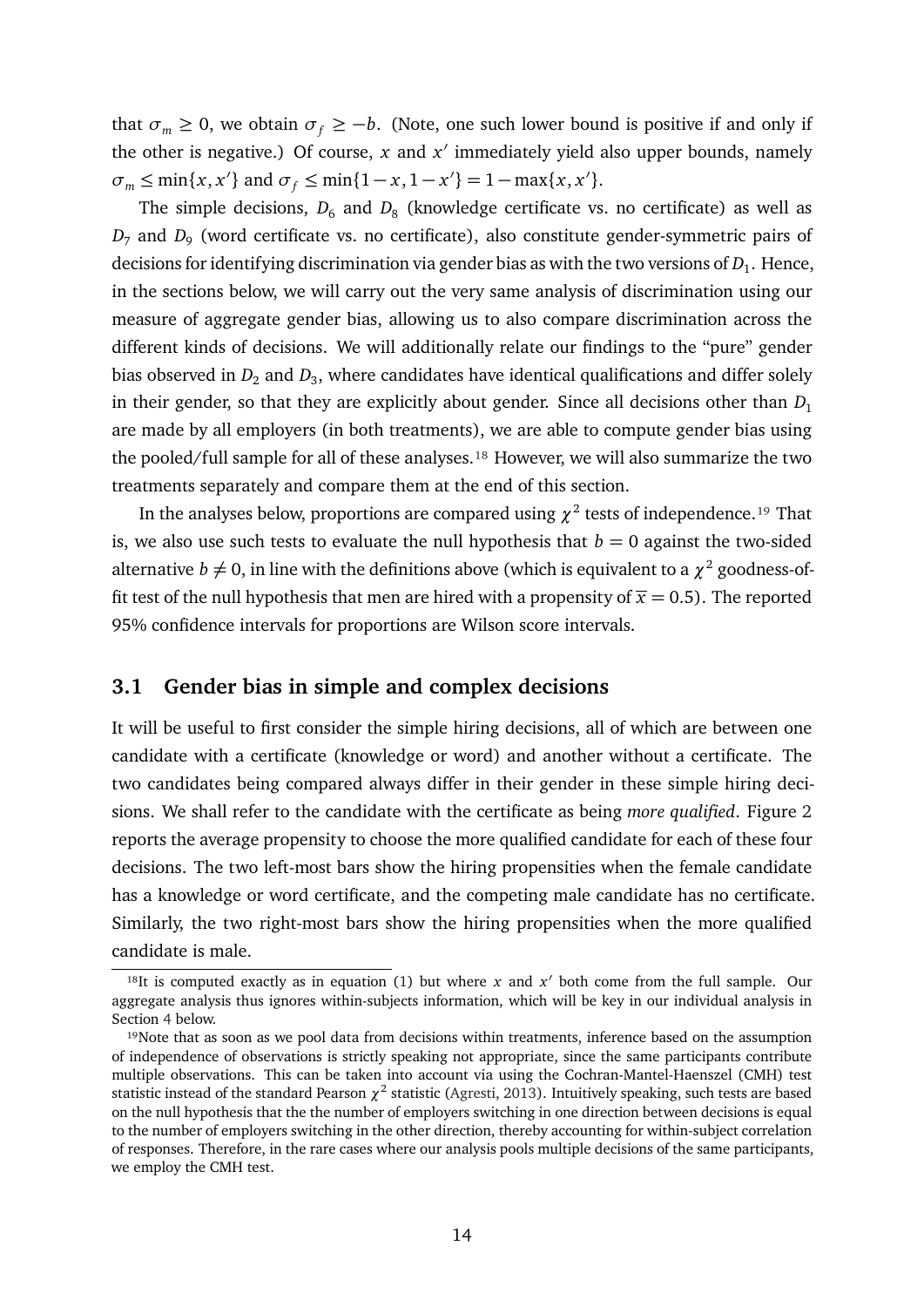that $\sigma_m \geq 0$, we obtain $\sigma_f \geq -b$. (Note, one such lower bound is positive if and only if the other is negative.) Of course, $x$ and $x'$ immediately yield also upper bounds, namely $\sigma_m \leq \min\{x, x'\}$ and $\sigma_f \leq \min\{1-x, 1-x'\} = 1 - \max\{x, x'\}$.

The simple decisions, $D_6$ and $D_8$ (knowledge certificate vs. no certificate) as well as $D_7$ and $D_9$ (word certificate vs. no certificate), also constitute gender-symmetric pairs of decisions for identifying discrimination via gender bias as with the two versions of $D_1$. Hence, in the sections below, we will carry out the very same analysis of discrimination using our measure of aggregate gender bias, allowing us to also compare discrimination across the different kinds of decisions. We will additionally relate our findings to the "pure" gender bias observed in $D_2$ and $D_3$, where candidates have identical qualifications and differ solely in their gender, so that they are explicitly about gender. Since all decisions other than $D_1$ are made by all employers (in both treatments), we are able to compute gender bias using the pooled/full sample for all of these analyses.[18] However, we will also summarize the two treatments separately and compare them at the end of this section.

In the analyses below, proportions are compared using $\chi^2$ tests of independence.[19] That is, we also use such tests to evaluate the null hypothesis that $b = 0$ against the two-sided alternative $b \neq 0$, in line with the definitions above (which is equivalent to a $\chi^2$ goodness-of-fit test of the null hypothesis that men are hired with a propensity of $\overline{x} = 0.5$). The reported 95% confidence intervals for proportions are Wilson score intervals.

## 3.1 Gender bias in simple and complex decisions

It will be useful to first consider the simple hiring decisions, all of which are between one candidate with a certificate (knowledge or word) and another without a certificate. The two candidates being compared always differ in their gender in these simple hiring decisions. We shall refer to the candidate with the certificate as being *more qualified*. Figure 2 reports the average propensity to choose the more qualified candidate for each of these four decisions. The two left-most bars show the hiring propensities when the female candidate has a knowledge or word certificate, and the competing male candidate has no certificate. Similarly, the two right-most bars show the hiring propensities when the more qualified candidate is male.

[18]It is computed exactly as in equation (1) but where $x$ and $x'$ both come from the full sample. Our aggregate analysis thus ignores within-subjects information, which will be key in our individual analysis in Section 4 below.

[19]Note that as soon as we pool data from decisions within treatments, inference based on the assumption of independence of observations is strictly speaking not appropriate, since the same participants contribute multiple observations. This can be taken into account via using the Cochran-Mantel-Haenszel (CMH) test statistic instead of the standard Pearson $\chi^2$ statistic (Agresti, 2013). Intuitively speaking, such tests are based on the null hypothesis that the the number of employers switching in one direction between decisions is equal to the number of employers switching in the other direction, thereby accounting for within-subject correlation of responses. Therefore, in the rare cases where our analysis pools multiple decisions of the same participants, we employ the CMH test.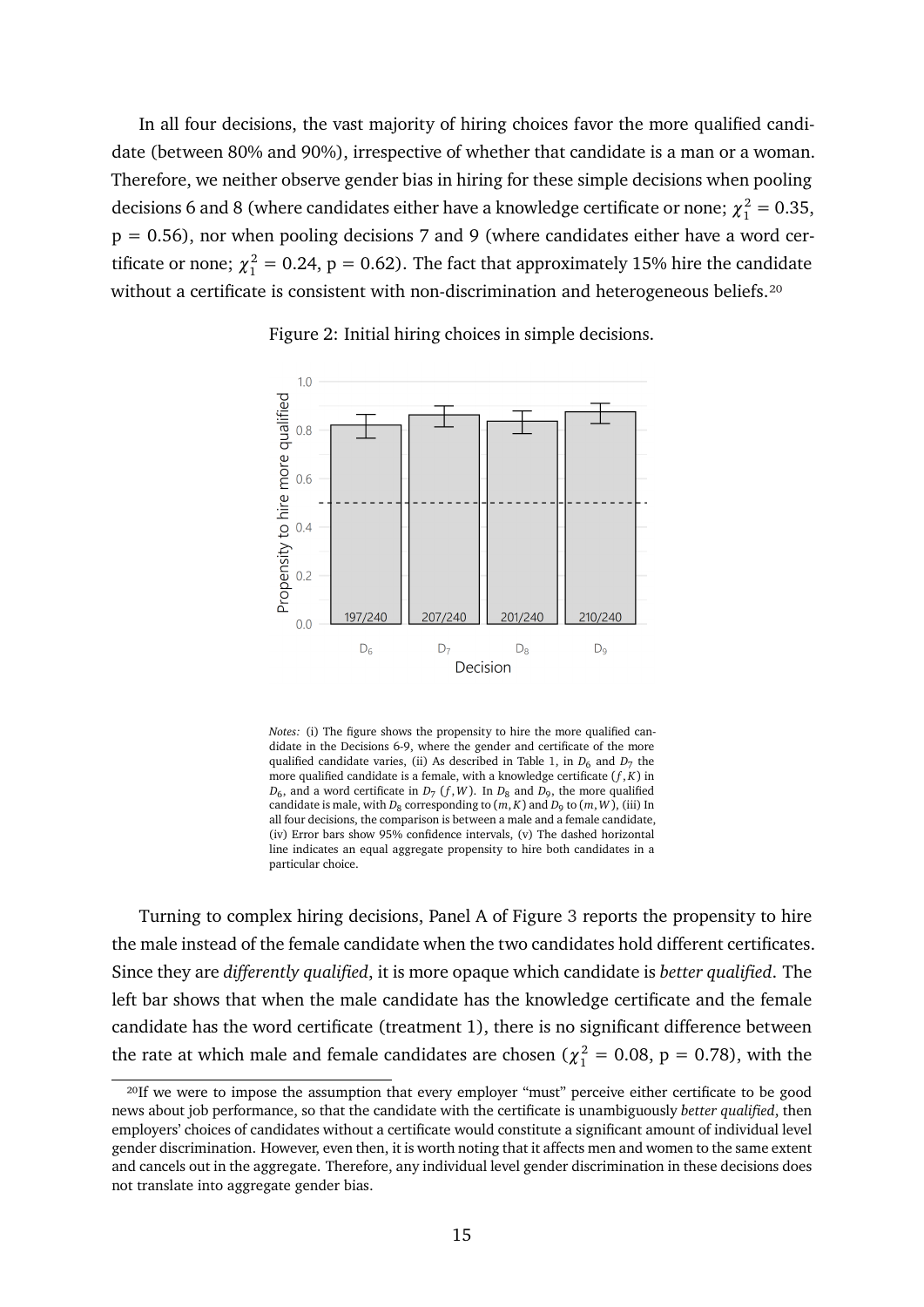In all four decisions, the vast majority of hiring choices favor the more qualified candidate (between 80% and 90%), irrespective of whether that candidate is a man or a woman. Therefore, we neither observe gender bias in hiring for these simple decisions when pooling decisions 6 and 8 (where candidates either have a knowledge certificate or none; $\chi^2_1 = 0.35$, p = 0.56), nor when pooling decisions 7 and 9 (where candidates either have a word certificate or none; $\chi^2_1 = 0.24$, p = 0.62). The fact that approximately 15% hire the candidate without a certificate is consistent with non-discrimination and heterogeneous beliefs.[20]

Figure 2: Initial hiring choices in simple decisions.

*Notes:* (i) The figure shows the propensity to hire the more qualified candidate in the Decisions 6-9, where the gender and certificate of the more qualified candidate varies, (ii) As described in Table 1, in $D_6$ and $D_7$ the more qualified candidate is a female, with a knowledge certificate $(f, K)$ in $D_6$, and a word certificate in $D_7$ $(f, W)$. In $D_8$ and $D_9$, the more qualified candidate is male, with $D_8$ corresponding to $(m, K)$ and $D_9$ to $(m, W)$, (iii) In all four decisions, the comparison is between a male and a female candidate, (iv) Error bars show 95% confidence intervals, (v) The dashed horizontal line indicates an equal aggregate propensity to hire both candidates in a particular choice.

Turning to complex hiring decisions, Panel A of Figure 3 reports the propensity to hire the male instead of the female candidate when the two candidates hold different certificates. Since they are *differently qualified*, it is more opaque which candidate is *better qualified*. The left bar shows that when the male candidate has the knowledge certificate and the female candidate has the word certificate (treatment 1), there is no significant difference between the rate at which male and female candidates are chosen ($\chi^2_1 = 0.08$, p = 0.78), with the

[20]If we were to impose the assumption that every employer "must" perceive either certificate to be good news about job performance, so that the candidate with the certificate is unambiguously *better qualified*, then employers' choices of candidates without a certificate would constitute a significant amount of individual level gender discrimination. However, even then, it is worth noting that it affects men and women to the same extent and cancels out in the aggregate. Therefore, any individual level gender discrimination in these decisions does not translate into aggregate gender bias.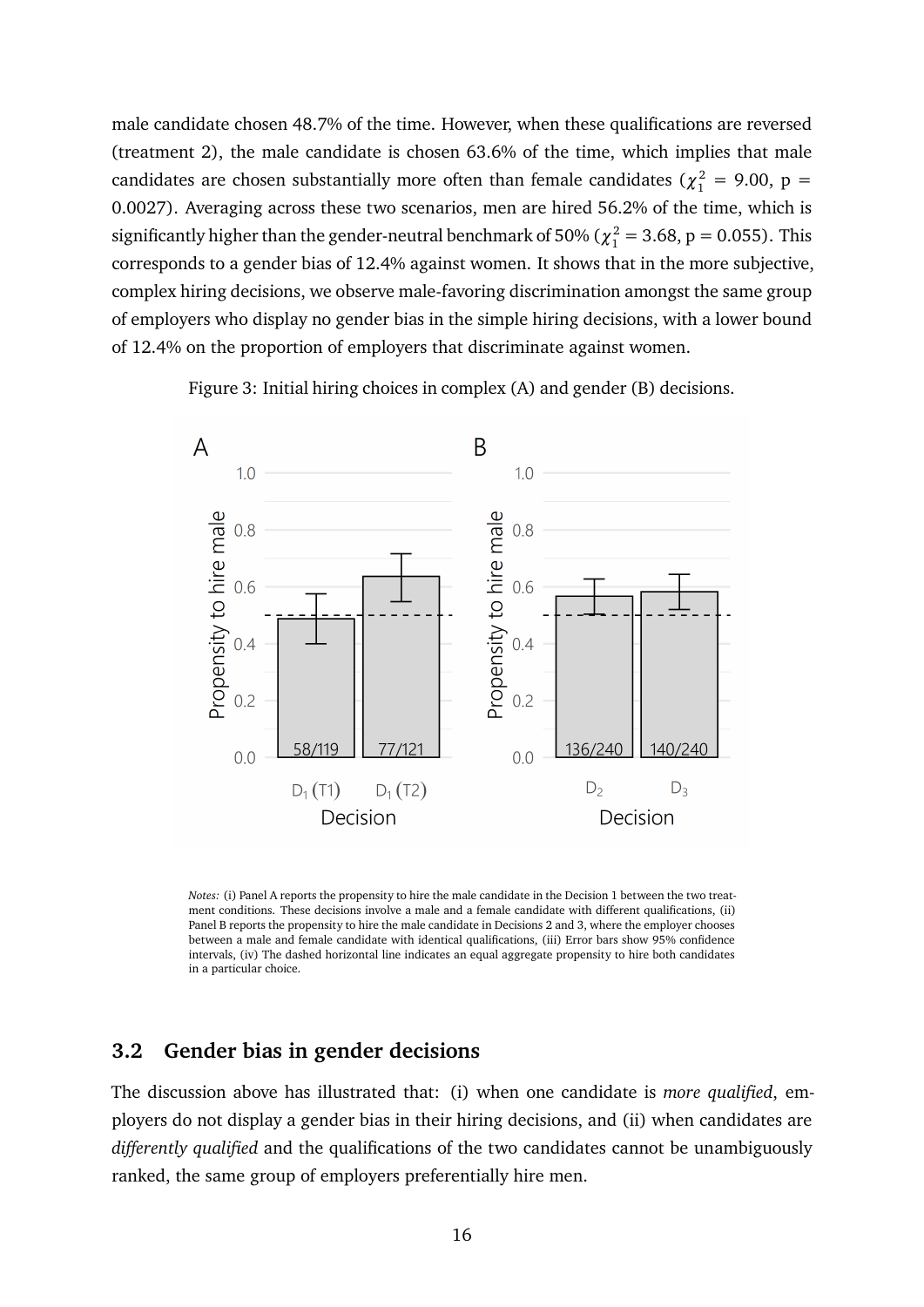male candidate chosen 48.7% of the time. However, when these qualifications are reversed (treatment 2), the male candidate is chosen 63.6% of the time, which implies that male candidates are chosen substantially more often than female candidates ($\chi^2_1$ = 9.00, p = 0.0027). Averaging across these two scenarios, men are hired 56.2% of the time, which is significantly higher than the gender-neutral benchmark of 50% ($\chi^2_1$ = 3.68, p = 0.055). This corresponds to a gender bias of 12.4% against women. It shows that in the more subjective, complex hiring decisions, we observe male-favoring discrimination amongst the same group of employers who display no gender bias in the simple hiring decisions, with a lower bound of 12.4% on the proportion of employers that discriminate against women.

Figure 3: Initial hiring choices in complex (A) and gender (B) decisions.

*Notes:* (i) Panel A reports the propensity to hire the male candidate in the Decision 1 between the two treatment conditions. These decisions involve a male and a female candidate with different qualifications, (ii) Panel B reports the propensity to hire the male candidate in Decisions 2 and 3, where the employer chooses between a male and female candidate with identical qualifications, (iii) Error bars show 95% confidence intervals, (iv) The dashed horizontal line indicates an equal aggregate propensity to hire both candidates in a particular choice.

## 3.2 Gender bias in gender decisions

The discussion above has illustrated that: (i) when one candidate is *more qualified*, employers do not display a gender bias in their hiring decisions, and (ii) when candidates are *differently qualified* and the qualifications of the two candidates cannot be unambiguously ranked, the same group of employers preferentially hire men.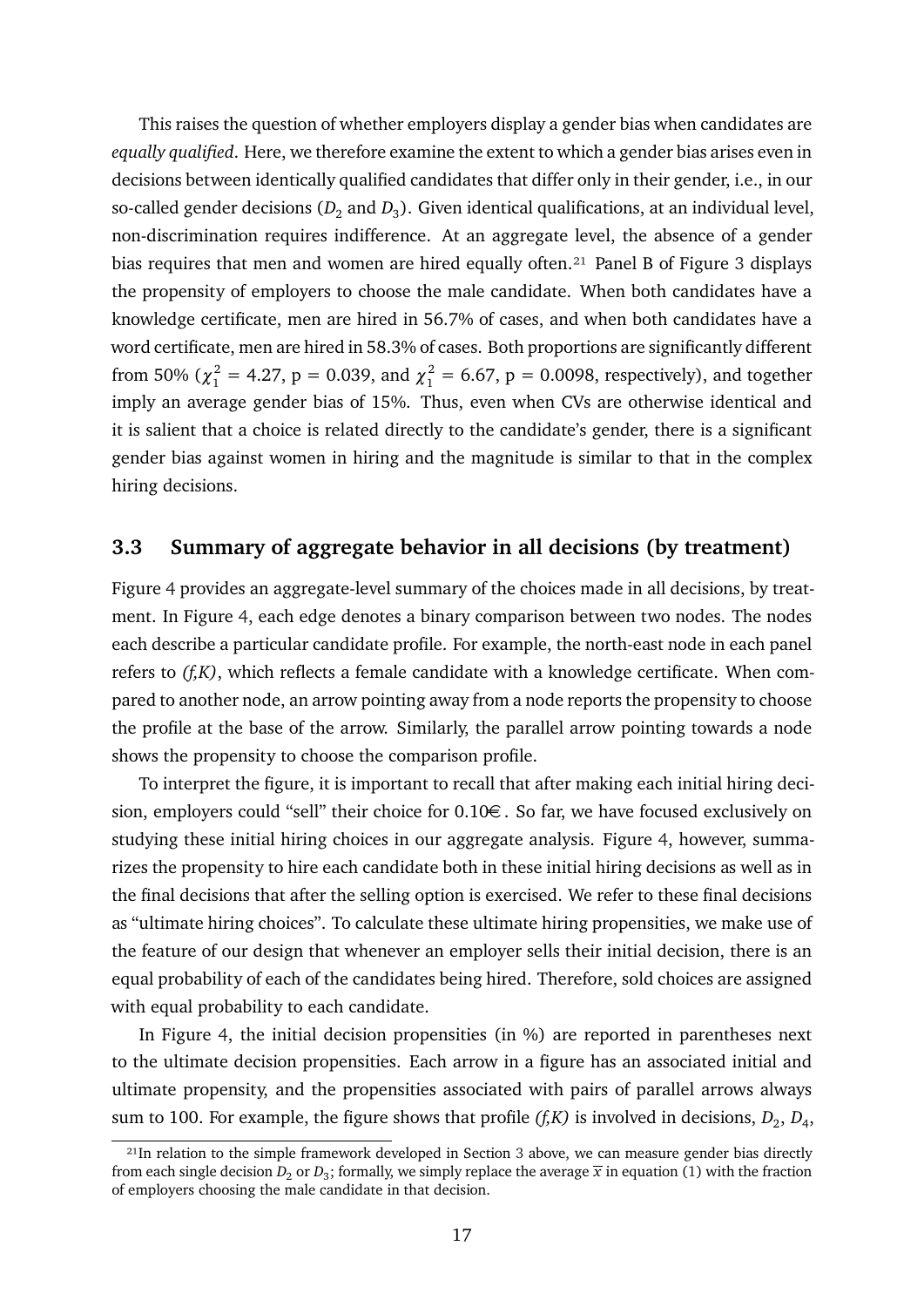This raises the question of whether employers display a gender bias when candidates are *equally qualified*. Here, we therefore examine the extent to which a gender bias arises even in decisions between identically qualified candidates that differ only in their gender, i.e., in our so-called gender decisions ($D_2$ and $D_3$). Given identical qualifications, at an individual level, non-discrimination requires indifference. At an aggregate level, the absence of a gender bias requires that men and women are hired equally often.[21] Panel B of Figure 3 displays the propensity of employers to choose the male candidate. When both candidates have a knowledge certificate, men are hired in 56.7% of cases, and when both candidates have a word certificate, men are hired in 58.3% of cases. Both proportions are significantly different from 50% ($\chi^2_1 = 4.27$, p = 0.039, and $\chi^2_1 = 6.67$, p = 0.0098, respectively), and together imply an average gender bias of 15%. Thus, even when CVs are otherwise identical and it is salient that a choice is related directly to the candidate's gender, there is a significant gender bias against women in hiring and the magnitude is similar to that in the complex hiring decisions.

## 3.3 Summary of aggregate behavior in all decisions (by treatment)

Figure 4 provides an aggregate-level summary of the choices made in all decisions, by treatment. In Figure 4, each edge denotes a binary comparison between two nodes. The nodes each describe a particular candidate profile. For example, the north-east node in each panel refers to *(f,K)*, which reflects a female candidate with a knowledge certificate. When compared to another node, an arrow pointing away from a node reports the propensity to choose the profile at the base of the arrow. Similarly, the parallel arrow pointing towards a node shows the propensity to choose the comparison profile.

To interpret the figure, it is important to recall that after making each initial hiring decision, employers could "sell" their choice for 0.10€. So far, we have focused exclusively on studying these initial hiring choices in our aggregate analysis. Figure 4, however, summarizes the propensity to hire each candidate both in these initial hiring decisions as well as in the final decisions that after the selling option is exercised. We refer to these final decisions as "ultimate hiring choices". To calculate these ultimate hiring propensities, we make use of the feature of our design that whenever an employer sells their initial decision, there is an equal probability of each of the candidates being hired. Therefore, sold choices are assigned with equal probability to each candidate.

In Figure 4, the initial decision propensities (in %) are reported in parentheses next to the ultimate decision propensities. Each arrow in a figure has an associated initial and ultimate propensity, and the propensities associated with pairs of parallel arrows always sum to 100. For example, the figure shows that profile *(f,K)* is involved in decisions, $D_2$, $D_4$,

[21] In relation to the simple framework developed in Section 3 above, we can measure gender bias directly from each single decision $D_2$ or $D_3$; formally, we simply replace the average $\overline{x}$ in equation (1) with the fraction of employers choosing the male candidate in that decision.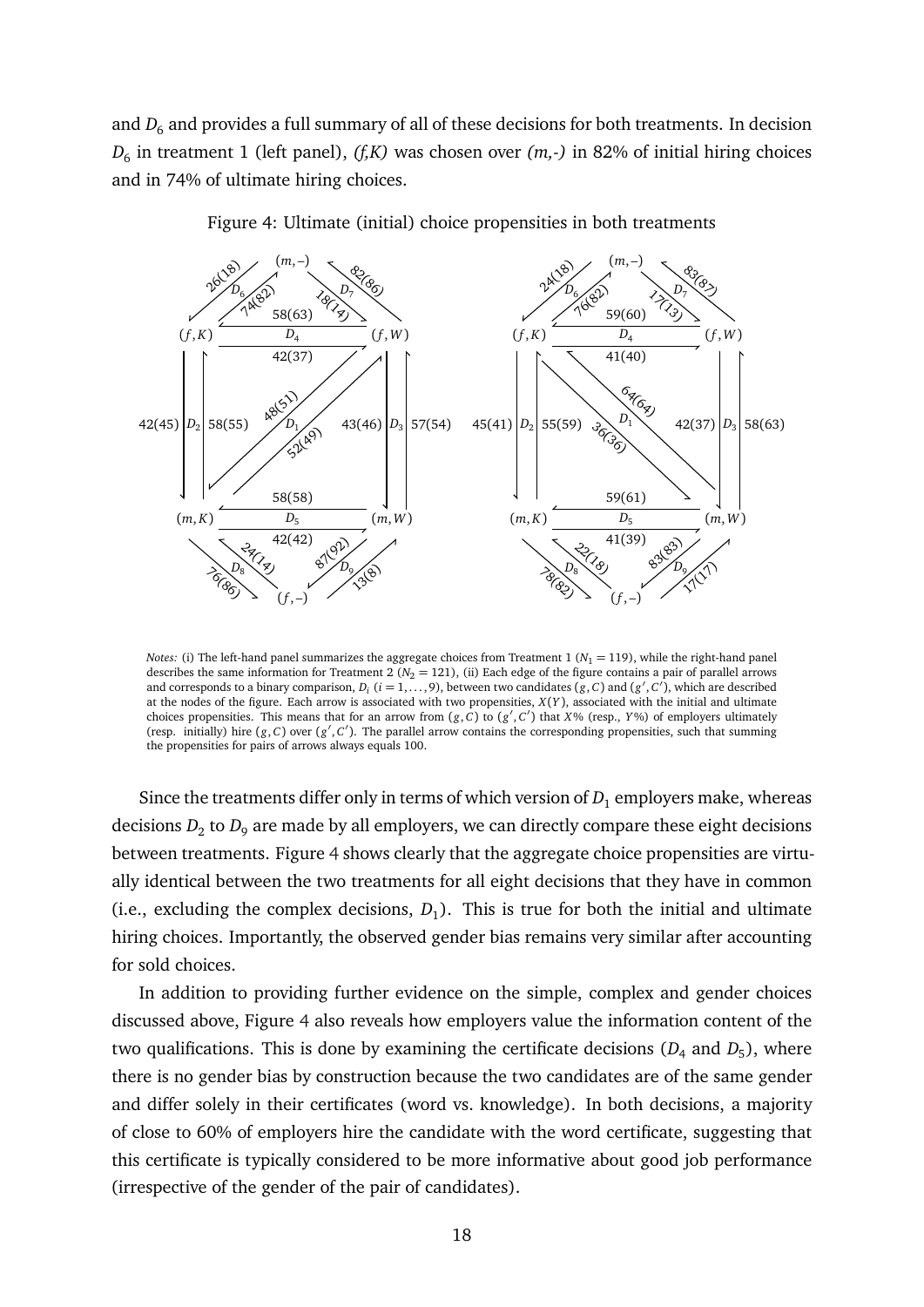and $D_6$ and provides a full summary of all of these decisions for both treatments. In decision $D_6$ in treatment 1 (left panel), *(f,K)* was chosen over *(m,-)* in 82% of initial hiring choices and in 74% of ultimate hiring choices.

Figure 4: Ultimate (initial) choice propensities in both treatments

*Notes:* (i) The left-hand panel summarizes the aggregate choices from Treatment 1 ($N_1 = 119$), while the right-hand panel describes the same information for Treatment 2 ($N_2 = 121$), (ii) Each edge of the figure contains a pair of parallel arrows and corresponds to a binary comparison, $D_i$ ($i = 1, \dots, 9$), between two candidates $(g, C)$ and $(g', C')$, which are described at the nodes of the figure. Each arrow is associated with two propensities, $X(Y)$, associated with the initial and ultimate choices propensities. This means that for an arrow from $(g, C)$ to $(g', C')$ that $X$% (resp., $Y$%) of employers ultimately (resp. initially) hire $(g, C)$ over $(g', C')$. The parallel arrow contains the corresponding propensities, such that summing the propensities for pairs of arrows always equals 100.

Since the treatments differ only in terms of which version of $D_1$ employers make, whereas decisions $D_2$ to $D_9$ are made by all employers, we can directly compare these eight decisions between treatments. Figure 4 shows clearly that the aggregate choice propensities are virtually identical between the two treatments for all eight decisions that they have in common (i.e., excluding the complex decisions, $D_1$). This is true for both the initial and ultimate hiring choices. Importantly, the observed gender bias remains very similar after accounting for sold choices.

In addition to providing further evidence on the simple, complex and gender choices discussed above, Figure 4 also reveals how employers value the information content of the two qualifications. This is done by examining the certificate decisions ($D_4$ and $D_5$), where there is no gender bias by construction because the two candidates are of the same gender and differ solely in their certificates (word vs. knowledge). In both decisions, a majority of close to 60% of employers hire the candidate with the word certificate, suggesting that this certificate is typically considered to be more informative about good job performance (irrespective of the gender of the pair of candidates).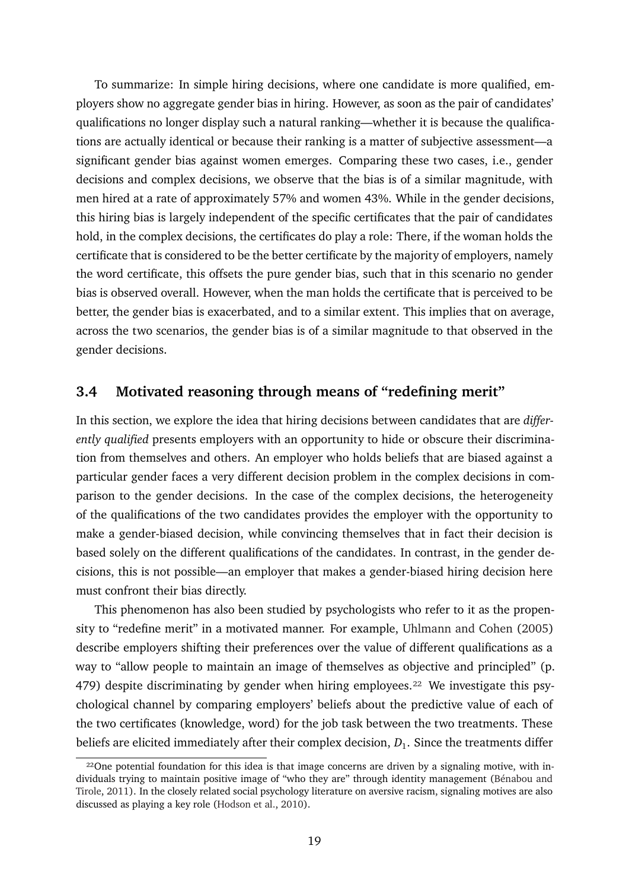To summarize: In simple hiring decisions, where one candidate is more qualified, employers show no aggregate gender bias in hiring. However, as soon as the pair of candidates' qualifications no longer display such a natural ranking—whether it is because the qualifications are actually identical or because their ranking is a matter of subjective assessment—a significant gender bias against women emerges. Comparing these two cases, i.e., gender decisions and complex decisions, we observe that the bias is of a similar magnitude, with men hired at a rate of approximately 57% and women 43%. While in the gender decisions, this hiring bias is largely independent of the specific certificates that the pair of candidates hold, in the complex decisions, the certificates do play a role: There, if the woman holds the certificate that is considered to be the better certificate by the majority of employers, namely the word certificate, this offsets the pure gender bias, such that in this scenario no gender bias is observed overall. However, when the man holds the certificate that is perceived to be better, the gender bias is exacerbated, and to a similar extent. This implies that on average, across the two scenarios, the gender bias is of a similar magnitude to that observed in the gender decisions.

### 3.4 Motivated reasoning through means of "redefining merit"

In this section, we explore the idea that hiring decisions between candidates that are *differently qualified* presents employers with an opportunity to hide or obscure their discrimination from themselves and others. An employer who holds beliefs that are biased against a particular gender faces a very different decision problem in the complex decisions in comparison to the gender decisions. In the case of the complex decisions, the heterogeneity of the qualifications of the two candidates provides the employer with the opportunity to make a gender-biased decision, while convincing themselves that in fact their decision is based solely on the different qualifications of the candidates. In contrast, in the gender decisions, this is not possible—an employer that makes a gender-biased hiring decision here must confront their bias directly.

This phenomenon has also been studied by psychologists who refer to it as the propensity to "redefine merit" in a motivated manner. For example, Uhlmann and Cohen (2005) describe employers shifting their preferences over the value of different qualifications as a way to "allow people to maintain an image of themselves as objective and principled" (p. 479) despite discriminating by gender when hiring employees.[22] We investigate this psychological channel by comparing employers' beliefs about the predictive value of each of the two certificates (knowledge, word) for the job task between the two treatments. These beliefs are elicited immediately after their complex decision, $D_1$. Since the treatments differ

[22]One potential foundation for this idea is that image concerns are driven by a signaling motive, with individuals trying to maintain positive image of "who they are" through identity management (Bénabou and Tirole, 2011). In the closely related social psychology literature on aversive racism, signaling motives are also discussed as playing a key role (Hodson et al., 2010).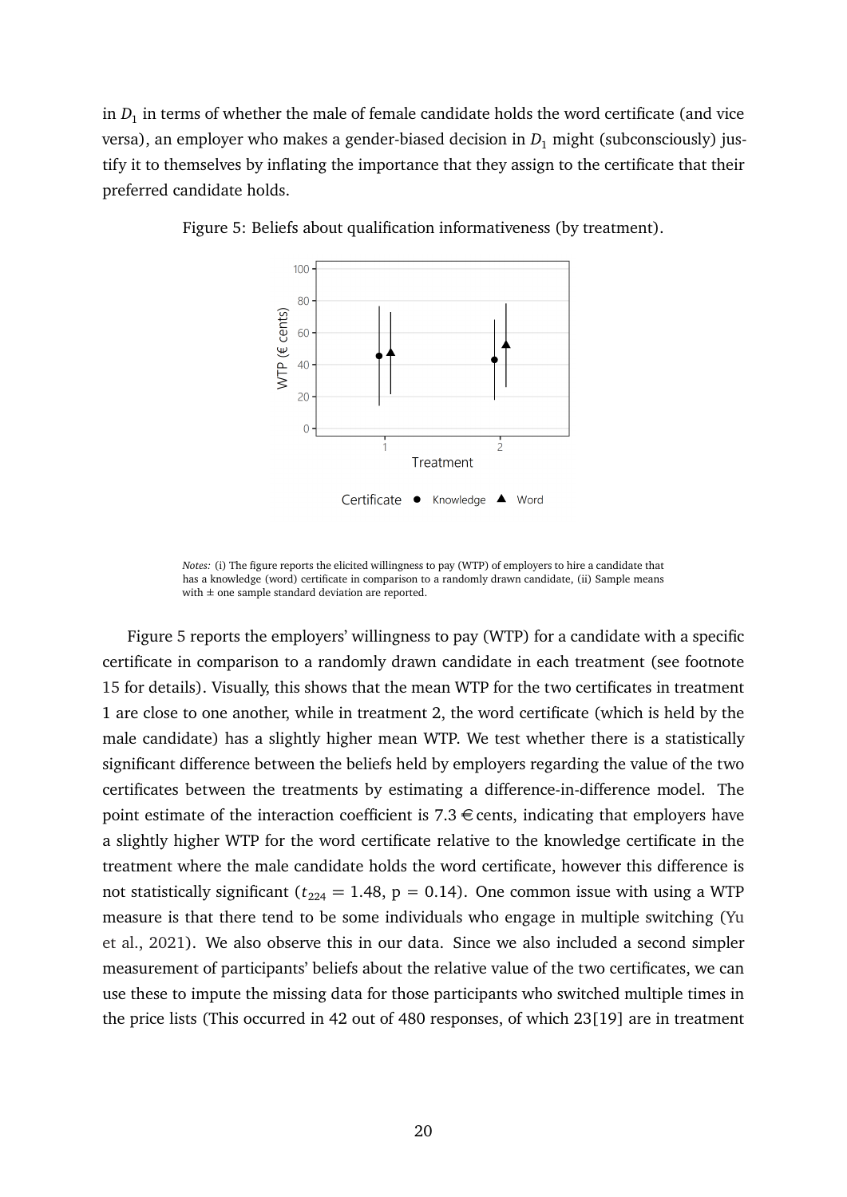in $D_1$ in terms of whether the male of female candidate holds the word certificate (and vice versa), an employer who makes a gender-biased decision in $D_1$ might (subconsciously) justify it to themselves by inflating the importance that they assign to the certificate that their preferred candidate holds.

Figure 5: Beliefs about qualification informativeness (by treatment).

*Notes:* (i) The figure reports the elicited willingness to pay (WTP) of employers to hire a candidate that has a knowledge (word) certificate in comparison to a randomly drawn candidate, (ii) Sample means with ± one sample standard deviation are reported.

Figure 5 reports the employers' willingness to pay (WTP) for a candidate with a specific certificate in comparison to a randomly drawn candidate in each treatment (see footnote 15 for details). Visually, this shows that the mean WTP for the two certificates in treatment 1 are close to one another, while in treatment 2, the word certificate (which is held by the male candidate) has a slightly higher mean WTP. We test whether there is a statistically significant difference between the beliefs held by employers regarding the value of the two certificates between the treatments by estimating a difference-in-difference model. The point estimate of the interaction coefficient is 7.3 € cents, indicating that employers have a slightly higher WTP for the word certificate relative to the knowledge certificate in the treatment where the male candidate holds the word certificate, however this difference is not statistically significant ($t_{224} = 1.48$, p = 0.14). One common issue with using a WTP measure is that there tend to be some individuals who engage in multiple switching (Yu et al., 2021). We also observe this in our data. Since we also included a second simpler measurement of participants' beliefs about the relative value of the two certificates, we can use these to impute the missing data for those participants who switched multiple times in the price lists (This occurred in 42 out of 480 responses, of which 23[19] are in treatment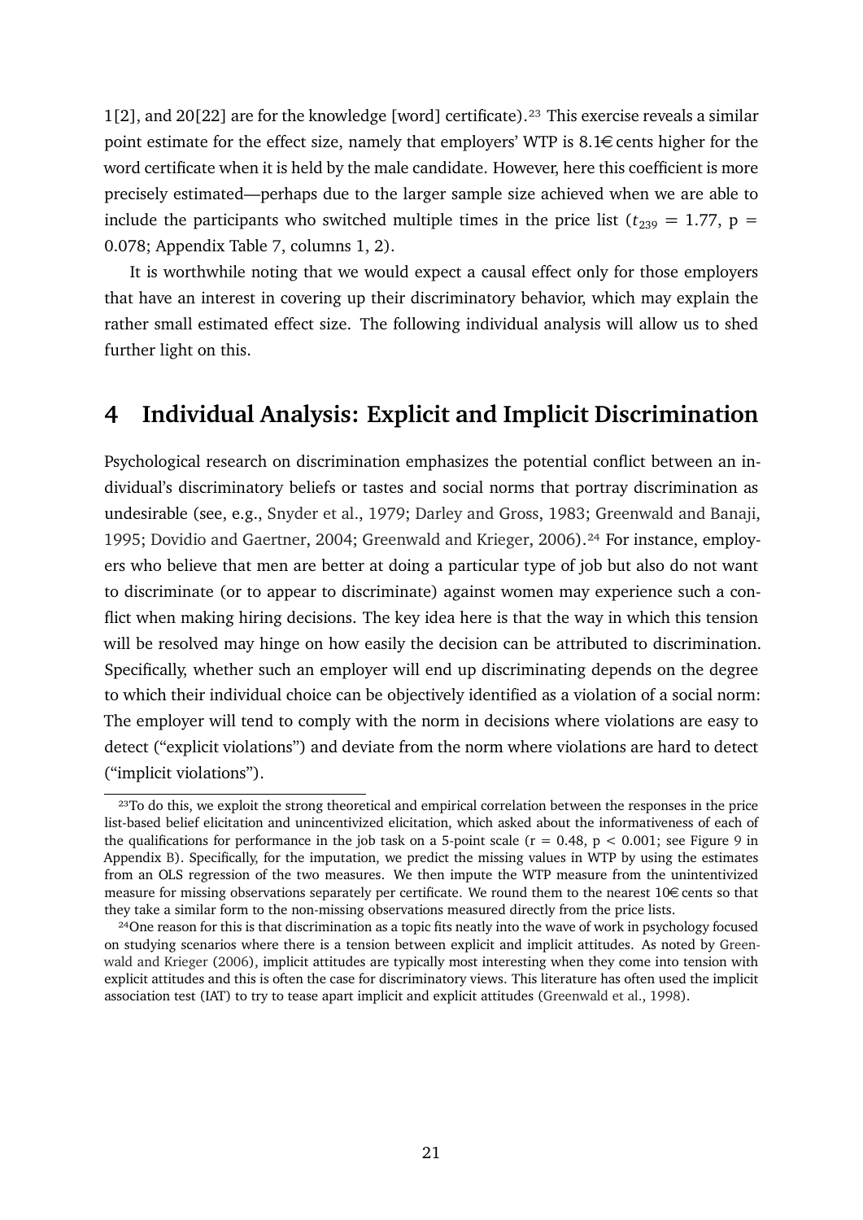1[2], and 20[22] are for the knowledge [word] certificate).[23] This exercise reveals a similar point estimate for the effect size, namely that employers' WTP is 8.1€ cents higher for the word certificate when it is held by the male candidate. However, here this coefficient is more precisely estimated—perhaps due to the larger sample size achieved when we are able to include the participants who switched multiple times in the price list ($t_{239} = 1.77$, $p = 0.078$; Appendix Table 7, columns 1, 2).

It is worthwhile noting that we would expect a causal effect only for those employers that have an interest in covering up their discriminatory behavior, which may explain the rather small estimated effect size. The following individual analysis will allow us to shed further light on this.

# 4 Individual Analysis: Explicit and Implicit Discrimination

Psychological research on discrimination emphasizes the potential conflict between an individual's discriminatory beliefs or tastes and social norms that portray discrimination as undesirable (see, e.g., Snyder et al., 1979; Darley and Gross, 1983; Greenwald and Banaji, 1995; Dovidio and Gaertner, 2004; Greenwald and Krieger, 2006).[24] For instance, employers who believe that men are better at doing a particular type of job but also do not want to discriminate (or to appear to discriminate) against women may experience such a conflict when making hiring decisions. The key idea here is that the way in which this tension will be resolved may hinge on how easily the decision can be attributed to discrimination. Specifically, whether such an employer will end up discriminating depends on the degree to which their individual choice can be objectively identified as a violation of a social norm: The employer will tend to comply with the norm in decisions where violations are easy to detect ("explicit violations") and deviate from the norm where violations are hard to detect ("implicit violations").

[23] To do this, we exploit the strong theoretical and empirical correlation between the responses in the price list-based belief elicitation and unincentivized elicitation, which asked about the informativeness of each of the qualifications for performance in the job task on a 5-point scale ($r = 0.48$, $p < 0.001$; see Figure 9 in Appendix B). Specifically, for the imputation, we predict the missing values in WTP by using the estimates from an OLS regression of the two measures. We then impute the WTP measure from the unintentivized measure for missing observations separately per certificate. We round them to the nearest 10€ cents so that they take a similar form to the non-missing observations measured directly from the price lists.

[24] One reason for this is that discrimination as a topic fits neatly into the wave of work in psychology focused on studying scenarios where there is a tension between explicit and implicit attitudes. As noted by Greenwald and Krieger (2006), implicit attitudes are typically most interesting when they come into tension with explicit attitudes and this is often the case for discriminatory views. This literature has often used the implicit association test (IAT) to try to tease apart implicit and explicit attitudes (Greenwald et al., 1998).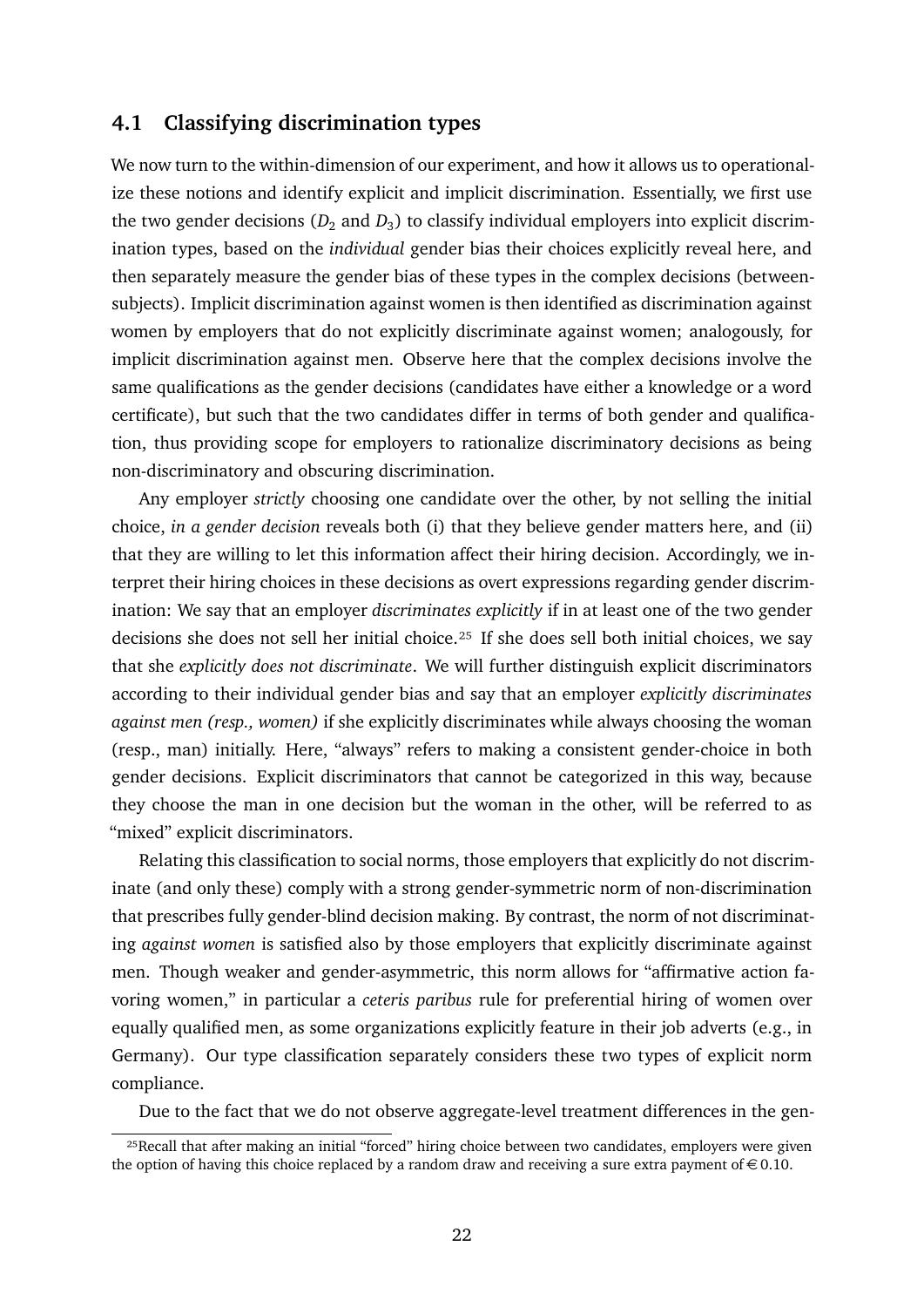## 4.1 Classifying discrimination types

We now turn to the within-dimension of our experiment, and how it allows us to operationalize these notions and identify explicit and implicit discrimination. Essentially, we first use the two gender decisions ($D_2$ and $D_3$) to classify individual employers into explicit discrimination types, based on the *individual* gender bias their choices explicitly reveal here, and then separately measure the gender bias of these types in the complex decisions (between-subjects). Implicit discrimination against women is then identified as discrimination against women by employers that do not explicitly discriminate against women; analogously, for implicit discrimination against men. Observe here that the complex decisions involve the same qualifications as the gender decisions (candidates have either a knowledge or a word certificate), but such that the two candidates differ in terms of both gender and qualification, thus providing scope for employers to rationalize discriminatory decisions as being non-discriminatory and obscuring discrimination.

Any employer *strictly* choosing one candidate over the other, by not selling the initial choice, *in a gender decision* reveals both (i) that they believe gender matters here, and (ii) that they are willing to let this information affect their hiring decision. Accordingly, we interpret their hiring choices in these decisions as overt expressions regarding gender discrimination: We say that an employer *discriminates explicitly* if in at least one of the two gender decisions she does not sell her initial choice.[25] If she does sell both initial choices, we say that she *explicitly does not discriminate*. We will further distinguish explicit discriminators according to their individual gender bias and say that an employer *explicitly discriminates against men (resp., women)* if she explicitly discriminates while always choosing the woman (resp., man) initially. Here, "always" refers to making a consistent gender-choice in both gender decisions. Explicit discriminators that cannot be categorized in this way, because they choose the man in one decision but the woman in the other, will be referred to as "mixed" explicit discriminators.

Relating this classification to social norms, those employers that explicitly do not discriminate (and only these) comply with a strong gender-symmetric norm of non-discrimination that prescribes fully gender-blind decision making. By contrast, the norm of not discriminating *against women* is satisfied also by those employers that explicitly discriminate against men. Though weaker and gender-asymmetric, this norm allows for "affirmative action favoring women," in particular a *ceteris paribus* rule for preferential hiring of women over equally qualified men, as some organizations explicitly feature in their job adverts (e.g., in Germany). Our type classification separately considers these two types of explicit norm compliance.

Due to the fact that we do not observe aggregate-level treatment differences in the gen-

[25] Recall that after making an initial "forced" hiring choice between two candidates, employers were given the option of having this choice replaced by a random draw and receiving a sure extra payment of €0.10.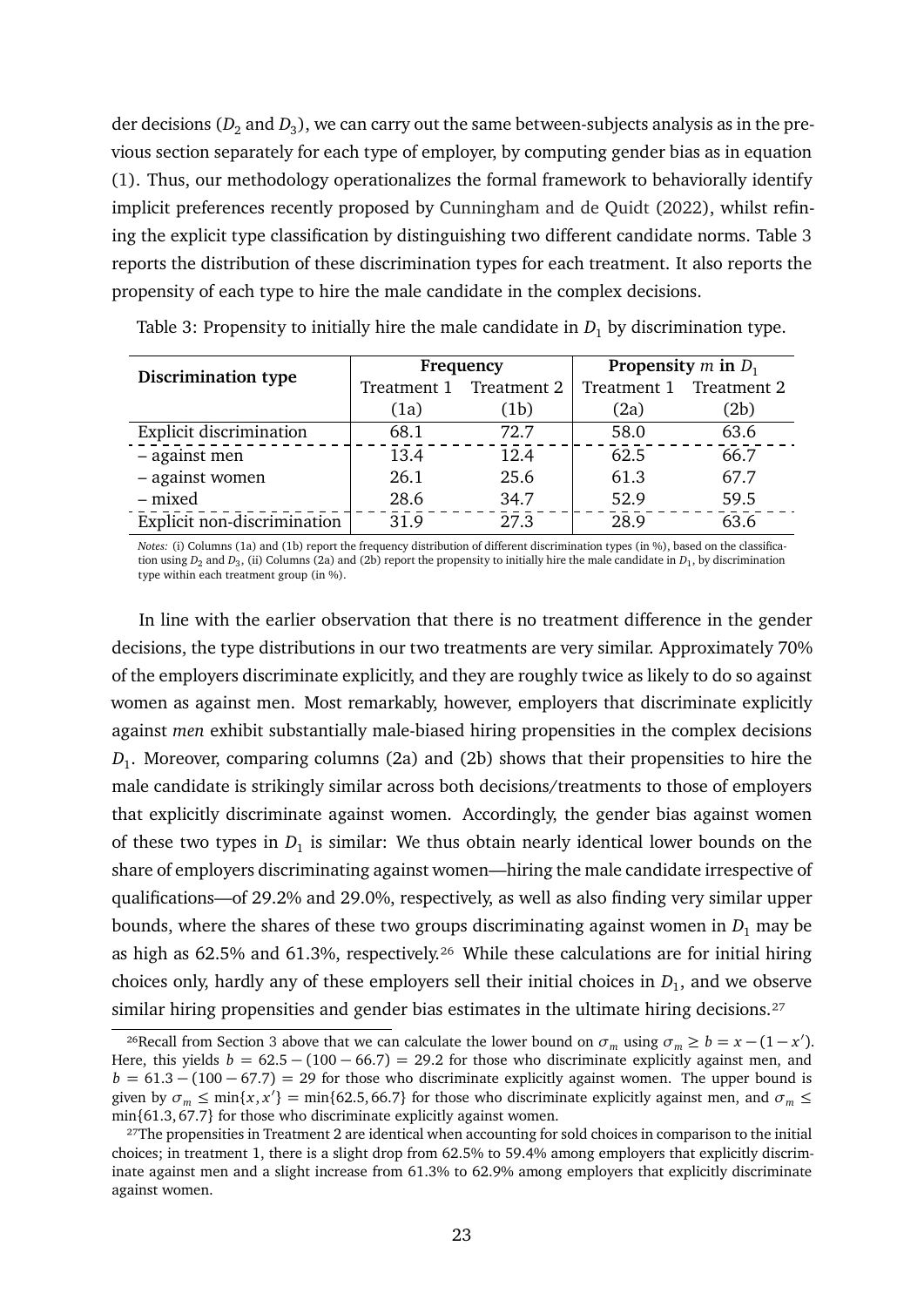der decisions ($D_2$ and $D_3$), we can carry out the same between-subjects analysis as in the previous section separately for each type of employer, by computing gender bias as in equation (1). Thus, our methodology operationalizes the formal framework to behaviorally identify implicit preferences recently proposed by Cunningham and de Quidt (2022), whilst refining the explicit type classification by distinguishing two different candidate norms. Table 3 reports the distribution of these discrimination types for each treatment. It also reports the propensity of each type to hire the male candidate in the complex decisions.

Table 3: Propensity to initially hire the male candidate in $D_1$ by discrimination type.

| **Discrimination type** | **Frequency** | | **Propensity $m$ in $D_1$** | |
|---|---|---|---|---|
| | Treatment 1 | Treatment 2 | Treatment 1 | Treatment 2 |
| | (1a) | (1b) | (2a) | (2b) |
| Explicit discrimination | 68.1 | 72.7 | 58.0 | 63.6 |
| – against men | 13.4 | 12.4 | 62.5 | 66.7 |
| – against women | 26.1 | 25.6 | 61.3 | 67.7 |
| – mixed | 28.6 | 34.7 | 52.9 | 59.5 |
| Explicit non-discrimination | 31.9 | 27.3 | 28.9 | 63.6 |

*Notes:* (i) Columns (1a) and (1b) report the frequency distribution of different discrimination types (in %), based on the classification using $D_2$ and $D_3$, (ii) Columns (2a) and (2b) report the propensity to initially hire the male candidate in $D_1$, by discrimination type within each treatment group (in %).

In line with the earlier observation that there is no treatment difference in the gender decisions, the type distributions in our two treatments are very similar. Approximately 70% of the employers discriminate explicitly, and they are roughly twice as likely to do so against women as against men. Most remarkably, however, employers that discriminate explicitly against *men* exhibit substantially male-biased hiring propensities in the complex decisions $D_1$. Moreover, comparing columns (2a) and (2b) shows that their propensities to hire the male candidate is strikingly similar across both decisions/treatments to those of employers that explicitly discriminate against women. Accordingly, the gender bias against women of these two types in $D_1$ is similar: We thus obtain nearly identical lower bounds on the share of employers discriminating against women—hiring the male candidate irrespective of qualifications—of 29.2% and 29.0%, respectively, as well as also finding very similar upper bounds, where the shares of these two groups discriminating against women in $D_1$ may be as high as 62.5% and 61.3%, respectively.[26] While these calculations are for initial hiring choices only, hardly any of these employers sell their initial choices in $D_1$, and we observe similar hiring propensities and gender bias estimates in the ultimate hiring decisions.[27]

[26] Recall from Section 3 above that we can calculate the lower bound on $\sigma_m$ using $\sigma_m \geq b = x - (1 - x')$. Here, this yields $b = 62.5 - (100 - 66.7) = 29.2$ for those who discriminate explicitly against men, and $b = 61.3 - (100 - 67.7) = 29$ for those who discriminate explicitly against women. The upper bound is given by $\sigma_m \leq \min\{x, x'\} = \min\{62.5, 66.7\}$ for those who discriminate explicitly against men, and $\sigma_m \leq \min\{61.3, 67.7\}$ for those who discriminate explicitly against women.

[27] The propensities in Treatment 2 are identical when accounting for sold choices in comparison to the initial choices; in treatment 1, there is a slight drop from 62.5% to 59.4% among employers that explicitly discriminate against men and a slight increase from 61.3% to 62.9% among employers that explicitly discriminate against women.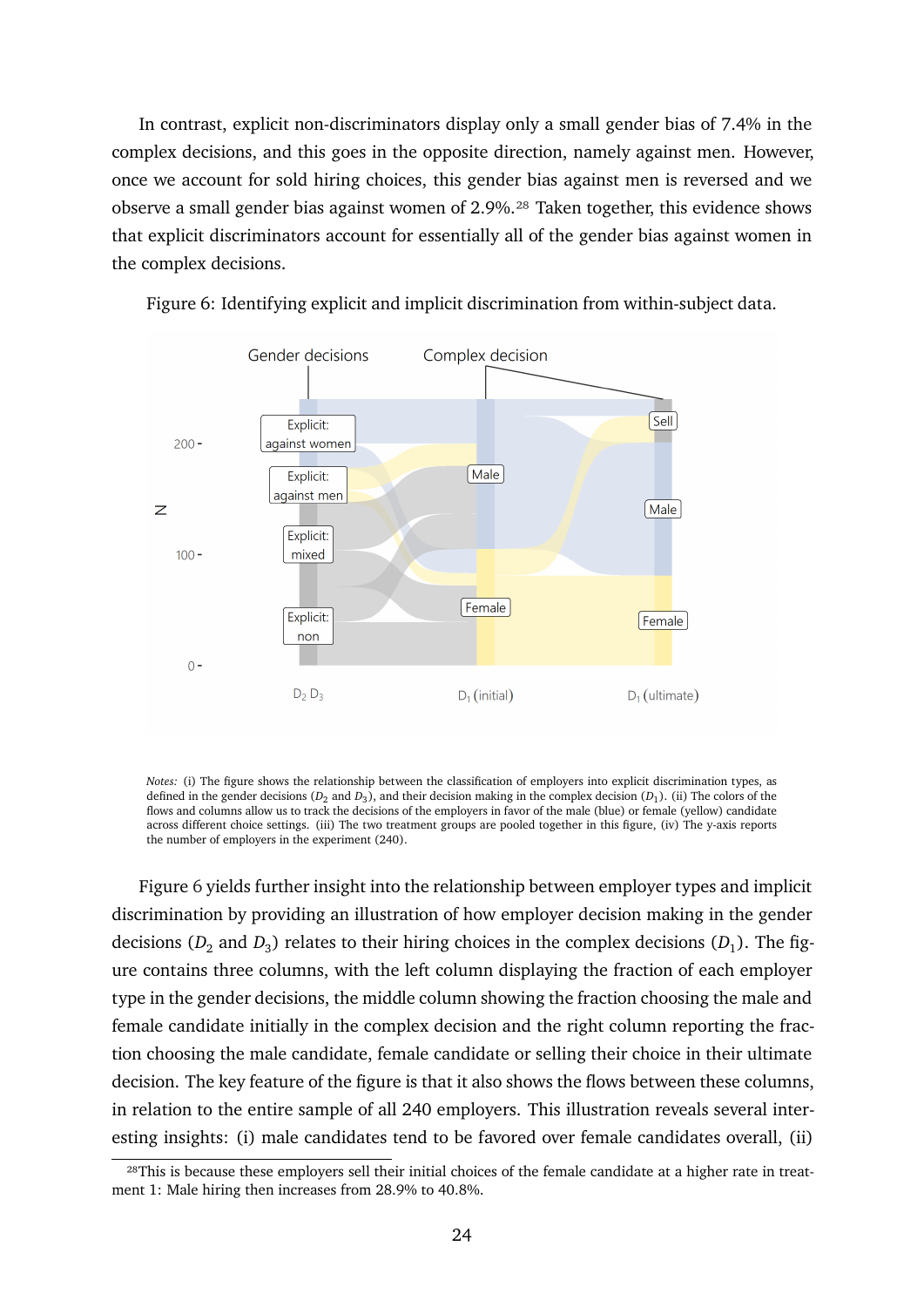In contrast, explicit non-discriminators display only a small gender bias of 7.4% in the complex decisions, and this goes in the opposite direction, namely against men. However, once we account for sold hiring choices, this gender bias against men is reversed and we observe a small gender bias against women of 2.9%.[28] Taken together, this evidence shows that explicit discriminators account for essentially all of the gender bias against women in the complex decisions.

Figure 6: Identifying explicit and implicit discrimination from within-subject data.

*Notes:* (i) The figure shows the relationship between the classification of employers into explicit discrimination types, as defined in the gender decisions ($D_2$ and $D_3$), and their decision making in the complex decision ($D_1$). (ii) The colors of the flows and columns allow us to track the decisions of the employers in favor of the male (blue) or female (yellow) candidate across different choice settings. (iii) The two treatment groups are pooled together in this figure, (iv) The y-axis reports the number of employers in the experiment (240).

Figure 6 yields further insight into the relationship between employer types and implicit discrimination by providing an illustration of how employer decision making in the gender decisions ($D_2$ and $D_3$) relates to their hiring choices in the complex decisions ($D_1$). The figure contains three columns, with the left column displaying the fraction of each employer type in the gender decisions, the middle column showing the fraction choosing the male and female candidate initially in the complex decision and the right column reporting the fraction choosing the male candidate, female candidate or selling their choice in their ultimate decision. The key feature of the figure is that it also shows the flows between these columns, in relation to the entire sample of all 240 employers. This illustration reveals several interesting insights: (i) male candidates tend to be favored over female candidates overall, (ii)

[28] This is because these employers sell their initial choices of the female candidate at a higher rate in treatment 1: Male hiring then increases from 28.9% to 40.8%.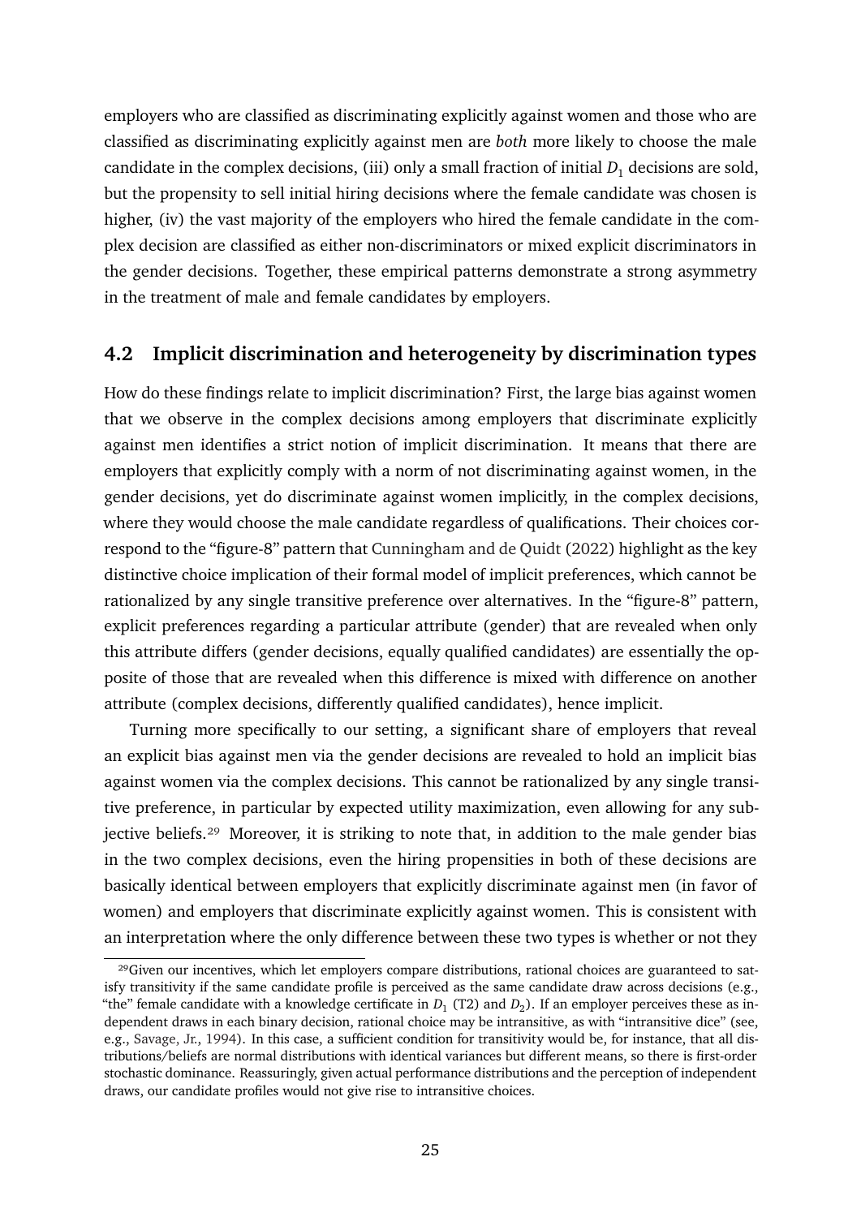employers who are classified as discriminating explicitly against women and those who are classified as discriminating explicitly against men are *both* more likely to choose the male candidate in the complex decisions, (iii) only a small fraction of initial $D_1$ decisions are sold, but the propensity to sell initial hiring decisions where the female candidate was chosen is higher, (iv) the vast majority of the employers who hired the female candidate in the complex decision are classified as either non-discriminators or mixed explicit discriminators in the gender decisions. Together, these empirical patterns demonstrate a strong asymmetry in the treatment of male and female candidates by employers.

## 4.2 Implicit discrimination and heterogeneity by discrimination types

How do these findings relate to implicit discrimination? First, the large bias against women that we observe in the complex decisions among employers that discriminate explicitly against men identifies a strict notion of implicit discrimination. It means that there are employers that explicitly comply with a norm of not discriminating against women, in the gender decisions, yet do discriminate against women implicitly, in the complex decisions, where they would choose the male candidate regardless of qualifications. Their choices correspond to the "figure-8" pattern that Cunningham and de Quidt (2022) highlight as the key distinctive choice implication of their formal model of implicit preferences, which cannot be rationalized by any single transitive preference over alternatives. In the "figure-8" pattern, explicit preferences regarding a particular attribute (gender) that are revealed when only this attribute differs (gender decisions, equally qualified candidates) are essentially the opposite of those that are revealed when this difference is mixed with difference on another attribute (complex decisions, differently qualified candidates), hence implicit.

Turning more specifically to our setting, a significant share of employers that reveal an explicit bias against men via the gender decisions are revealed to hold an implicit bias against women via the complex decisions. This cannot be rationalized by any single transitive preference, in particular by expected utility maximization, even allowing for any subjective beliefs.[29] Moreover, it is striking to note that, in addition to the male gender bias in the two complex decisions, even the hiring propensities in both of these decisions are basically identical between employers that explicitly discriminate against men (in favor of women) and employers that discriminate explicitly against women. This is consistent with an interpretation where the only difference between these two types is whether or not they

[29] Given our incentives, which let employers compare distributions, rational choices are guaranteed to satisfy transitivity if the same candidate profile is perceived as the same candidate draw across decisions (e.g., "the" female candidate with a knowledge certificate in $D_1$ (T2) and $D_2$). If an employer perceives these as independent draws in each binary decision, rational choice may be intransitive, as with "intransitive dice" (see, e.g., Savage, Jr., 1994). In this case, a sufficient condition for transitivity would be, for instance, that all distributions/beliefs are normal distributions with identical variances but different means, so there is first-order stochastic dominance. Reassuringly, given actual performance distributions and the perception of independent draws, our candidate profiles would not give rise to intransitive choices.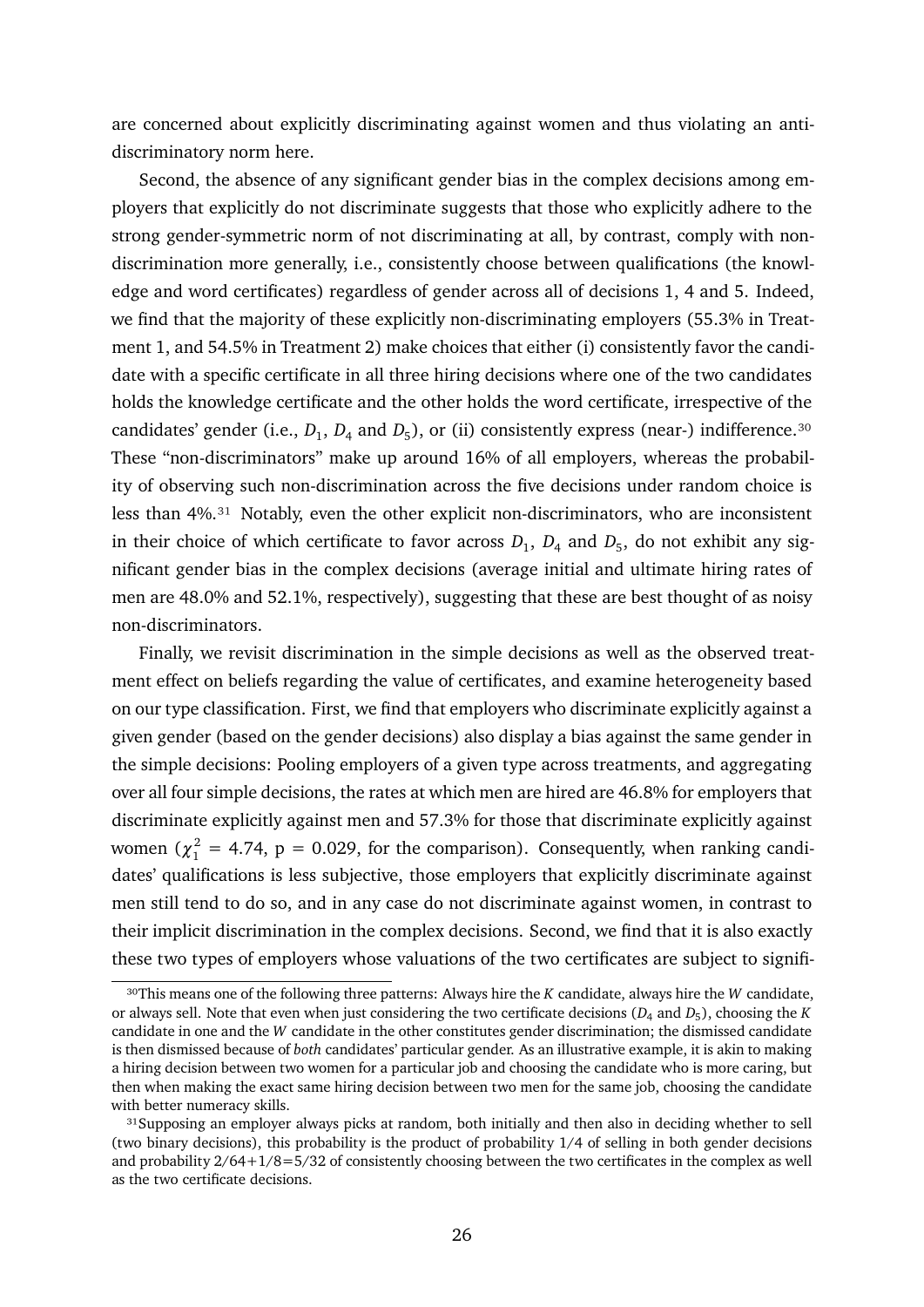are concerned about explicitly discriminating against women and thus violating an anti-discriminatory norm here.

Second, the absence of any significant gender bias in the complex decisions among employers that explicitly do not discriminate suggests that those who explicitly adhere to the strong gender-symmetric norm of not discriminating at all, by contrast, comply with non-discrimination more generally, i.e., consistently choose between qualifications (the knowledge and word certificates) regardless of gender across all of decisions 1, 4 and 5. Indeed, we find that the majority of these explicitly non-discriminating employers (55.3% in Treatment 1, and 54.5% in Treatment 2) make choices that either (i) consistently favor the candidate with a specific certificate in all three hiring decisions where one of the two candidates holds the knowledge certificate and the other holds the word certificate, irrespective of the candidates' gender (i.e., $D_1$, $D_4$ and $D_5$), or (ii) consistently express (near-) indifference.[30] These "non-discriminators" make up around 16% of all employers, whereas the probability of observing such non-discrimination across the five decisions under random choice is less than 4%.[31] Notably, even the other explicit non-discriminators, who are inconsistent in their choice of which certificate to favor across $D_1$, $D_4$ and $D_5$, do not exhibit any significant gender bias in the complex decisions (average initial and ultimate hiring rates of men are 48.0% and 52.1%, respectively), suggesting that these are best thought of as noisy non-discriminators.

Finally, we revisit discrimination in the simple decisions as well as the observed treatment effect on beliefs regarding the value of certificates, and examine heterogeneity based on our type classification. First, we find that employers who discriminate explicitly against a given gender (based on the gender decisions) also display a bias against the same gender in the simple decisions: Pooling employers of a given type across treatments, and aggregating over all four simple decisions, the rates at which men are hired are 46.8% for employers that discriminate explicitly against men and 57.3% for those that discriminate explicitly against women ($\chi^2_1$ = 4.74, p = 0.029, for the comparison). Consequently, when ranking candidates' qualifications is less subjective, those employers that explicitly discriminate against men still tend to do so, and in any case do not discriminate against women, in contrast to their implicit discrimination in the complex decisions. Second, we find that it is also exactly these two types of employers whose valuations of the two certificates are subject to signifi-

[30] This means one of the following three patterns: Always hire the $K$ candidate, always hire the $W$ candidate, or always sell. Note that even when just considering the two certificate decisions ($D_4$ and $D_5$), choosing the $K$ candidate in one and the $W$ candidate in the other constitutes gender discrimination; the dismissed candidate is then dismissed because of *both* candidates' particular gender. As an illustrative example, it is akin to making a hiring decision between two women for a particular job and choosing the candidate who is more caring, but then when making the exact same hiring decision between two men for the same job, choosing the candidate with better numeracy skills.

[31] Supposing an employer always picks at random, both initially and then also in deciding whether to sell (two binary decisions), this probability is the product of probability 1/4 of selling in both gender decisions and probability $2/64+1/8=5/32$ of consistently choosing between the two certificates in the complex as well as the two certificate decisions.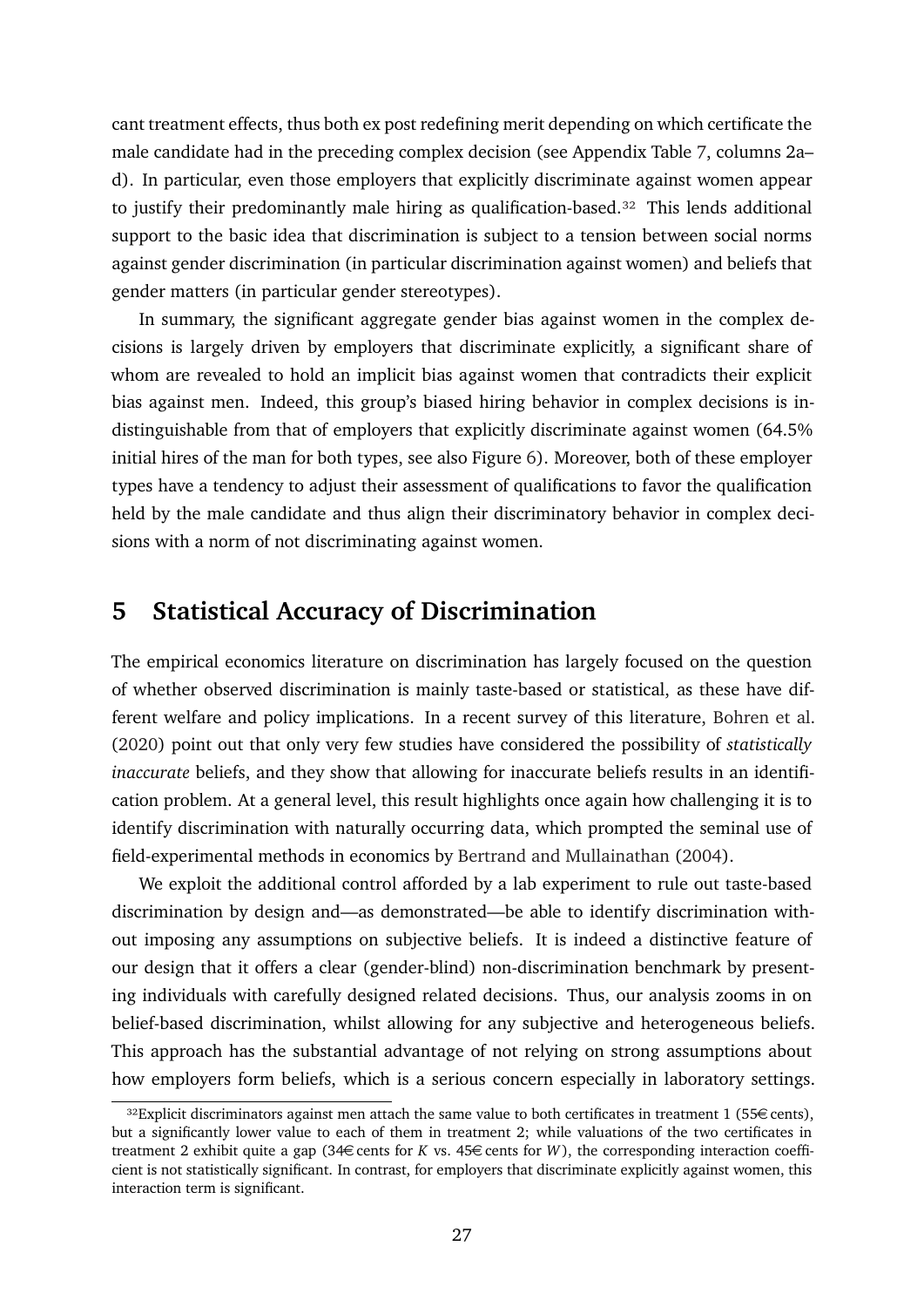cant treatment effects, thus both ex post redefining merit depending on which certificate the male candidate had in the preceding complex decision (see Appendix Table 7, columns 2a–d). In particular, even those employers that explicitly discriminate against women appear to justify their predominantly male hiring as qualification-based.[32] This lends additional support to the basic idea that discrimination is subject to a tension between social norms against gender discrimination (in particular discrimination against women) and beliefs that gender matters (in particular gender stereotypes).

In summary, the significant aggregate gender bias against women in the complex decisions is largely driven by employers that discriminate explicitly, a significant share of whom are revealed to hold an implicit bias against women that contradicts their explicit bias against men. Indeed, this group's biased hiring behavior in complex decisions is indistinguishable from that of employers that explicitly discriminate against women (64.5% initial hires of the man for both types, see also Figure 6). Moreover, both of these employer types have a tendency to adjust their assessment of qualifications to favor the qualification held by the male candidate and thus align their discriminatory behavior in complex decisions with a norm of not discriminating against women.

# 5 Statistical Accuracy of Discrimination

The empirical economics literature on discrimination has largely focused on the question of whether observed discrimination is mainly taste-based or statistical, as these have different welfare and policy implications. In a recent survey of this literature, Bohren et al. (2020) point out that only very few studies have considered the possibility of *statistically inaccurate* beliefs, and they show that allowing for inaccurate beliefs results in an identification problem. At a general level, this result highlights once again how challenging it is to identify discrimination with naturally occurring data, which prompted the seminal use of field-experimental methods in economics by Bertrand and Mullainathan (2004).

We exploit the additional control afforded by a lab experiment to rule out taste-based discrimination by design and—as demonstrated—be able to identify discrimination without imposing any assumptions on subjective beliefs. It is indeed a distinctive feature of our design that it offers a clear (gender-blind) non-discrimination benchmark by presenting individuals with carefully designed related decisions. Thus, our analysis zooms in on belief-based discrimination, whilst allowing for any subjective and heterogeneous beliefs. This approach has the substantial advantage of not relying on strong assumptions about how employers form beliefs, which is a serious concern especially in laboratory settings.

[32] Explicit discriminators against men attach the same value to both certificates in treatment 1 (55€ cents), but a significantly lower value to each of them in treatment 2; while valuations of the two certificates in treatment 2 exhibit quite a gap (34€ cents for $K$ vs. 45€ cents for $W$), the corresponding interaction coefficient is not statistically significant. In contrast, for employers that discriminate explicitly against women, this interaction term is significant.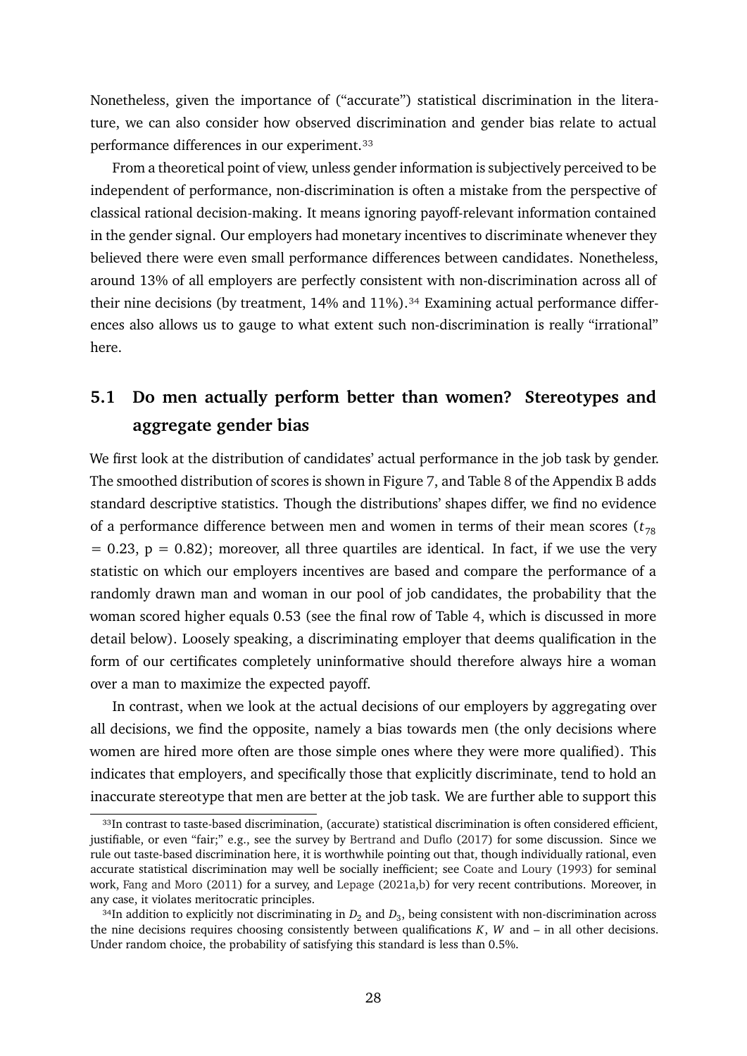Nonetheless, given the importance of ("accurate") statistical discrimination in the literature, we can also consider how observed discrimination and gender bias relate to actual performance differences in our experiment.[33]

From a theoretical point of view, unless gender information is subjectively perceived to be independent of performance, non-discrimination is often a mistake from the perspective of classical rational decision-making. It means ignoring payoff-relevant information contained in the gender signal. Our employers had monetary incentives to discriminate whenever they believed there were even small performance differences between candidates. Nonetheless, around 13% of all employers are perfectly consistent with non-discrimination across all of their nine decisions (by treatment, 14% and 11%).[34] Examining actual performance differences also allows us to gauge to what extent such non-discrimination is really "irrational" here.

## 5.1 Do men actually perform better than women? Stereotypes and aggregate gender bias

We first look at the distribution of candidates' actual performance in the job task by gender. The smoothed distribution of scores is shown in Figure 7, and Table 8 of the Appendix B adds standard descriptive statistics. Though the distributions' shapes differ, we find no evidence of a performance difference between men and women in terms of their mean scores ($t_{78}$ = 0.23, p = 0.82); moreover, all three quartiles are identical. In fact, if we use the very statistic on which our employers incentives are based and compare the performance of a randomly drawn man and woman in our pool of job candidates, the probability that the woman scored higher equals 0.53 (see the final row of Table 4, which is discussed in more detail below). Loosely speaking, a discriminating employer that deems qualification in the form of our certificates completely uninformative should therefore always hire a woman over a man to maximize the expected payoff.

In contrast, when we look at the actual decisions of our employers by aggregating over all decisions, we find the opposite, namely a bias towards men (the only decisions where women are hired more often are those simple ones where they were more qualified). This indicates that employers, and specifically those that explicitly discriminate, tend to hold an inaccurate stereotype that men are better at the job task. We are further able to support this

[33] In contrast to taste-based discrimination, (accurate) statistical discrimination is often considered efficient, justifiable, or even "fair;" e.g., see the survey by Bertrand and Duflo (2017) for some discussion. Since we rule out taste-based discrimination here, it is worthwhile pointing out that, though individually rational, even accurate statistical discrimination may well be socially inefficient; see Coate and Loury (1993) for seminal work, Fang and Moro (2011) for a survey, and Lepage (2021a,b) for very recent contributions. Moreover, in any case, it violates meritocratic principles.

[34] In addition to explicitly not discriminating in $D_2$ and $D_3$, being consistent with non-discrimination across the nine decisions requires choosing consistently between qualifications $K$, $W$ and – in all other decisions. Under random choice, the probability of satisfying this standard is less than 0.5%.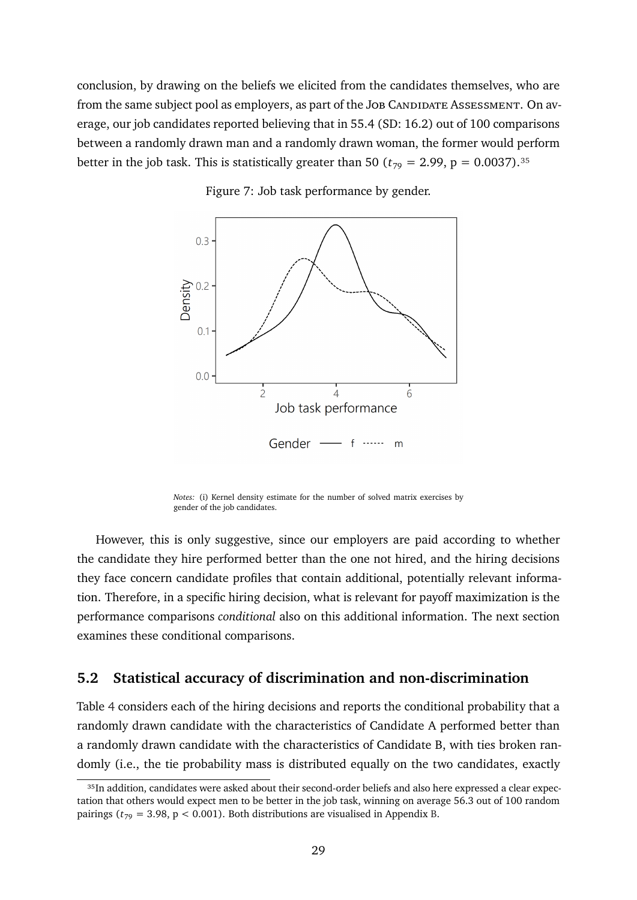conclusion, by drawing on the beliefs we elicited from the candidates themselves, who are from the same subject pool as employers, as part of the Job Candidate Assessment. On average, our job candidates reported believing that in 55.4 (SD: 16.2) out of 100 comparisons between a randomly drawn man and a randomly drawn woman, the former would perform better in the job task. This is statistically greater than 50 ($t_{79} = 2.99$, p = 0.0037).[35]

Figure 7: Job task performance by gender.

*Notes:* (i) Kernel density estimate for the number of solved matrix exercises by gender of the job candidates.

However, this is only suggestive, since our employers are paid according to whether the candidate they hire performed better than the one not hired, and the hiring decisions they face concern candidate profiles that contain additional, potentially relevant information. Therefore, in a specific hiring decision, what is relevant for payoff maximization is the performance comparisons *conditional* also on this additional information. The next section examines these conditional comparisons.

## 5.2 Statistical accuracy of discrimination and non-discrimination

Table 4 considers each of the hiring decisions and reports the conditional probability that a randomly drawn candidate with the characteristics of Candidate A performed better than a randomly drawn candidate with the characteristics of Candidate B, with ties broken randomly (i.e., the tie probability mass is distributed equally on the two candidates, exactly

[35]In addition, candidates were asked about their second-order beliefs and also here expressed a clear expectation that others would expect men to be better in the job task, winning on average 56.3 out of 100 random pairings ($t_{79} = 3.98$, p < 0.001). Both distributions are visualised in Appendix B.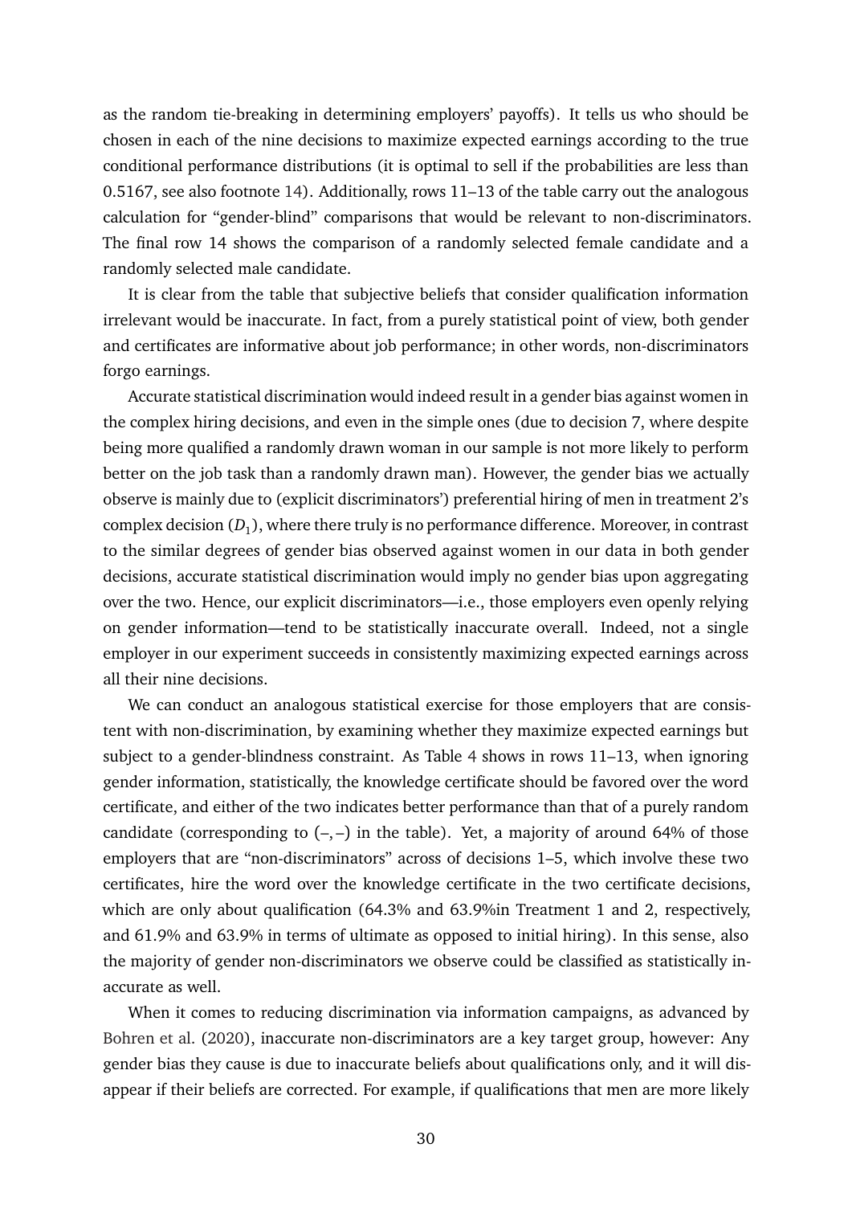as the random tie-breaking in determining employers' payoffs). It tells us who should be chosen in each of the nine decisions to maximize expected earnings according to the true conditional performance distributions (it is optimal to sell if the probabilities are less than 0.5167, see also footnote 14). Additionally, rows 11–13 of the table carry out the analogous calculation for "gender-blind" comparisons that would be relevant to non-discriminators. The final row 14 shows the comparison of a randomly selected female candidate and a randomly selected male candidate.

It is clear from the table that subjective beliefs that consider qualification information irrelevant would be inaccurate. In fact, from a purely statistical point of view, both gender and certificates are informative about job performance; in other words, non-discriminators forgo earnings.

Accurate statistical discrimination would indeed result in a gender bias against women in the complex hiring decisions, and even in the simple ones (due to decision 7, where despite being more qualified a randomly drawn woman in our sample is not more likely to perform better on the job task than a randomly drawn man). However, the gender bias we actually observe is mainly due to (explicit discriminators') preferential hiring of men in treatment 2's complex decision ($D_1$), where there truly is no performance difference. Moreover, in contrast to the similar degrees of gender bias observed against women in our data in both gender decisions, accurate statistical discrimination would imply no gender bias upon aggregating over the two. Hence, our explicit discriminators—i.e., those employers even openly relying on gender information—tend to be statistically inaccurate overall. Indeed, not a single employer in our experiment succeeds in consistently maximizing expected earnings across all their nine decisions.

We can conduct an analogous statistical exercise for those employers that are consistent with non-discrimination, by examining whether they maximize expected earnings but subject to a gender-blindness constraint. As Table 4 shows in rows 11–13, when ignoring gender information, statistically, the knowledge certificate should be favored over the word certificate, and either of the two indicates better performance than that of a purely random candidate (corresponding to $(-,-)$ in the table). Yet, a majority of around 64% of those employers that are "non-discriminators" across of decisions 1–5, which involve these two certificates, hire the word over the knowledge certificate in the two certificate decisions, which are only about qualification (64.3% and 63.9%in Treatment 1 and 2, respectively, and 61.9% and 63.9% in terms of ultimate as opposed to initial hiring). In this sense, also the majority of gender non-discriminators we observe could be classified as statistically inaccurate as well.

When it comes to reducing discrimination via information campaigns, as advanced by Bohren et al. (2020), inaccurate non-discriminators are a key target group, however: Any gender bias they cause is due to inaccurate beliefs about qualifications only, and it will disappear if their beliefs are corrected. For example, if qualifications that men are more likely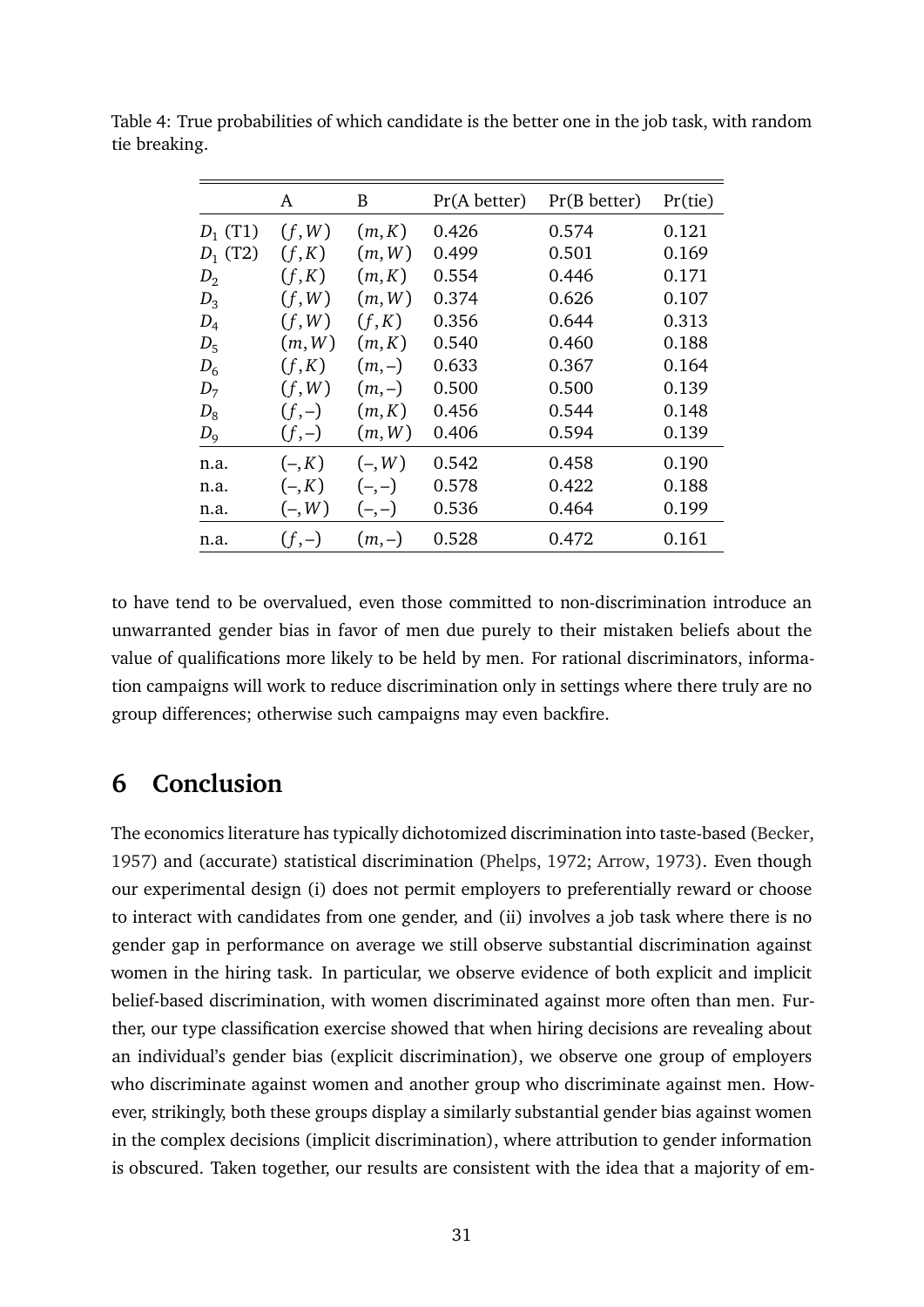Table 4: True probabilities of which candidate is the better one in the job task, with random tie breaking.

| | A | B | Pr(A better) | Pr(B better) | Pr(tie) |
|---|---|---|---|---|---|
| $D_1$ (T1) | $(f,W)$ | $(m,K)$ | 0.426 | 0.574 | 0.121 |
| $D_1$ (T2) | $(f,K)$ | $(m,W)$ | 0.499 | 0.501 | 0.169 |
| $D_2$ | $(f,K)$ | $(m,K)$ | 0.554 | 0.446 | 0.171 |
| $D_3$ | $(f,W)$ | $(m,W)$ | 0.374 | 0.626 | 0.107 |
| $D_4$ | $(f,W)$ | $(f,K)$ | 0.356 | 0.644 | 0.313 |
| $D_5$ | $(m,W)$ | $(m,K)$ | 0.540 | 0.460 | 0.188 |
| $D_6$ | $(f,K)$ | $(m,-)$ | 0.633 | 0.367 | 0.164 |
| $D_7$ | $(f,W)$ | $(m,-)$ | 0.500 | 0.500 | 0.139 |
| $D_8$ | $(f,-)$ | $(m,K)$ | 0.456 | 0.544 | 0.148 |
| $D_9$ | $(f,-)$ | $(m,W)$ | 0.406 | 0.594 | 0.139 |
| n.a. | $(-,K)$ | $(-,W)$ | 0.542 | 0.458 | 0.190 |
| n.a. | $(-,K)$ | $(-,-)$ | 0.578 | 0.422 | 0.188 |
| n.a. | $(-,W)$ | $(-,-)$ | 0.536 | 0.464 | 0.199 |
| n.a. | $(f,-)$ | $(m,-)$ | 0.528 | 0.472 | 0.161 |

to have tend to be overvalued, even those committed to non-discrimination introduce an unwarranted gender bias in favor of men due purely to their mistaken beliefs about the value of qualifications more likely to be held by men. For rational discriminators, information campaigns will work to reduce discrimination only in settings where there truly are no group differences; otherwise such campaigns may even backfire.

# 6 Conclusion

The economics literature has typically dichotomized discrimination into taste-based (Becker, 1957) and (accurate) statistical discrimination (Phelps, 1972; Arrow, 1973). Even though our experimental design (i) does not permit employers to preferentially reward or choose to interact with candidates from one gender, and (ii) involves a job task where there is no gender gap in performance on average we still observe substantial discrimination against women in the hiring task. In particular, we observe evidence of both explicit and implicit belief-based discrimination, with women discriminated against more often than men. Further, our type classification exercise showed that when hiring decisions are revealing about an individual's gender bias (explicit discrimination), we observe one group of employers who discriminate against women and another group who discriminate against men. However, strikingly, both these groups display a similarly substantial gender bias against women in the complex decisions (implicit discrimination), where attribution to gender information is obscured. Taken together, our results are consistent with the idea that a majority of em-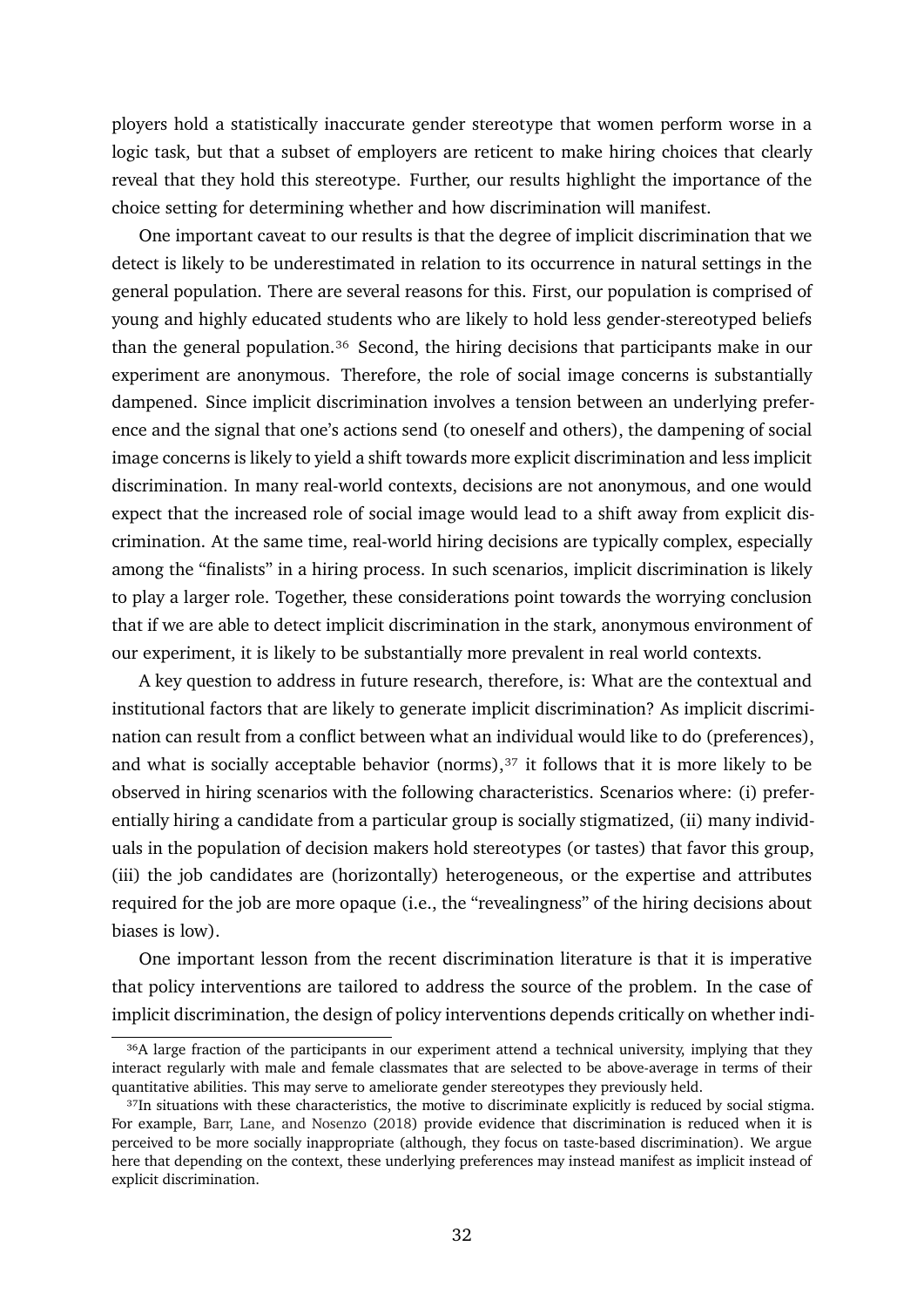ployers hold a statistically inaccurate gender stereotype that women perform worse in a logic task, but that a subset of employers are reticent to make hiring choices that clearly reveal that they hold this stereotype. Further, our results highlight the importance of the choice setting for determining whether and how discrimination will manifest.

One important caveat to our results is that the degree of implicit discrimination that we detect is likely to be underestimated in relation to its occurrence in natural settings in the general population. There are several reasons for this. First, our population is comprised of young and highly educated students who are likely to hold less gender-stereotyped beliefs than the general population.[36] Second, the hiring decisions that participants make in our experiment are anonymous. Therefore, the role of social image concerns is substantially dampened. Since implicit discrimination involves a tension between an underlying preference and the signal that one's actions send (to oneself and others), the dampening of social image concerns is likely to yield a shift towards more explicit discrimination and less implicit discrimination. In many real-world contexts, decisions are not anonymous, and one would expect that the increased role of social image would lead to a shift away from explicit discrimination. At the same time, real-world hiring decisions are typically complex, especially among the "finalists" in a hiring process. In such scenarios, implicit discrimination is likely to play a larger role. Together, these considerations point towards the worrying conclusion that if we are able to detect implicit discrimination in the stark, anonymous environment of our experiment, it is likely to be substantially more prevalent in real world contexts.

A key question to address in future research, therefore, is: What are the contextual and institutional factors that are likely to generate implicit discrimination? As implicit discrimination can result from a conflict between what an individual would like to do (preferences), and what is socially acceptable behavior (norms),[37] it follows that it is more likely to be observed in hiring scenarios with the following characteristics. Scenarios where: (i) preferentially hiring a candidate from a particular group is socially stigmatized, (ii) many individuals in the population of decision makers hold stereotypes (or tastes) that favor this group, (iii) the job candidates are (horizontally) heterogeneous, or the expertise and attributes required for the job are more opaque (i.e., the "revealingness" of the hiring decisions about biases is low).

One important lesson from the recent discrimination literature is that it is imperative that policy interventions are tailored to address the source of the problem. In the case of implicit discrimination, the design of policy interventions depends critically on whether indi-

[36] A large fraction of the participants in our experiment attend a technical university, implying that they interact regularly with male and female classmates that are selected to be above-average in terms of their quantitative abilities. This may serve to ameliorate gender stereotypes they previously held.

[37] In situations with these characteristics, the motive to discriminate explicitly is reduced by social stigma. For example, Barr, Lane, and Nosenzo (2018) provide evidence that discrimination is reduced when it is perceived to be more socially inappropriate (although, they focus on taste-based discrimination). We argue here that depending on the context, these underlying preferences may instead manifest as implicit instead of explicit discrimination.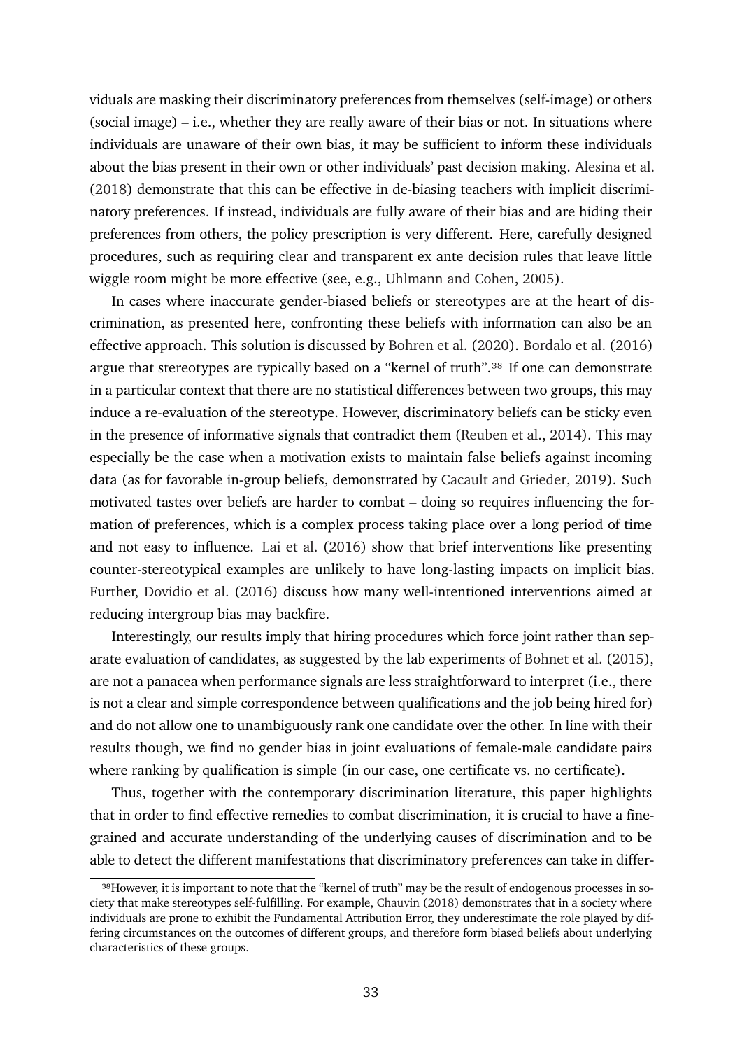viduals are masking their discriminatory preferences from themselves (self-image) or others (social image) – i.e., whether they are really aware of their bias or not. In situations where individuals are unaware of their own bias, it may be sufficient to inform these individuals about the bias present in their own or other individuals' past decision making. Alesina et al. (2018) demonstrate that this can be effective in de-biasing teachers with implicit discriminatory preferences. If instead, individuals are fully aware of their bias and are hiding their preferences from others, the policy prescription is very different. Here, carefully designed procedures, such as requiring clear and transparent ex ante decision rules that leave little wiggle room might be more effective (see, e.g., Uhlmann and Cohen, 2005).

In cases where inaccurate gender-biased beliefs or stereotypes are at the heart of discrimination, as presented here, confronting these beliefs with information can also be an effective approach. This solution is discussed by Bohren et al. (2020). Bordalo et al. (2016) argue that stereotypes are typically based on a "kernel of truth".[38] If one can demonstrate in a particular context that there are no statistical differences between two groups, this may induce a re-evaluation of the stereotype. However, discriminatory beliefs can be sticky even in the presence of informative signals that contradict them (Reuben et al., 2014). This may especially be the case when a motivation exists to maintain false beliefs against incoming data (as for favorable in-group beliefs, demonstrated by Cacault and Grieder, 2019). Such motivated tastes over beliefs are harder to combat – doing so requires influencing the formation of preferences, which is a complex process taking place over a long period of time and not easy to influence. Lai et al. (2016) show that brief interventions like presenting counter-stereotypical examples are unlikely to have long-lasting impacts on implicit bias. Further, Dovidio et al. (2016) discuss how many well-intentioned interventions aimed at reducing intergroup bias may backfire.

Interestingly, our results imply that hiring procedures which force joint rather than separate evaluation of candidates, as suggested by the lab experiments of Bohnet et al. (2015), are not a panacea when performance signals are less straightforward to interpret (i.e., there is not a clear and simple correspondence between qualifications and the job being hired for) and do not allow one to unambiguously rank one candidate over the other. In line with their results though, we find no gender bias in joint evaluations of female-male candidate pairs where ranking by qualification is simple (in our case, one certificate vs. no certificate).

Thus, together with the contemporary discrimination literature, this paper highlights that in order to find effective remedies to combat discrimination, it is crucial to have a fine-grained and accurate understanding of the underlying causes of discrimination and to be able to detect the different manifestations that discriminatory preferences can take in differ-

[38] However, it is important to note that the "kernel of truth" may be the result of endogenous processes in society that make stereotypes self-fulfilling. For example, Chauvin (2018) demonstrates that in a society where individuals are prone to exhibit the Fundamental Attribution Error, they underestimate the role played by differing circumstances on the outcomes of different groups, and therefore form biased beliefs about underlying characteristics of these groups.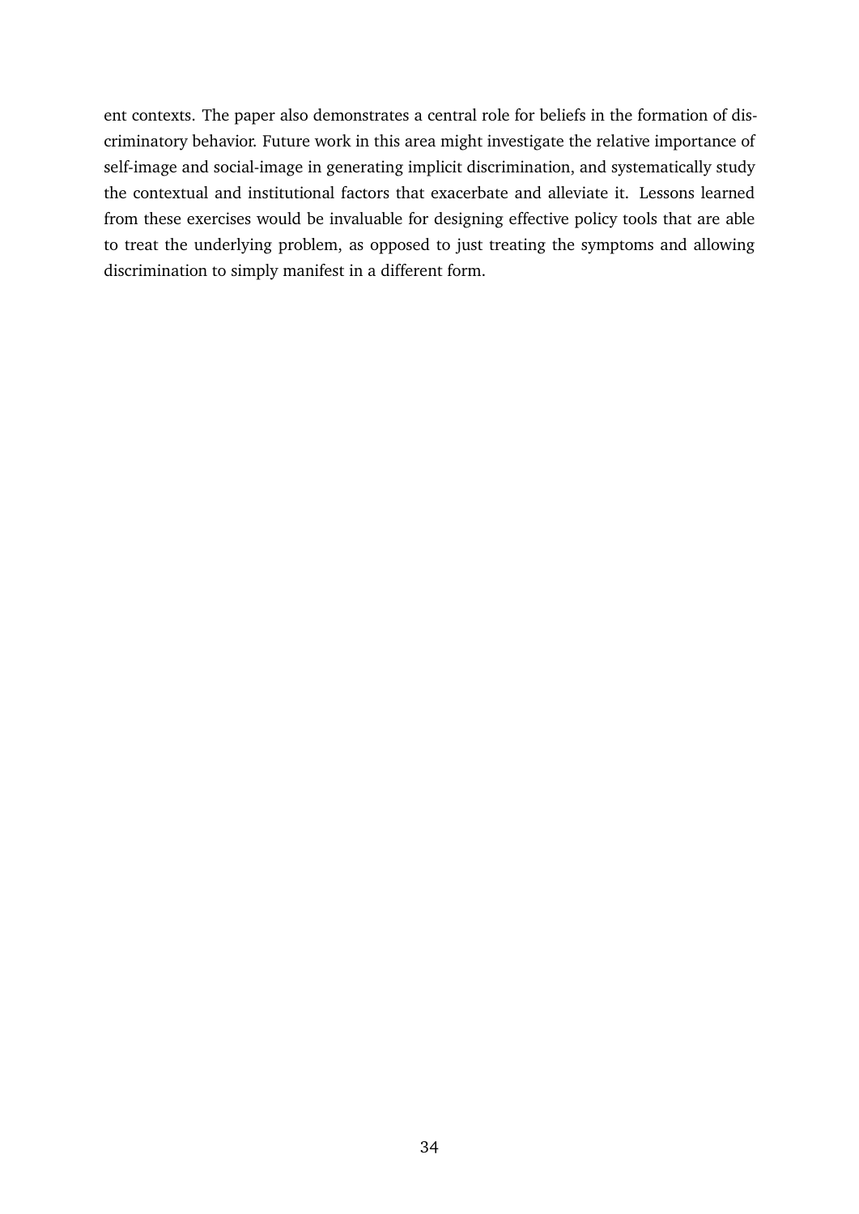ent contexts. The paper also demonstrates a central role for beliefs in the formation of discriminatory behavior. Future work in this area might investigate the relative importance of self-image and social-image in generating implicit discrimination, and systematically study the contextual and institutional factors that exacerbate and alleviate it. Lessons learned from these exercises would be invaluable for designing effective policy tools that are able to treat the underlying problem, as opposed to just treating the symptoms and allowing discrimination to simply manifest in a different form.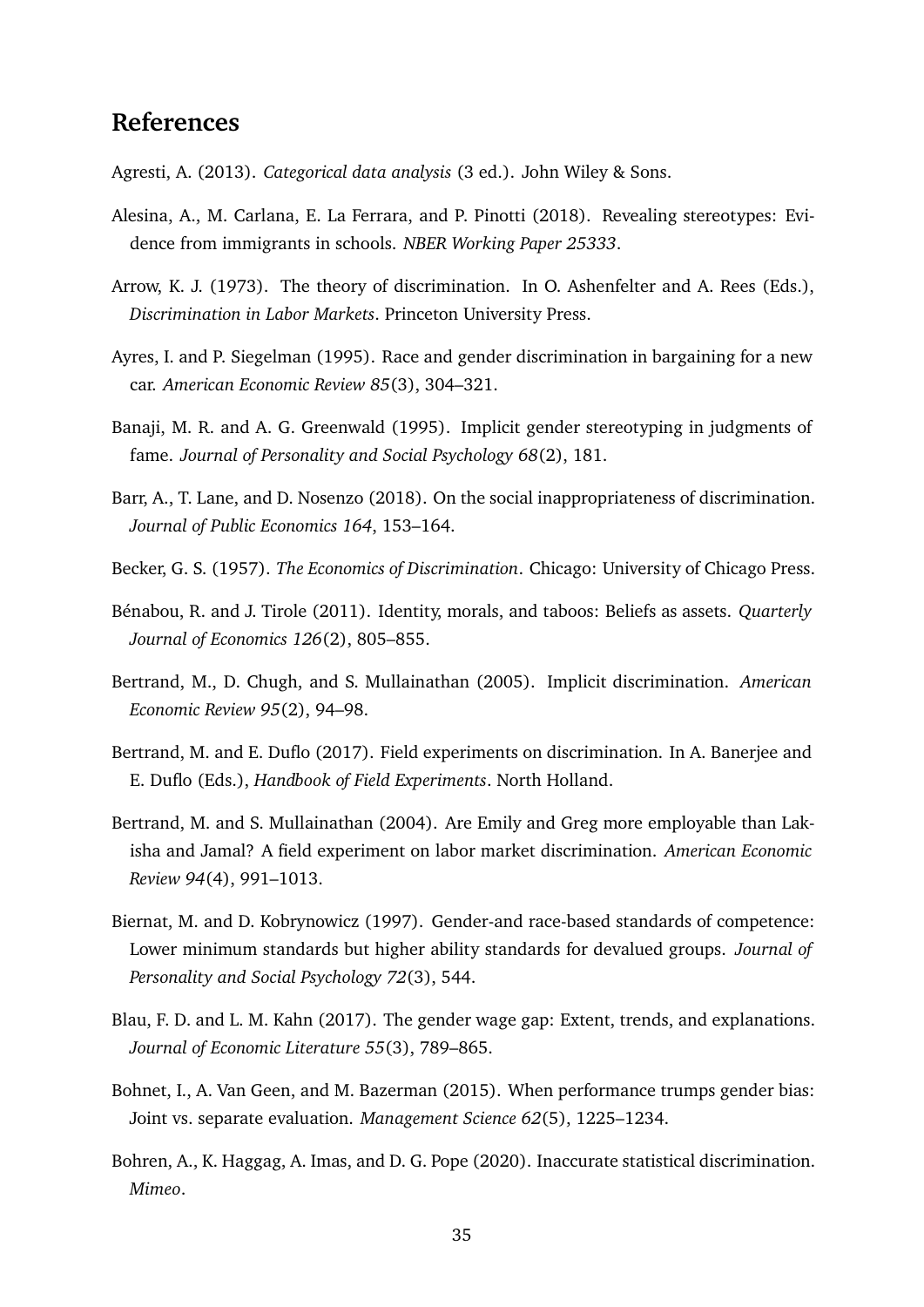## References

Agresti, A. (2013). *Categorical data analysis* (3 ed.). John Wiley & Sons.

Alesina, A., M. Carlana, E. La Ferrara, and P. Pinotti (2018). Revealing stereotypes: Evidence from immigrants in schools. *NBER Working Paper 25333*.

Arrow, K. J. (1973). The theory of discrimination. In O. Ashenfelter and A. Rees (Eds.), *Discrimination in Labor Markets*. Princeton University Press.

Ayres, I. and P. Siegelman (1995). Race and gender discrimination in bargaining for a new car. *American Economic Review 85*(3), 304–321.

Banaji, M. R. and A. G. Greenwald (1995). Implicit gender stereotyping in judgments of fame. *Journal of Personality and Social Psychology 68*(2), 181.

Barr, A., T. Lane, and D. Nosenzo (2018). On the social inappropriateness of discrimination. *Journal of Public Economics 164*, 153–164.

Becker, G. S. (1957). *The Economics of Discrimination*. Chicago: University of Chicago Press.

Bénabou, R. and J. Tirole (2011). Identity, morals, and taboos: Beliefs as assets. *Quarterly Journal of Economics 126*(2), 805–855.

Bertrand, M., D. Chugh, and S. Mullainathan (2005). Implicit discrimination. *American Economic Review 95*(2), 94–98.

Bertrand, M. and E. Duflo (2017). Field experiments on discrimination. In A. Banerjee and E. Duflo (Eds.), *Handbook of Field Experiments*. North Holland.

Bertrand, M. and S. Mullainathan (2004). Are Emily and Greg more employable than Lakisha and Jamal? A field experiment on labor market discrimination. *American Economic Review 94*(4), 991–1013.

Biernat, M. and D. Kobrynowicz (1997). Gender-and race-based standards of competence: Lower minimum standards but higher ability standards for devalued groups. *Journal of Personality and Social Psychology 72*(3), 544.

Blau, F. D. and L. M. Kahn (2017). The gender wage gap: Extent, trends, and explanations. *Journal of Economic Literature 55*(3), 789–865.

Bohnet, I., A. Van Geen, and M. Bazerman (2015). When performance trumps gender bias: Joint vs. separate evaluation. *Management Science 62*(5), 1225–1234.

Bohren, A., K. Haggag, A. Imas, and D. G. Pope (2020). Inaccurate statistical discrimination. *Mimeo*.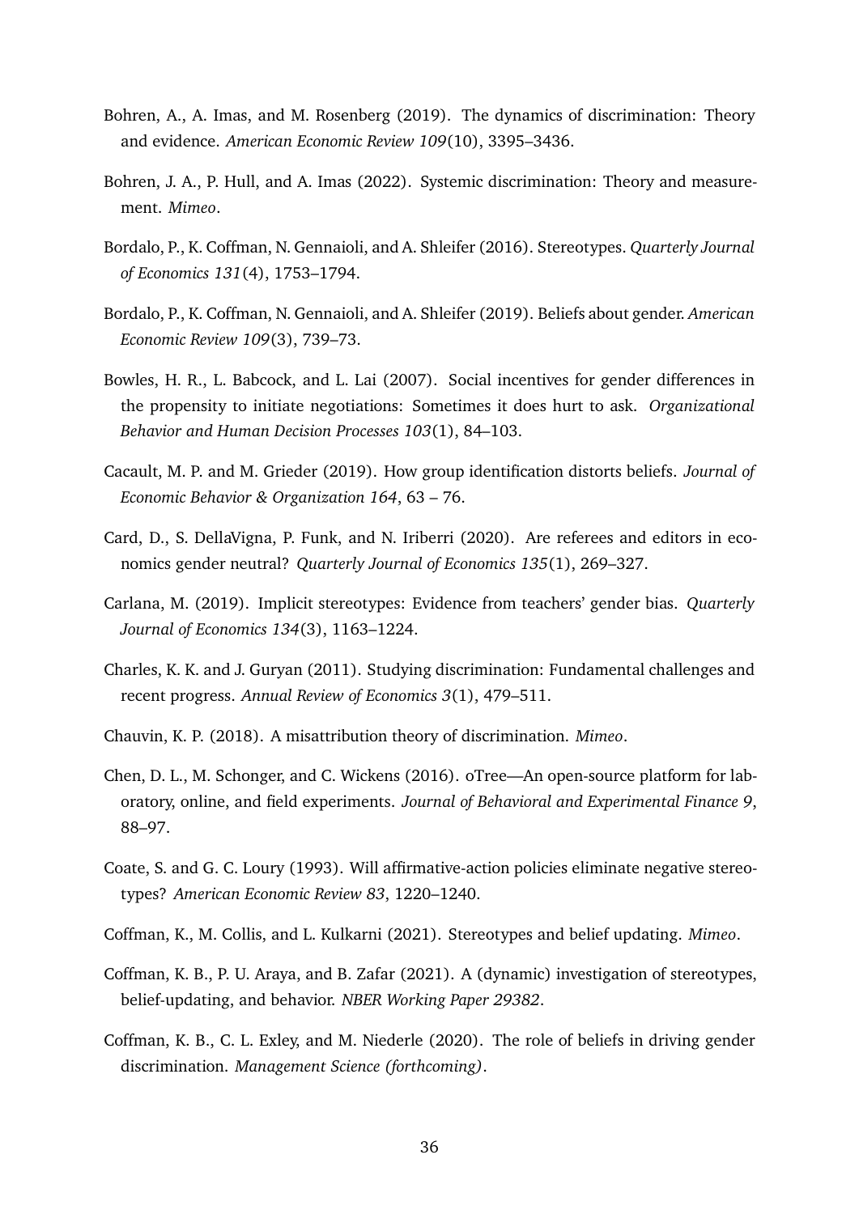Bohren, A., A. Imas, and M. Rosenberg (2019). The dynamics of discrimination: Theory and evidence. *American Economic Review 109*(10), 3395–3436.

Bohren, J. A., P. Hull, and A. Imas (2022). Systemic discrimination: Theory and measurement. *Mimeo*.

Bordalo, P., K. Coffman, N. Gennaioli, and A. Shleifer (2016). Stereotypes. *Quarterly Journal of Economics 131*(4), 1753–1794.

Bordalo, P., K. Coffman, N. Gennaioli, and A. Shleifer (2019). Beliefs about gender. *American Economic Review 109*(3), 739–73.

Bowles, H. R., L. Babcock, and L. Lai (2007). Social incentives for gender differences in the propensity to initiate negotiations: Sometimes it does hurt to ask. *Organizational Behavior and Human Decision Processes 103*(1), 84–103.

Cacault, M. P. and M. Grieder (2019). How group identification distorts beliefs. *Journal of Economic Behavior & Organization 164*, 63 – 76.

Card, D., S. DellaVigna, P. Funk, and N. Iriberri (2020). Are referees and editors in economics gender neutral? *Quarterly Journal of Economics 135*(1), 269–327.

Carlana, M. (2019). Implicit stereotypes: Evidence from teachers' gender bias. *Quarterly Journal of Economics 134*(3), 1163–1224.

Charles, K. K. and J. Guryan (2011). Studying discrimination: Fundamental challenges and recent progress. *Annual Review of Economics 3*(1), 479–511.

Chauvin, K. P. (2018). A misattribution theory of discrimination. *Mimeo*.

Chen, D. L., M. Schonger, and C. Wickens (2016). oTree—An open-source platform for laboratory, online, and field experiments. *Journal of Behavioral and Experimental Finance 9*, 88–97.

Coate, S. and G. C. Loury (1993). Will affirmative-action policies eliminate negative stereotypes? *American Economic Review 83*, 1220–1240.

Coffman, K., M. Collis, and L. Kulkarni (2021). Stereotypes and belief updating. *Mimeo*.

Coffman, K. B., P. U. Araya, and B. Zafar (2021). A (dynamic) investigation of stereotypes, belief-updating, and behavior. *NBER Working Paper 29382*.

Coffman, K. B., C. L. Exley, and M. Niederle (2020). The role of beliefs in driving gender discrimination. *Management Science (forthcoming)*.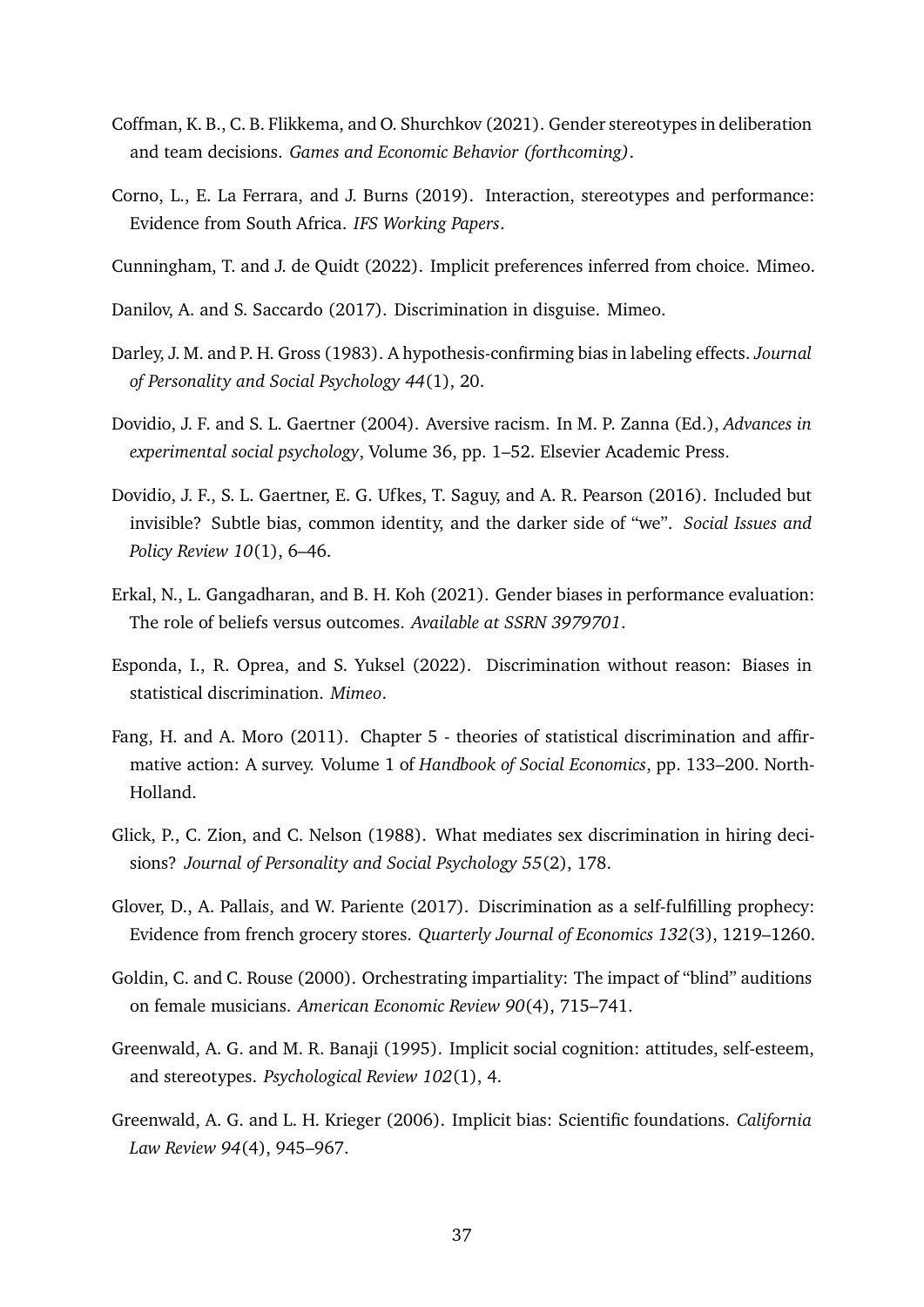Coffman, K. B., C. B. Flikkema, and O. Shurchkov (2021). Gender stereotypes in deliberation and team decisions. *Games and Economic Behavior (forthcoming)*.

Corno, L., E. La Ferrara, and J. Burns (2019). Interaction, stereotypes and performance: Evidence from South Africa. *IFS Working Papers*.

Cunningham, T. and J. de Quidt (2022). Implicit preferences inferred from choice. Mimeo.

Danilov, A. and S. Saccardo (2017). Discrimination in disguise. Mimeo.

Darley, J. M. and P. H. Gross (1983). A hypothesis-confirming bias in labeling effects. *Journal of Personality and Social Psychology 44*(1), 20.

Dovidio, J. F. and S. L. Gaertner (2004). Aversive racism. In M. P. Zanna (Ed.), *Advances in experimental social psychology*, Volume 36, pp. 1–52. Elsevier Academic Press.

Dovidio, J. F., S. L. Gaertner, E. G. Ufkes, T. Saguy, and A. R. Pearson (2016). Included but invisible? Subtle bias, common identity, and the darker side of "we". *Social Issues and Policy Review 10*(1), 6–46.

Erkal, N., L. Gangadharan, and B. H. Koh (2021). Gender biases in performance evaluation: The role of beliefs versus outcomes. *Available at SSRN 3979701*.

Esponda, I., R. Oprea, and S. Yuksel (2022). Discrimination without reason: Biases in statistical discrimination. *Mimeo*.

Fang, H. and A. Moro (2011). Chapter 5 - theories of statistical discrimination and affirmative action: A survey. Volume 1 of *Handbook of Social Economics*, pp. 133–200. North-Holland.

Glick, P., C. Zion, and C. Nelson (1988). What mediates sex discrimination in hiring decisions? *Journal of Personality and Social Psychology 55*(2), 178.

Glover, D., A. Pallais, and W. Pariente (2017). Discrimination as a self-fulfilling prophecy: Evidence from french grocery stores. *Quarterly Journal of Economics 132*(3), 1219–1260.

Goldin, C. and C. Rouse (2000). Orchestrating impartiality: The impact of "blind" auditions on female musicians. *American Economic Review 90*(4), 715–741.

Greenwald, A. G. and M. R. Banaji (1995). Implicit social cognition: attitudes, self-esteem, and stereotypes. *Psychological Review 102*(1), 4.

Greenwald, A. G. and L. H. Krieger (2006). Implicit bias: Scientific foundations. *California Law Review 94*(4), 945–967.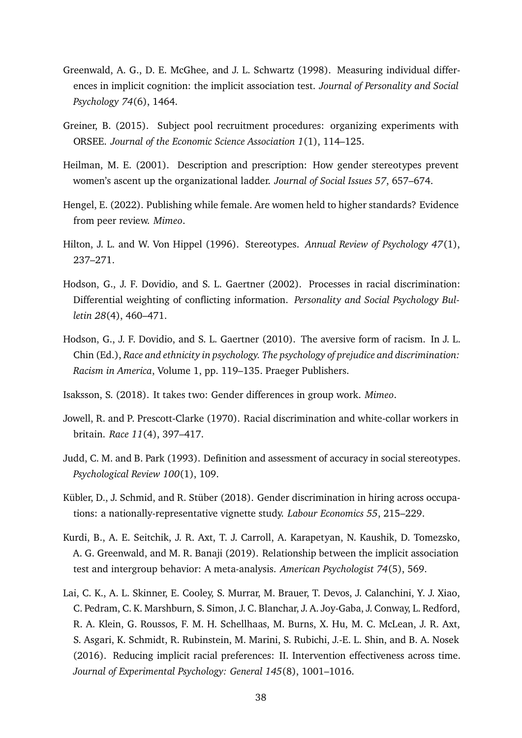Greenwald, A. G., D. E. McGhee, and J. L. Schwartz (1998). Measuring individual differences in implicit cognition: the implicit association test. *Journal of Personality and Social Psychology 74*(6), 1464.

Greiner, B. (2015). Subject pool recruitment procedures: organizing experiments with ORSEE. *Journal of the Economic Science Association 1*(1), 114–125.

Heilman, M. E. (2001). Description and prescription: How gender stereotypes prevent women's ascent up the organizational ladder. *Journal of Social Issues 57*, 657–674.

Hengel, E. (2022). Publishing while female. Are women held to higher standards? Evidence from peer review. *Mimeo*.

Hilton, J. L. and W. Von Hippel (1996). Stereotypes. *Annual Review of Psychology 47*(1), 237–271.

Hodson, G., J. F. Dovidio, and S. L. Gaertner (2002). Processes in racial discrimination: Differential weighting of conflicting information. *Personality and Social Psychology Bulletin 28*(4), 460–471.

Hodson, G., J. F. Dovidio, and S. L. Gaertner (2010). The aversive form of racism. In J. L. Chin (Ed.), *Race and ethnicity in psychology. The psychology of prejudice and discrimination: Racism in America*, Volume 1, pp. 119–135. Praeger Publishers.

Isaksson, S. (2018). It takes two: Gender differences in group work. *Mimeo*.

Jowell, R. and P. Prescott-Clarke (1970). Racial discrimination and white-collar workers in britain. *Race 11*(4), 397–417.

Judd, C. M. and B. Park (1993). Definition and assessment of accuracy in social stereotypes. *Psychological Review 100*(1), 109.

Kübler, D., J. Schmid, and R. Stüber (2018). Gender discrimination in hiring across occupations: a nationally-representative vignette study. *Labour Economics 55*, 215–229.

Kurdi, B., A. E. Seitchik, J. R. Axt, T. J. Carroll, A. Karapetyan, N. Kaushik, D. Tomezsko, A. G. Greenwald, and M. R. Banaji (2019). Relationship between the implicit association test and intergroup behavior: A meta-analysis. *American Psychologist 74*(5), 569.

Lai, C. K., A. L. Skinner, E. Cooley, S. Murrar, M. Brauer, T. Devos, J. Calanchini, Y. J. Xiao, C. Pedram, C. K. Marshburn, S. Simon, J. C. Blanchar, J. A. Joy-Gaba, J. Conway, L. Redford, R. A. Klein, G. Roussos, F. M. H. Schellhaas, M. Burns, X. Hu, M. C. McLean, J. R. Axt, S. Asgari, K. Schmidt, R. Rubinstein, M. Marini, S. Rubichi, J.-E. L. Shin, and B. A. Nosek (2016). Reducing implicit racial preferences: II. Intervention effectiveness across time. *Journal of Experimental Psychology: General 145*(8), 1001–1016.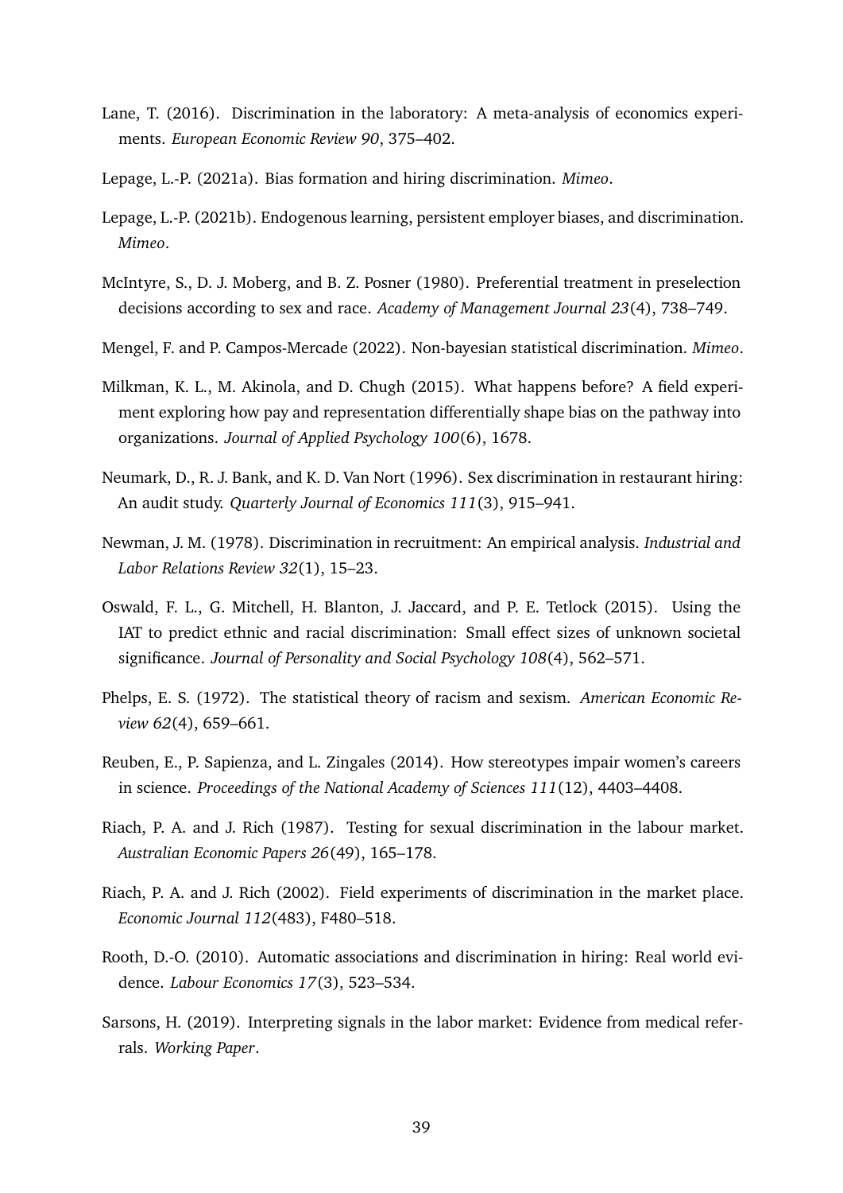Lane, T. (2016). Discrimination in the laboratory: A meta-analysis of economics experiments. *European Economic Review 90*, 375–402.

Lepage, L.-P. (2021a). Bias formation and hiring discrimination. *Mimeo*.

Lepage, L.-P. (2021b). Endogenous learning, persistent employer biases, and discrimination. *Mimeo*.

McIntyre, S., D. J. Moberg, and B. Z. Posner (1980). Preferential treatment in preselection decisions according to sex and race. *Academy of Management Journal 23*(4), 738–749.

Mengel, F. and P. Campos-Mercade (2022). Non-bayesian statistical discrimination. *Mimeo*.

Milkman, K. L., M. Akinola, and D. Chugh (2015). What happens before? A field experiment exploring how pay and representation differentially shape bias on the pathway into organizations. *Journal of Applied Psychology 100*(6), 1678.

Neumark, D., R. J. Bank, and K. D. Van Nort (1996). Sex discrimination in restaurant hiring: An audit study. *Quarterly Journal of Economics 111*(3), 915–941.

Newman, J. M. (1978). Discrimination in recruitment: An empirical analysis. *Industrial and Labor Relations Review 32*(1), 15–23.

Oswald, F. L., G. Mitchell, H. Blanton, J. Jaccard, and P. E. Tetlock (2015). Using the IAT to predict ethnic and racial discrimination: Small effect sizes of unknown societal significance. *Journal of Personality and Social Psychology 108*(4), 562–571.

Phelps, E. S. (1972). The statistical theory of racism and sexism. *American Economic Review 62*(4), 659–661.

Reuben, E., P. Sapienza, and L. Zingales (2014). How stereotypes impair women's careers in science. *Proceedings of the National Academy of Sciences 111*(12), 4403–4408.

Riach, P. A. and J. Rich (1987). Testing for sexual discrimination in the labour market. *Australian Economic Papers 26*(49), 165–178.

Riach, P. A. and J. Rich (2002). Field experiments of discrimination in the market place. *Economic Journal 112*(483), F480–518.

Rooth, D.-O. (2010). Automatic associations and discrimination in hiring: Real world evidence. *Labour Economics 17*(3), 523–534.

Sarsons, H. (2019). Interpreting signals in the labor market: Evidence from medical referrals. *Working Paper*.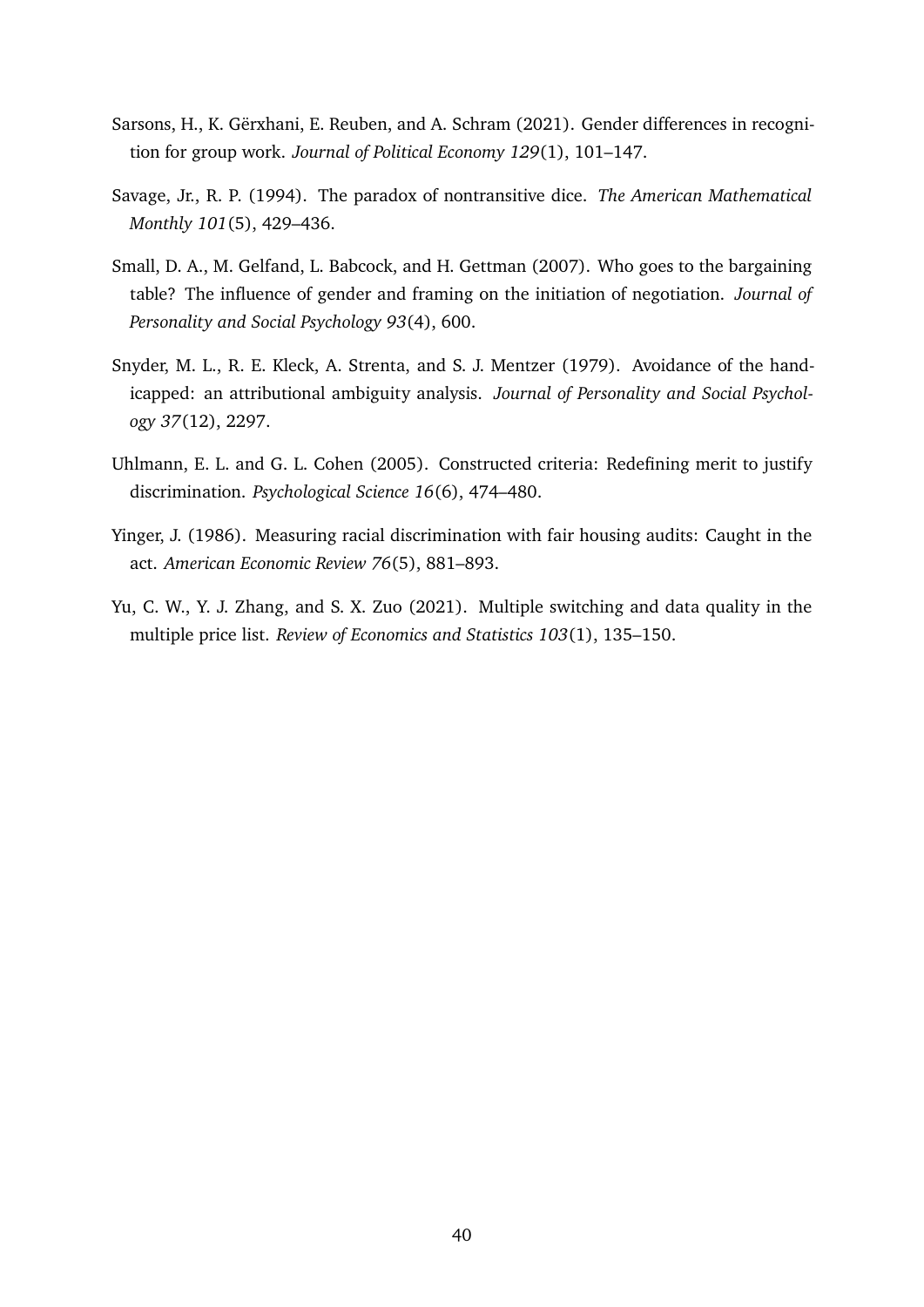Sarsons, H., K. Gërxhani, E. Reuben, and A. Schram (2021). Gender differences in recognition for group work. *Journal of Political Economy 129*(1), 101–147.

Savage, Jr., R. P. (1994). The paradox of nontransitive dice. *The American Mathematical Monthly 101*(5), 429–436.

Small, D. A., M. Gelfand, L. Babcock, and H. Gettman (2007). Who goes to the bargaining table? The influence of gender and framing on the initiation of negotiation. *Journal of Personality and Social Psychology 93*(4), 600.

Snyder, M. L., R. E. Kleck, A. Strenta, and S. J. Mentzer (1979). Avoidance of the handicapped: an attributional ambiguity analysis. *Journal of Personality and Social Psychology 37*(12), 2297.

Uhlmann, E. L. and G. L. Cohen (2005). Constructed criteria: Redefining merit to justify discrimination. *Psychological Science 16*(6), 474–480.

Yinger, J. (1986). Measuring racial discrimination with fair housing audits: Caught in the act. *American Economic Review 76*(5), 881–893.

Yu, C. W., Y. J. Zhang, and S. X. Zuo (2021). Multiple switching and data quality in the multiple price list. *Review of Economics and Statistics 103*(1), 135–150.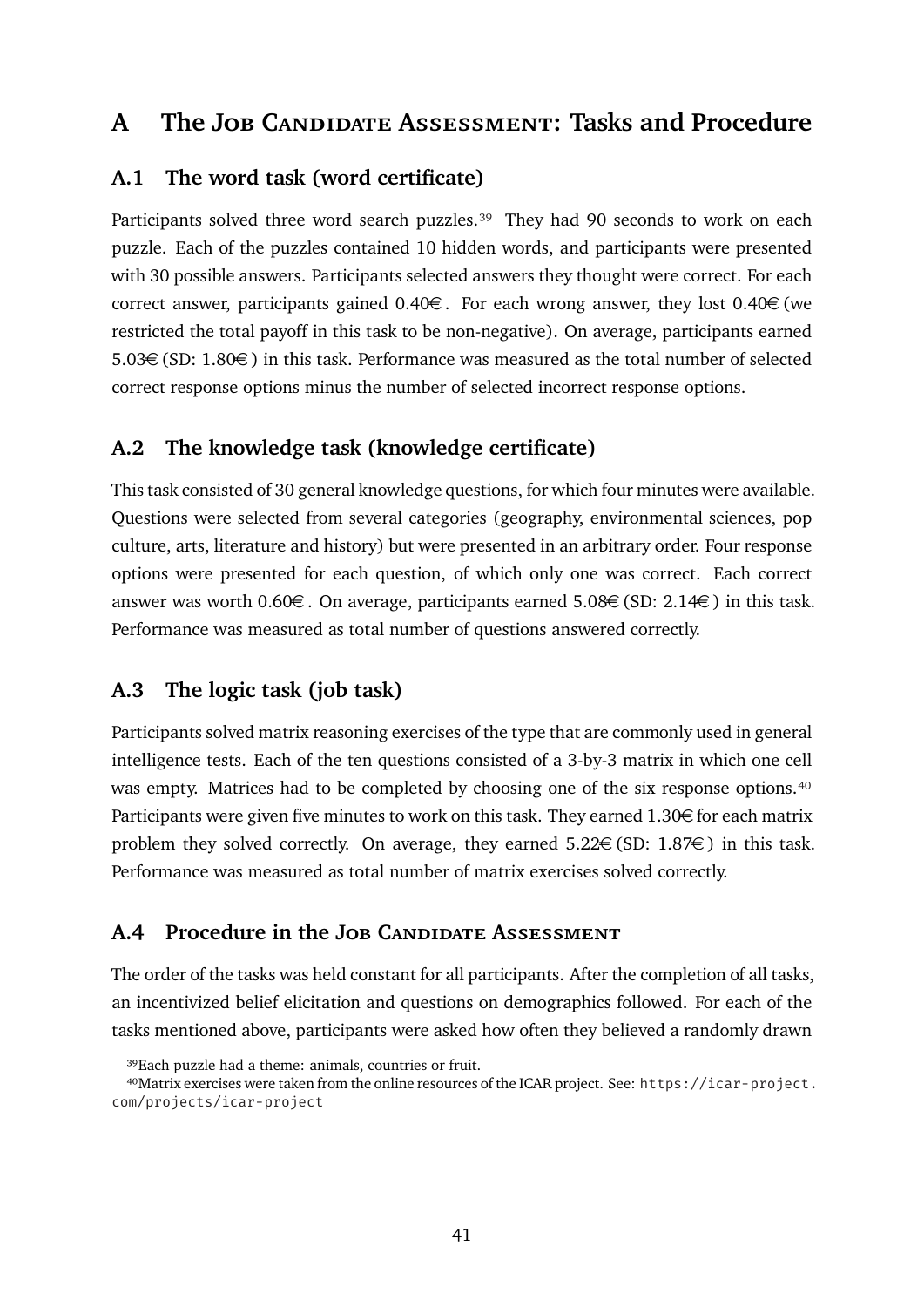# A The Job Candidate Assessment: Tasks and Procedure

## A.1 The word task (word certificate)

Participants solved three word search puzzles.[39] They had 90 seconds to work on each puzzle. Each of the puzzles contained 10 hidden words, and participants were presented with 30 possible answers. Participants selected answers they thought were correct. For each correct answer, participants gained 0.40€. For each wrong answer, they lost 0.40€ (we restricted the total payoff in this task to be non-negative). On average, participants earned 5.03€ (SD: 1.80€) in this task. Performance was measured as the total number of selected correct response options minus the number of selected incorrect response options.

## A.2 The knowledge task (knowledge certificate)

This task consisted of 30 general knowledge questions, for which four minutes were available. Questions were selected from several categories (geography, environmental sciences, pop culture, arts, literature and history) but were presented in an arbitrary order. Four response options were presented for each question, of which only one was correct. Each correct answer was worth 0.60€. On average, participants earned 5.08€ (SD: 2.14€) in this task. Performance was measured as total number of questions answered correctly.

## A.3 The logic task (job task)

Participants solved matrix reasoning exercises of the type that are commonly used in general intelligence tests. Each of the ten questions consisted of a 3-by-3 matrix in which one cell was empty. Matrices had to be completed by choosing one of the six response options.[40] Participants were given five minutes to work on this task. They earned 1.30€ for each matrix problem they solved correctly. On average, they earned 5.22€ (SD: 1.87€) in this task. Performance was measured as total number of matrix exercises solved correctly.

## A.4 Procedure in the Job Candidate Assessment

The order of the tasks was held constant for all participants. After the completion of all tasks, an incentivized belief elicitation and questions on demographics followed. For each of the tasks mentioned above, participants were asked how often they believed a randomly drawn

[39] Each puzzle had a theme: animals, countries or fruit.

[40] Matrix exercises were taken from the online resources of the ICAR project. See: https://icar-project.com/projects/icar-project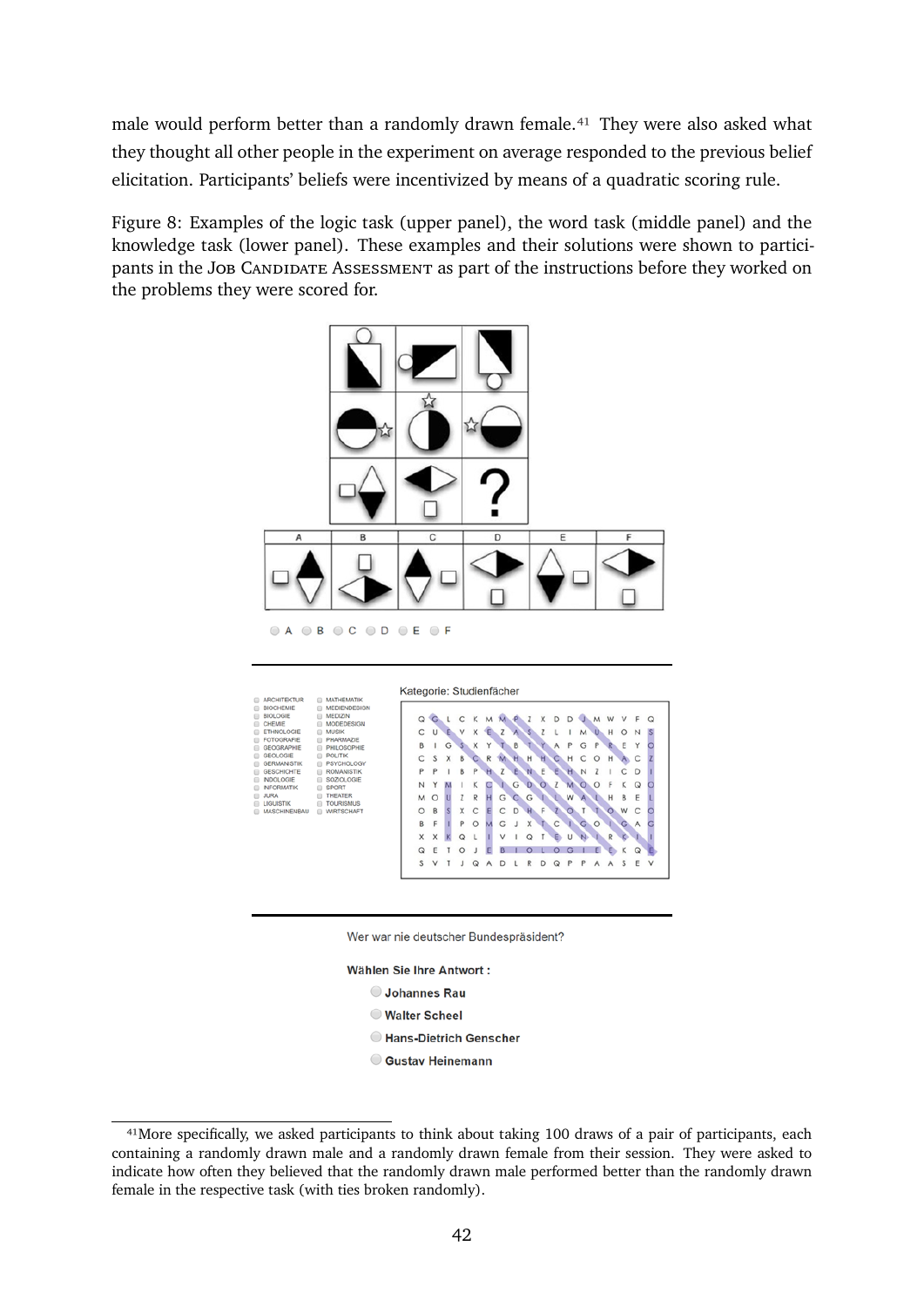male would perform better than a randomly drawn female.[41] They were also asked what they thought all other people in the experiment on average responded to the previous belief elicitation. Participants' beliefs were incentivized by means of a quadratic scoring rule.

Figure 8: Examples of the logic task (upper panel), the word task (middle panel) and the knowledge task (lower panel). These examples and their solutions were shown to participants in the JOB CANDIDATE ASSESSMENT as part of the instructions before they worked on the problems they were scored for.

A B C D E F

Kategorie: Studienfächer

ARCHITEKTUR, BIOCHEMIE, BIOLOGIE, CHEMIE, ETHNOLOGIE, FOTOGRAFIE, GEOGRAPHIE, GEOLOGIE, GERMANISTIK, GESCHICHTE, INDOLOGIE, INFORMATIK, JURA, LIGUISTIK, MASCHINENBAU, MATHEMATIK, MEDIENDESIGN, MEDIZIN, MODEDESIGN, MUSIK, PHARMAZIE, PHILOSOPHIE, POLITIK, PSYCHOLOGY, ROMANISTIK, SOZIOLOGIE, SPORT, THEATER, TOURISMUS, WIRTSCHAFT

Wer war nie deutscher Bundespräsident?

Wählen Sie Ihre Antwort :

- Johannes Rau
- Walter Scheel
- Hans-Dietrich Genscher
- Gustav Heinemann

[41] More specifically, we asked participants to think about taking 100 draws of a pair of participants, each containing a randomly drawn male and a randomly drawn female from their session. They were asked to indicate how often they believed that the randomly drawn male performed better than the randomly drawn female in the respective task (with ties broken randomly).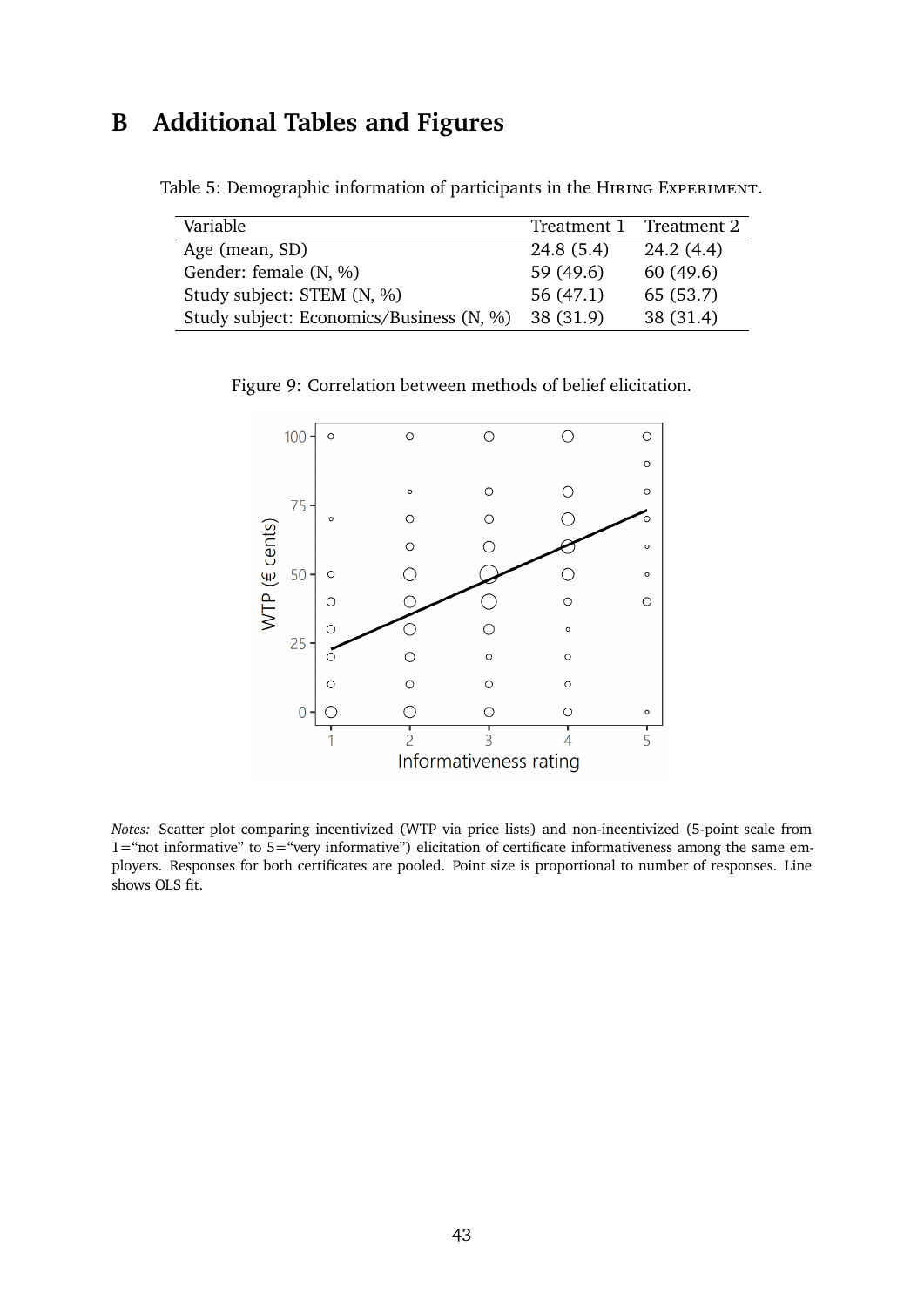# B Additional Tables and Figures

Table 5: Demographic information of participants in the HIRING EXPERIMENT.

| Variable | Treatment 1 | Treatment 2 |
|---|---|---|
| Age (mean, SD) | 24.8 (5.4) | 24.2 (4.4) |
| Gender: female (N, %) | 59 (49.6) | 60 (49.6) |
| Study subject: STEM (N, %) | 56 (47.1) | 65 (53.7) |
| Study subject: Economics/Business (N, %) | 38 (31.9) | 38 (31.4) |

Figure 9: Correlation between methods of belief elicitation.

*Notes:* Scatter plot comparing incentivized (WTP via price lists) and non-incentivized (5-point scale from 1="not informative" to 5="very informative") elicitation of certificate informativeness among the same employers. Responses for both certificates are pooled. Point size is proportional to number of responses. Line shows OLS fit.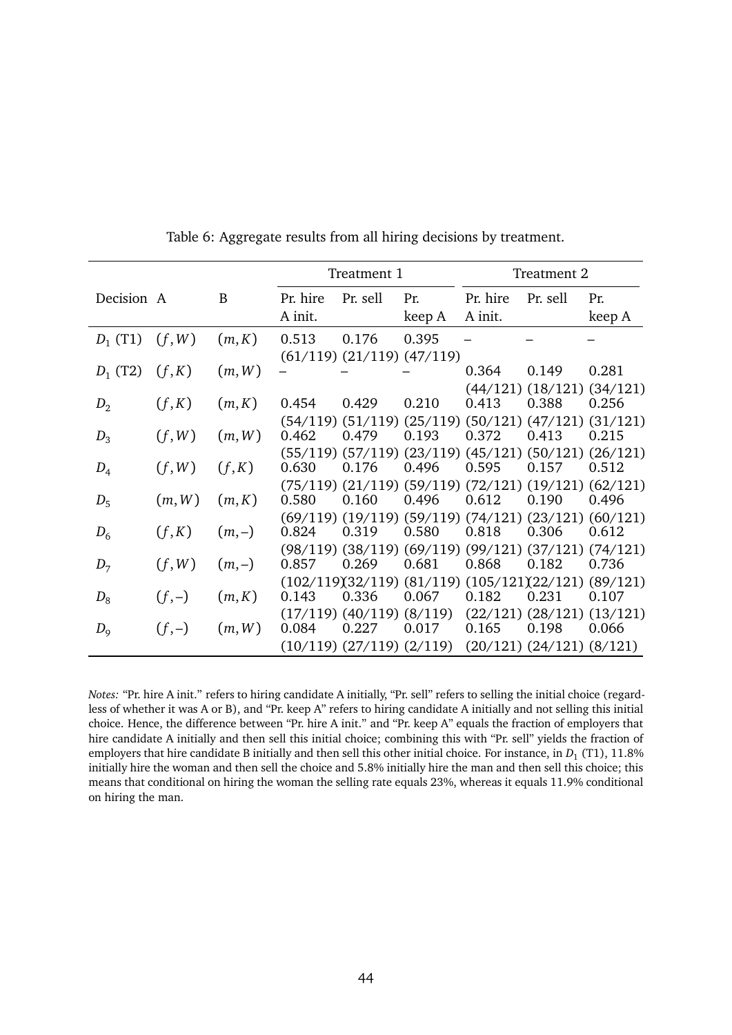Table 6: Aggregate results from all hiring decisions by treatment.

| Decision | A | B | Treatment 1 | | | Treatment 2 | | |
|---|---|---|---|---|---|---|---|---|
| | | | Pr. hire A init. | Pr. sell | Pr. keep A | Pr. hire A init. | Pr. sell | Pr. keep A |
| $D_1$ (T1) | $(f,W)$ | $(m,K)$ | 0.513 (61/119) | 0.176 (21/119) | 0.395 (47/119) | – | – | – |
| $D_1$ (T2) | $(f,K)$ | $(m,W)$ | – | – | – | 0.364 (44/121) | 0.149 (18/121) | 0.281 (34/121) |
| $D_2$ | $(f,K)$ | $(m,K)$ | 0.454 (54/119) | 0.429 (51/119) | 0.210 (25/119) | 0.413 (50/121) | 0.388 (47/121) | 0.256 (31/121) |
| $D_3$ | $(f,W)$ | $(m,W)$ | 0.462 (55/119) | 0.479 (57/119) | 0.193 (23/119) | 0.372 (45/121) | 0.413 (50/121) | 0.215 (26/121) |
| $D_4$ | $(f,W)$ | $(f,K)$ | 0.630 (75/119) | 0.176 (21/119) | 0.496 (59/119) | 0.595 (72/121) | 0.157 (19/121) | 0.512 (62/121) |
| $D_5$ | $(m,W)$ | $(m,K)$ | 0.580 (69/119) | 0.160 (19/119) | 0.496 (59/119) | 0.612 (74/121) | 0.190 (23/121) | 0.496 (60/121) |
| $D_6$ | $(f,K)$ | $(m,-)$ | 0.824 (98/119) | 0.319 (38/119) | 0.580 (69/119) | 0.818 (99/121) | 0.306 (37/121) | 0.612 (74/121) |
| $D_7$ | $(f,W)$ | $(m,-)$ | 0.857 (102/119) | 0.269 (32/119) | 0.681 (81/119) | 0.868 (105/121) | 0.182 (22/121) | 0.736 (89/121) |
| $D_8$ | $(f,-)$ | $(m,K)$ | 0.143 (17/119) | 0.336 (40/119) | 0.067 (8/119) | 0.182 (22/121) | 0.231 (28/121) | 0.107 (13/121) |
| $D_9$ | $(f,-)$ | $(m,W)$ | 0.084 (10/119) | 0.227 (27/119) | 0.017 (2/119) | 0.165 (20/121) | 0.198 (24/121) | 0.066 (8/121) |

*Notes:* "Pr. hire A init." refers to hiring candidate A initially, "Pr. sell" refers to selling the initial choice (regardless of whether it was A or B), and "Pr. keep A" refers to hiring candidate A initially and not selling this initial choice. Hence, the difference between "Pr. hire A init." and "Pr. keep A" equals the fraction of employers that hire candidate A initially and then sell this initial choice; combining this with "Pr. sell" yields the fraction of employers that hire candidate B initially and then sell this other initial choice. For instance, in $D_1$ (T1), 11.8% initially hire the woman and then sell the choice and 5.8% initially hire the man and then sell this choice; this means that conditional on hiring the woman the selling rate equals 23%, whereas it equals 11.9% conditional on hiring the man.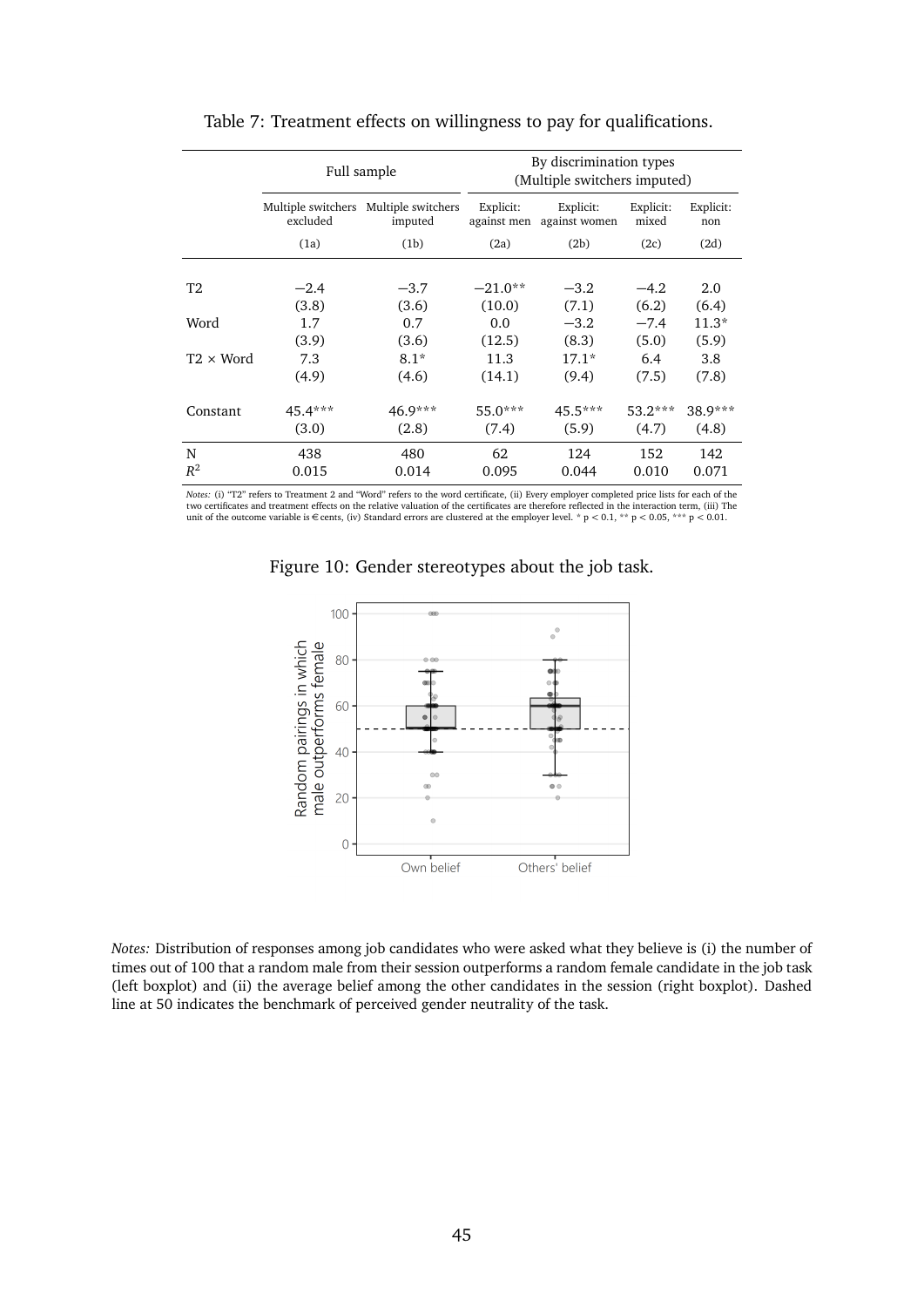Table 7: Treatment effects on willingness to pay for qualifications.

| | Full sample | | By discrimination types (Multiple switchers imputed) | | | |
|---|---|---|---|---|---|---|
| | Multiple switchers excluded | Multiple switchers imputed | Explicit: against men | Explicit: against women | Explicit: mixed | Explicit: non |
| | (1a) | (1b) | (2a) | (2b) | (2c) | (2d) |
| T2 | −2.4 | −3.7 | −21.0** | −3.2 | −4.2 | 2.0 |
| | (3.8) | (3.6) | (10.0) | (7.1) | (6.2) | (6.4) |
| Word | 1.7 | 0.7 | 0.0 | −3.2 | −7.4 | 11.3* |
| | (3.9) | (3.6) | (12.5) | (8.3) | (5.0) | (5.9) |
| T2 × Word | 7.3 | 8.1* | 11.3 | 17.1* | 6.4 | 3.8 |
| | (4.9) | (4.6) | (14.1) | (9.4) | (7.5) | (7.8) |
| Constant | 45.4*** | 46.9*** | 55.0*** | 45.5*** | 53.2*** | 38.9*** |
| | (3.0) | (2.8) | (7.4) | (5.9) | (4.7) | (4.8) |
| N | 438 | 480 | 62 | 124 | 152 | 142 |
| $R^2$ | 0.015 | 0.014 | 0.095 | 0.044 | 0.010 | 0.071 |

*Notes:* (i) "T2" refers to Treatment 2 and "Word" refers to the word certificate, (ii) Every employer completed price lists for each of the two certificates and treatment effects on the relative valuation of the certificates are therefore reflected in the interaction term, (iii) The unit of the outcome variable is € cents, (iv) Standard errors are clustered at the employer level. * $p < 0.1$, ** $p < 0.05$, *** $p < 0.01$.

Figure 10: Gender stereotypes about the job task.

*Notes:* Distribution of responses among job candidates who were asked what they believe is (i) the number of times out of 100 that a random male from their session outperforms a random female candidate in the job task (left boxplot) and (ii) the average belief among the other candidates in the session (right boxplot). Dashed line at 50 indicates the benchmark of perceived gender neutrality of the task.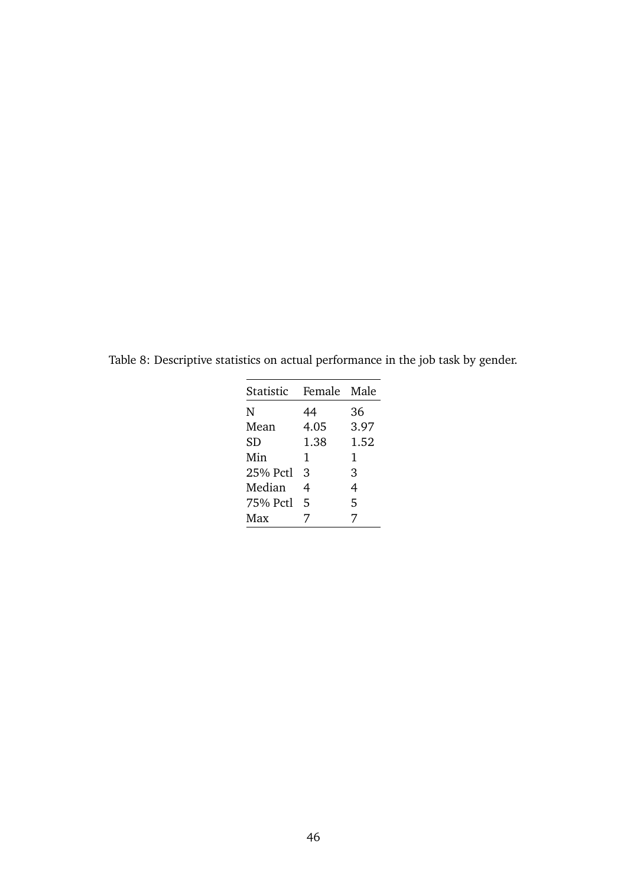Table 8: Descriptive statistics on actual performance in the job task by gender.

| Statistic | Female | Male |
|---|---|---|
| N | 44 | 36 |
| Mean | 4.05 | 3.97 |
| SD | 1.38 | 1.52 |
| Min | 1 | 1 |
| 25% Pctl | 3 | 3 |
| Median | 4 | 4 |
| 75% Pctl | 5 | 5 |
| Max | 7 | 7 |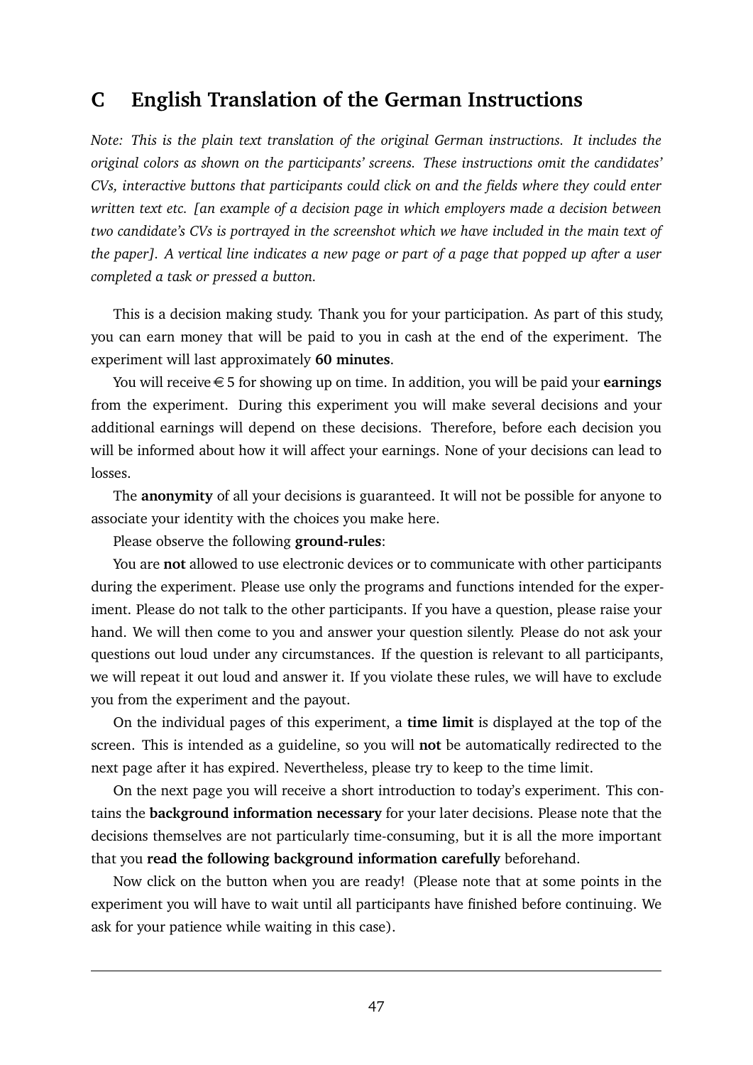# C English Translation of the German Instructions

*Note: This is the plain text translation of the original German instructions. It includes the original colors as shown on the participants' screens. These instructions omit the candidates' CVs, interactive buttons that participants could click on and the fields where they could enter written text etc. [an example of a decision page in which employers made a decision between two candidate's CVs is portrayed in the screenshot which we have included in the main text of the paper]. A vertical line indicates a new page or part of a page that popped up after a user completed a task or pressed a button.*

This is a decision making study. Thank you for your participation. As part of this study, you can earn money that will be paid to you in cash at the end of the experiment. The experiment will last approximately **60 minutes**.

You will receive € 5 for showing up on time. In addition, you will be paid your **earnings** from the experiment. During this experiment you will make several decisions and your additional earnings will depend on these decisions. Therefore, before each decision you will be informed about how it will affect your earnings. None of your decisions can lead to losses.

The **anonymity** of all your decisions is guaranteed. It will not be possible for anyone to associate your identity with the choices you make here.

Please observe the following **ground-rules**:

You are **not** allowed to use electronic devices or to communicate with other participants during the experiment. Please use only the programs and functions intended for the experiment. Please do not talk to the other participants. If you have a question, please raise your hand. We will then come to you and answer your question silently. Please do not ask your questions out loud under any circumstances. If the question is relevant to all participants, we will repeat it out loud and answer it. If you violate these rules, we will have to exclude you from the experiment and the payout.

On the individual pages of this experiment, a **time limit** is displayed at the top of the screen. This is intended as a guideline, so you will **not** be automatically redirected to the next page after it has expired. Nevertheless, please try to keep to the time limit.

On the next page you will receive a short introduction to today's experiment. This contains the **background information necessary** for your later decisions. Please note that the decisions themselves are not particularly time-consuming, but it is all the more important that you **read the following background information carefully** beforehand.

Now click on the button when you are ready! (Please note that at some points in the experiment you will have to wait until all participants have finished before continuing. We ask for your patience while waiting in this case).

---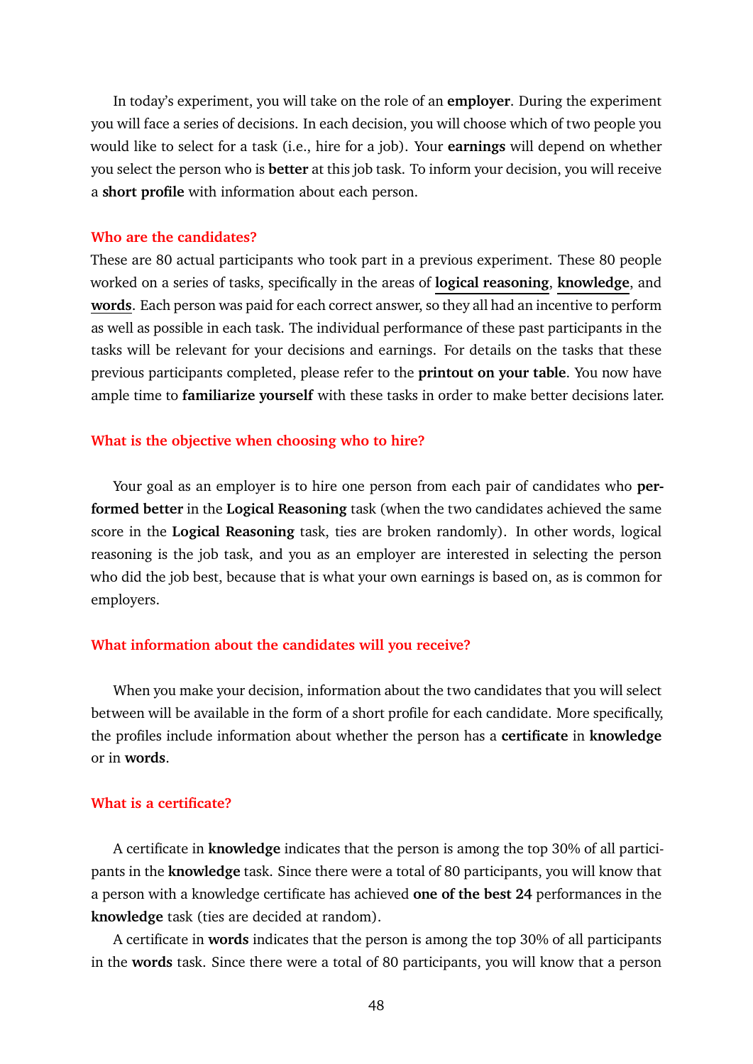In today's experiment, you will take on the role of an **employer**. During the experiment you will face a series of decisions. In each decision, you will choose which of two people you would like to select for a task (i.e., hire for a job). Your **earnings** will depend on whether you select the person who is **better** at this job task. To inform your decision, you will receive a **short profile** with information about each person.

#### Who are the candidates?

These are 80 actual participants who took part in a previous experiment. These 80 people worked on a series of tasks, specifically in the areas of **logical reasoning**, **knowledge**, and **words**. Each person was paid for each correct answer, so they all had an incentive to perform as well as possible in each task. The individual performance of these past participants in the tasks will be relevant for your decisions and earnings. For details on the tasks that these previous participants completed, please refer to the **printout on your table**. You now have ample time to **familiarize yourself** with these tasks in order to make better decisions later.

#### What is the objective when choosing who to hire?

Your goal as an employer is to hire one person from each pair of candidates who **performed better** in the **Logical Reasoning** task (when the two candidates achieved the same score in the **Logical Reasoning** task, ties are broken randomly). In other words, logical reasoning is the job task, and you as an employer are interested in selecting the person who did the job best, because that is what your own earnings is based on, as is common for employers.

#### What information about the candidates will you receive?

When you make your decision, information about the two candidates that you will select between will be available in the form of a short profile for each candidate. More specifically, the profiles include information about whether the person has a **certificate** in **knowledge** or in **words**.

#### What is a certificate?

A certificate in **knowledge** indicates that the person is among the top 30% of all participants in the **knowledge** task. Since there were a total of 80 participants, you will know that a person with a knowledge certificate has achieved **one of the best 24** performances in the **knowledge** task (ties are decided at random).

A certificate in **words** indicates that the person is among the top 30% of all participants in the **words** task. Since there were a total of 80 participants, you will know that a person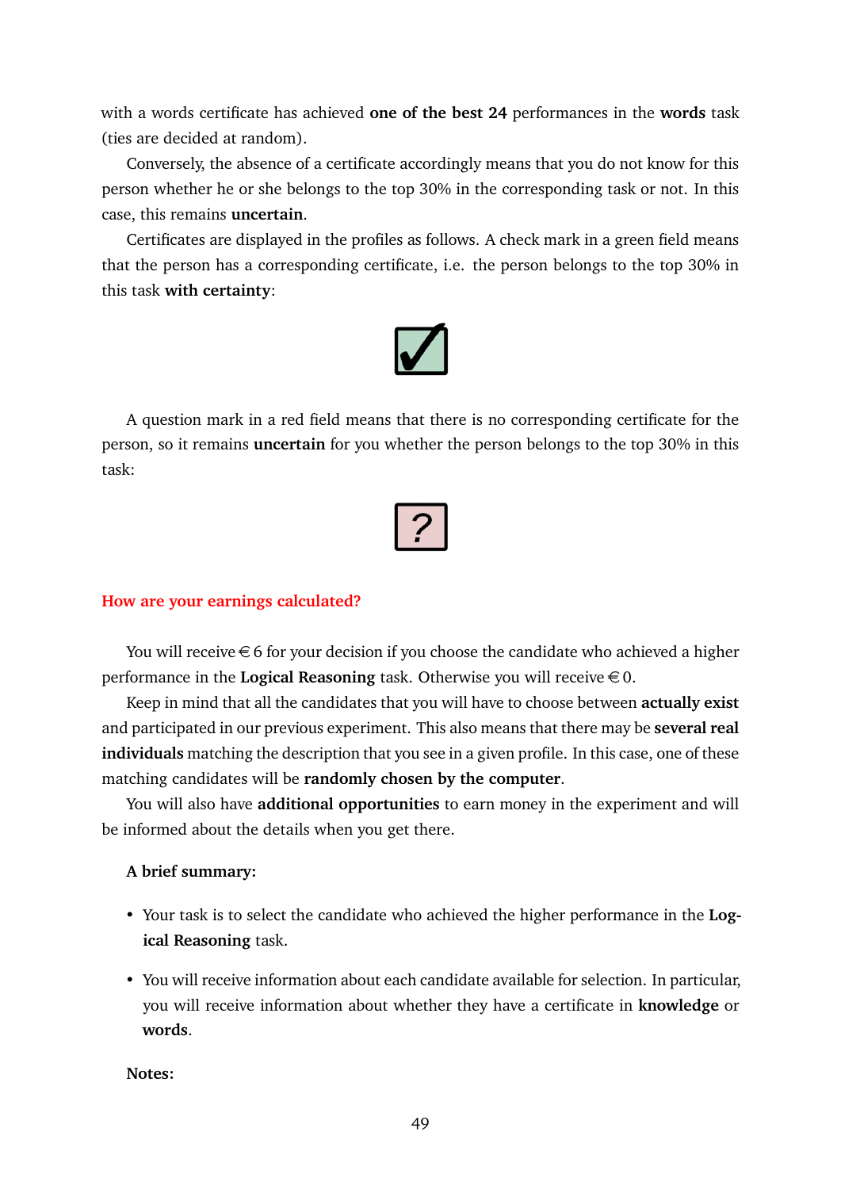with a words certificate has achieved **one of the best 24** performances in the **words** task (ties are decided at random).

Conversely, the absence of a certificate accordingly means that you do not know for this person whether he or she belongs to the top 30% in the corresponding task or not. In this case, this remains **uncertain**.

Certificates are displayed in the profiles as follows. A check mark in a green field means that the person has a corresponding certificate, i.e. the person belongs to the top 30% in this task **with certainty**:

☑

A question mark in a red field means that there is no corresponding certificate for the person, so it remains **uncertain** for you whether the person belongs to the top 30% in this task:

?

### How are your earnings calculated?

You will receive € 6 for your decision if you choose the candidate who achieved a higher performance in the **Logical Reasoning** task. Otherwise you will receive € 0.

Keep in mind that all the candidates that you will have to choose between **actually exist** and participated in our previous experiment. This also means that there may be **several real individuals** matching the description that you see in a given profile. In this case, one of these matching candidates will be **randomly chosen by the computer**.

You will also have **additional opportunities** to earn money in the experiment and will be informed about the details when you get there.

**A brief summary:**

- Your task is to select the candidate who achieved the higher performance in the **Logical Reasoning** task.
- You will receive information about each candidate available for selection. In particular, you will receive information about whether they have a certificate in **knowledge** or **words**.

**Notes:**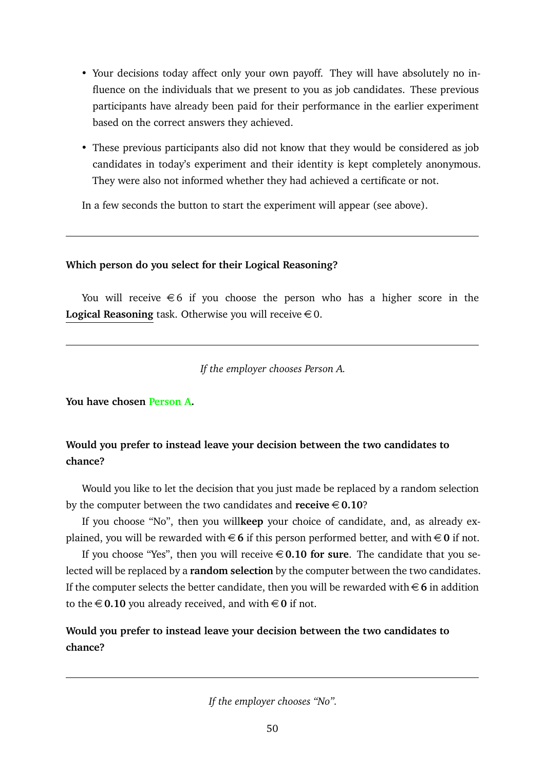- Your decisions today affect only your own payoff. They will have absolutely no influence on the individuals that we present to you as job candidates. These previous participants have already been paid for their performance in the earlier experiment based on the correct answers they achieved.
- These previous participants also did not know that they would be considered as job candidates in today's experiment and their identity is kept completely anonymous. They were also not informed whether they had achieved a certificate or not.

In a few seconds the button to start the experiment will appear (see above).

---

**Which person do you select for their Logical Reasoning?**

You will receive €6 if you choose the person who has a higher score in the **Logical Reasoning** task. Otherwise you will receive €0.

---

*If the employer chooses Person A.*

**You have chosen Person A.**

**Would you prefer to instead leave your decision between the two candidates to chance?**

Would you like to let the decision that you just made be replaced by a random selection by the computer between the two candidates and **receive €0.10**?

If you choose "No", then you will**keep** your choice of candidate, and, as already explained, you will be rewarded with **€6** if this person performed better, and with **€0** if not.

If you choose "Yes", then you will receive **€0.10 for sure**. The candidate that you selected will be replaced by a **random selection** by the computer between the two candidates. If the computer selects the better candidate, then you will be rewarded with **€6** in addition to the **€0.10** you already received, and with **€0** if not.

**Would you prefer to instead leave your decision between the two candidates to chance?**

---

*If the employer chooses "No".*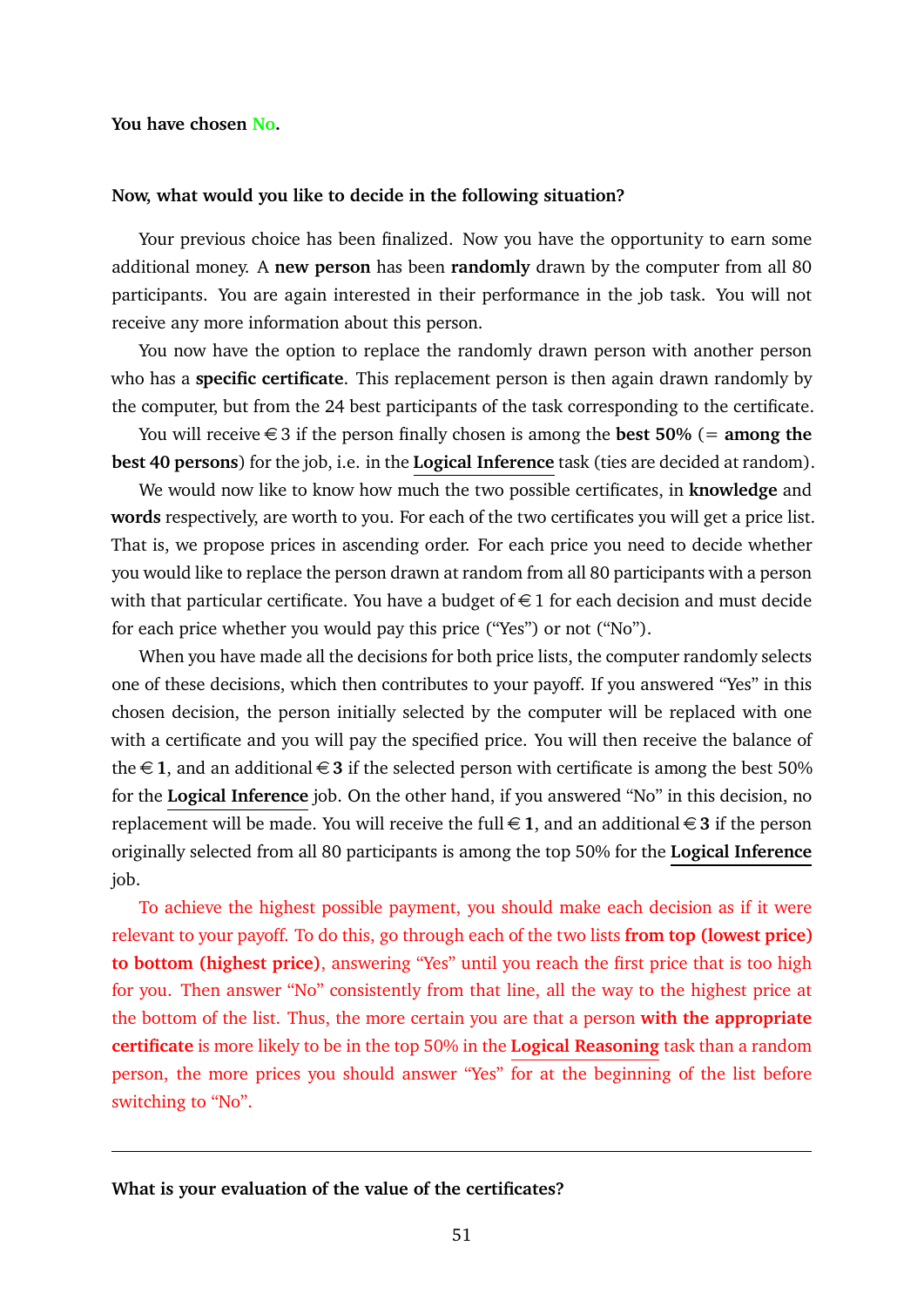**You have chosen No.**

**Now, what would you like to decide in the following situation?**

Your previous choice has been finalized. Now you have the opportunity to earn some additional money. A **new person** has been **randomly** drawn by the computer from all 80 participants. You are again interested in their performance in the job task. You will not receive any more information about this person.

You now have the option to replace the randomly drawn person with another person who has a **specific certificate**. This replacement person is then again drawn randomly by the computer, but from the 24 best participants of the task corresponding to the certificate.

You will receive €3 if the person finally chosen is among the **best 50%** (= **among the best 40 persons**) for the job, i.e. in the **Logical Inference** task (ties are decided at random).

We would now like to know how much the two possible certificates, in **knowledge** and **words** respectively, are worth to you. For each of the two certificates you will get a price list. That is, we propose prices in ascending order. For each price you need to decide whether you would like to replace the person drawn at random from all 80 participants with a person with that particular certificate. You have a budget of €1 for each decision and must decide for each price whether you would pay this price ("Yes") or not ("No").

When you have made all the decisions for both price lists, the computer randomly selects one of these decisions, which then contributes to your payoff. If you answered "Yes" in this chosen decision, the person initially selected by the computer will be replaced with one with a certificate and you will pay the specified price. You will then receive the balance of the **€1**, and an additional **€3** if the selected person with certificate is among the best 50% for the **Logical Inference** job. On the other hand, if you answered "No" in this decision, no replacement will be made. You will receive the full **€1**, and an additional **€3** if the person originally selected from all 80 participants is among the top 50% for the **Logical Inference** job.

To achieve the highest possible payment, you should make each decision as if it were relevant to your payoff. To do this, go through each of the two lists **from top (lowest price) to bottom (highest price)**, answering "Yes" until you reach the first price that is too high for you. Then answer "No" consistently from that line, all the way to the highest price at the bottom of the list. Thus, the more certain you are that a person **with the appropriate certificate** is more likely to be in the top 50% in the **Logical Reasoning** task than a random person, the more prices you should answer "Yes" for at the beginning of the list before switching to "No".

---

**What is your evaluation of the value of the certificates?**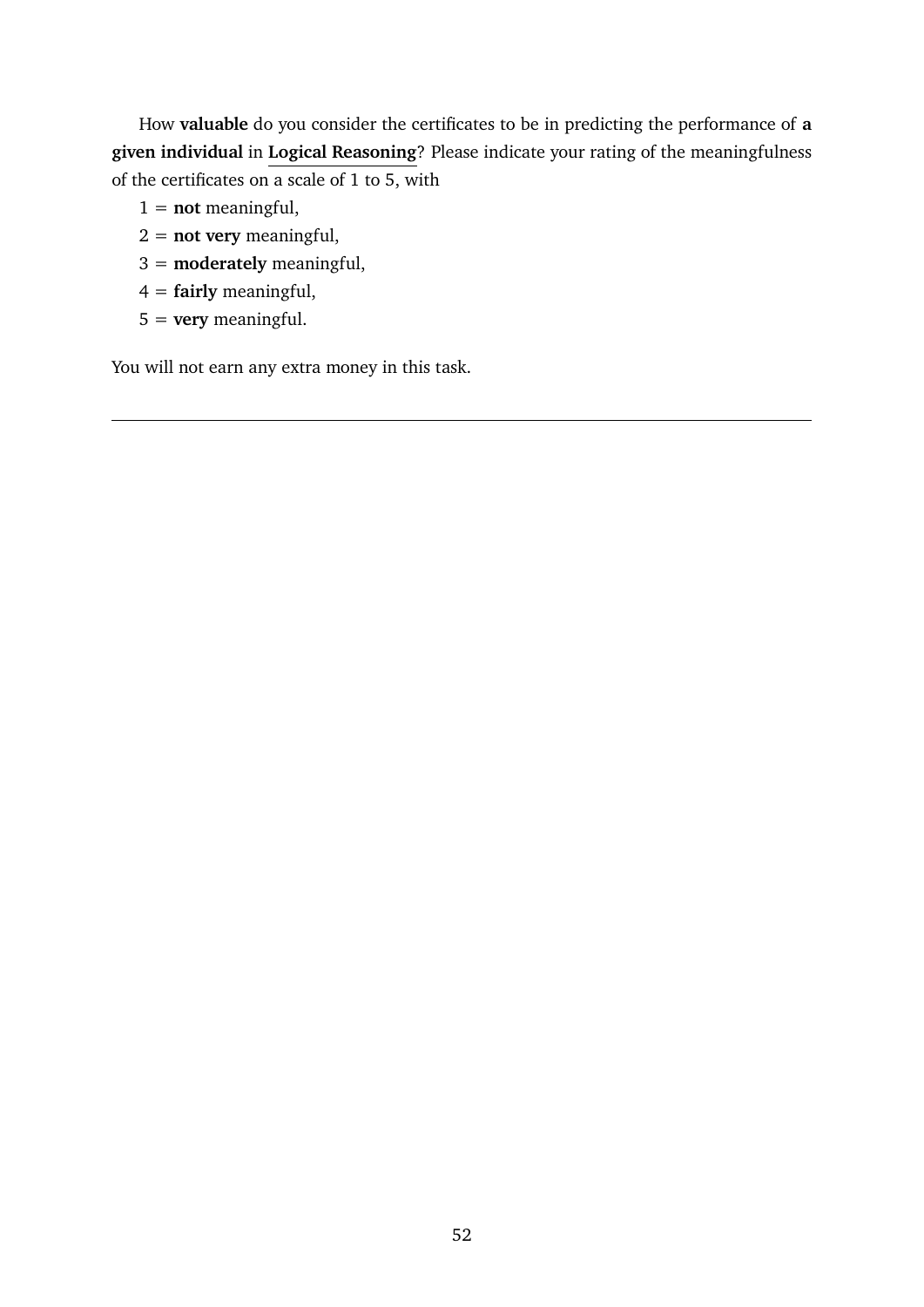How **valuable** do you consider the certificates to be in predicting the performance of **a given individual** in **Logical Reasoning**? Please indicate your rating of the meaningfulness of the certificates on a scale of 1 to 5, with

1 = **not** meaningful,

2 = **not very** meaningful,

3 = **moderately** meaningful,

4 = **fairly** meaningful,

5 = **very** meaningful.

You will not earn any extra money in this task.

---